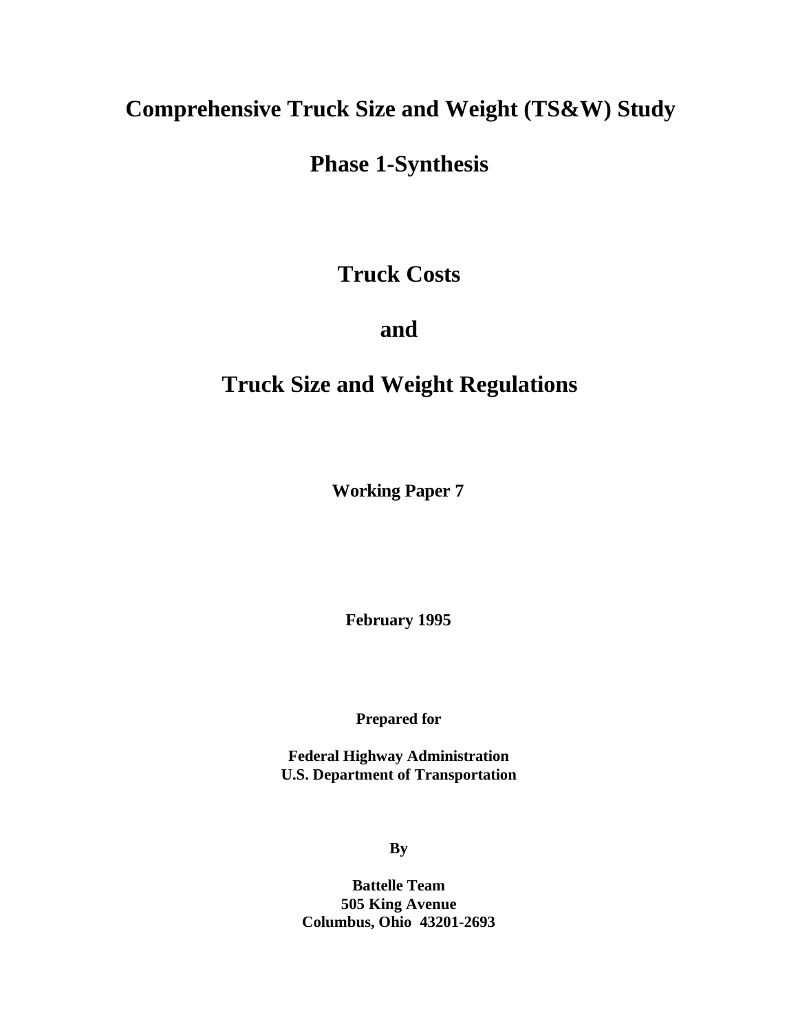# Comprehensive Truck Size and Weight (TS&W) Study

# Phase 1-Synthesis

## Truck Costs

## and

## Truck Size and Weight Regulations

**Working Paper 7**

**February 1995**

**Prepared for**

**Federal Highway Administration**
**U.S. Department of Transportation**

**By**

**Battelle Team**
**505 King Avenue**
**Columbus, Ohio 43201-2693**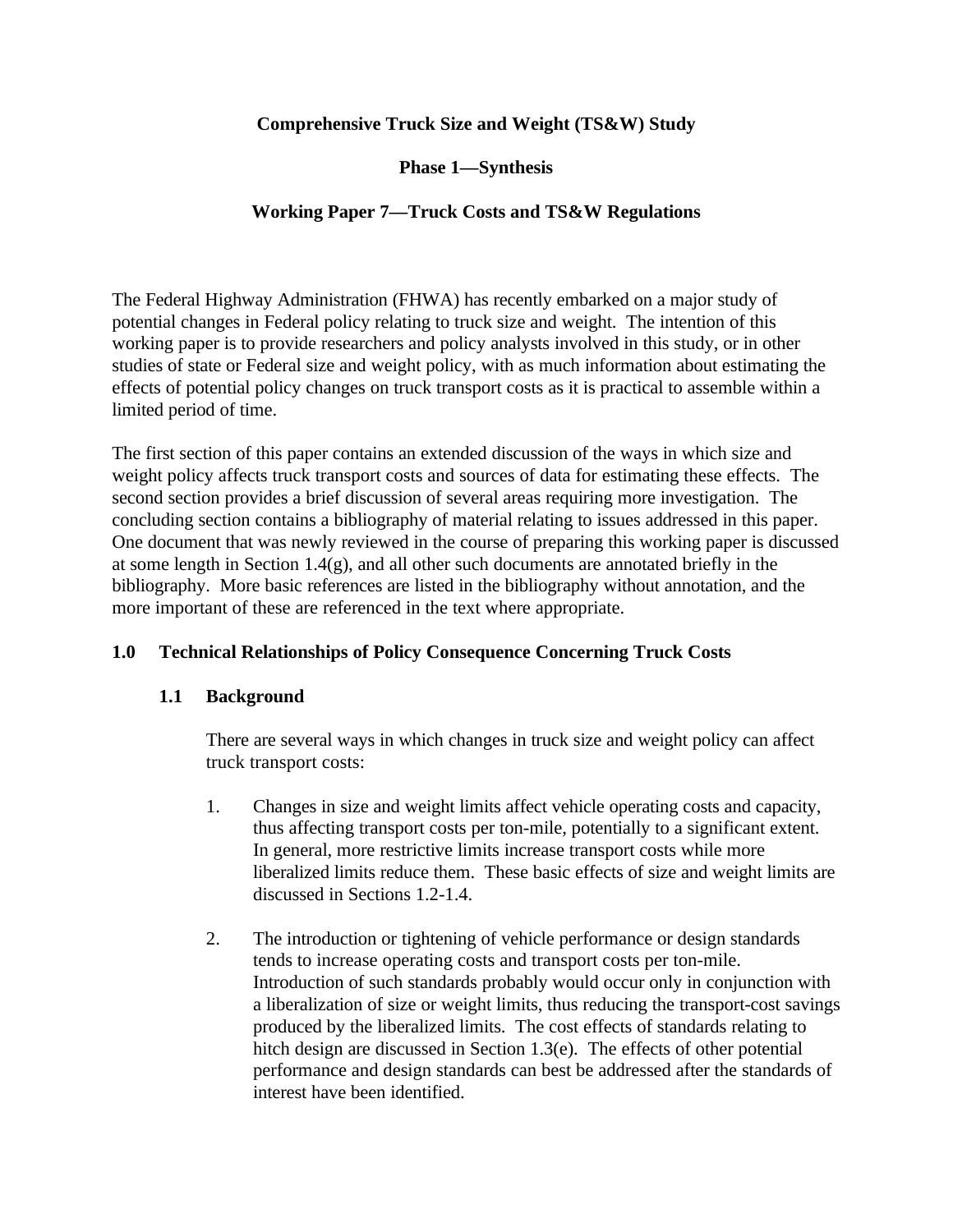**Comprehensive Truck Size and Weight (TS&W) Study**

**Phase 1—Synthesis**

**Working Paper 7—Truck Costs and TS&W Regulations**

The Federal Highway Administration (FHWA) has recently embarked on a major study of potential changes in Federal policy relating to truck size and weight. The intention of this working paper is to provide researchers and policy analysts involved in this study, or in other studies of state or Federal size and weight policy, with as much information about estimating the effects of potential policy changes on truck transport costs as it is practical to assemble within a limited period of time.

The first section of this paper contains an extended discussion of the ways in which size and weight policy affects truck transport costs and sources of data for estimating these effects. The second section provides a brief discussion of several areas requiring more investigation. The concluding section contains a bibliography of material relating to issues addressed in this paper. One document that was newly reviewed in the course of preparing this working paper is discussed at some length in Section 1.4(g), and all other such documents are annotated briefly in the bibliography. More basic references are listed in the bibliography without annotation, and the more important of these are referenced in the text where appropriate.

## 1.0 Technical Relationships of Policy Consequence Concerning Truck Costs

### 1.1 Background

There are several ways in which changes in truck size and weight policy can affect truck transport costs:

1. Changes in size and weight limits affect vehicle operating costs and capacity, thus affecting transport costs per ton-mile, potentially to a significant extent. In general, more restrictive limits increase transport costs while more liberalized limits reduce them. These basic effects of size and weight limits are discussed in Sections 1.2-1.4.

2. The introduction or tightening of vehicle performance or design standards tends to increase operating costs and transport costs per ton-mile. Introduction of such standards probably would occur only in conjunction with a liberalization of size or weight limits, thus reducing the transport-cost savings produced by the liberalized limits. The cost effects of standards relating to hitch design are discussed in Section 1.3(e). The effects of other potential performance and design standards can best be addressed after the standards of interest have been identified.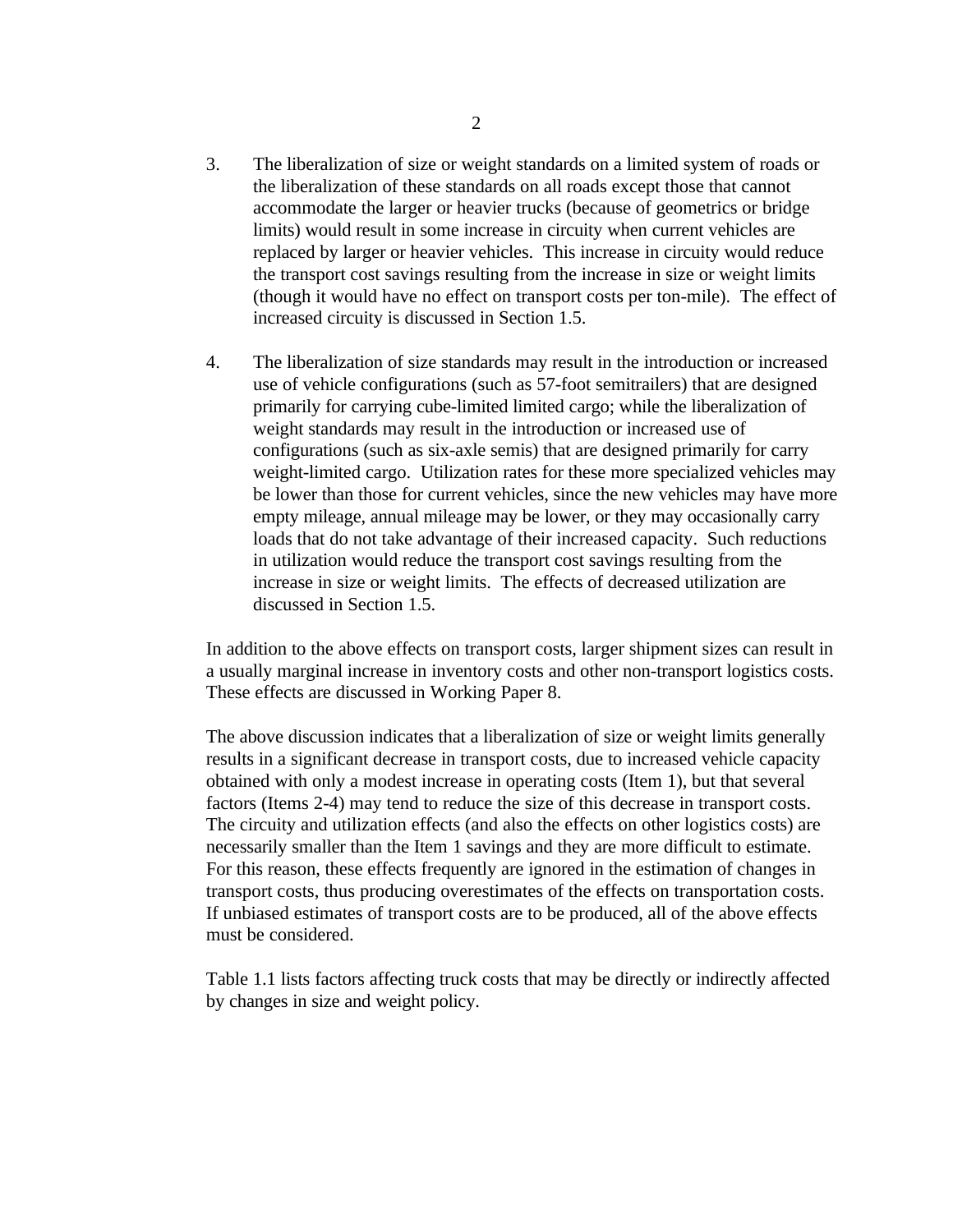3. The liberalization of size or weight standards on a limited system of roads or the liberalization of these standards on all roads except those that cannot accommodate the larger or heavier trucks (because of geometrics or bridge limits) would result in some increase in circuity when current vehicles are replaced by larger or heavier vehicles. This increase in circuity would reduce the transport cost savings resulting from the increase in size or weight limits (though it would have no effect on transport costs per ton-mile). The effect of increased circuity is discussed in Section 1.5.

4. The liberalization of size standards may result in the introduction or increased use of vehicle configurations (such as 57-foot semitrailers) that are designed primarily for carrying cube-limited limited cargo; while the liberalization of weight standards may result in the introduction or increased use of configurations (such as six-axle semis) that are designed primarily for carry weight-limited cargo. Utilization rates for these more specialized vehicles may be lower than those for current vehicles, since the new vehicles may have more empty mileage, annual mileage may be lower, or they may occasionally carry loads that do not take advantage of their increased capacity. Such reductions in utilization would reduce the transport cost savings resulting from the increase in size or weight limits. The effects of decreased utilization are discussed in Section 1.5.

In addition to the above effects on transport costs, larger shipment sizes can result in a usually marginal increase in inventory costs and other non-transport logistics costs. These effects are discussed in Working Paper 8.

The above discussion indicates that a liberalization of size or weight limits generally results in a significant decrease in transport costs, due to increased vehicle capacity obtained with only a modest increase in operating costs (Item 1), but that several factors (Items 2-4) may tend to reduce the size of this decrease in transport costs. The circuity and utilization effects (and also the effects on other logistics costs) are necessarily smaller than the Item 1 savings and they are more difficult to estimate. For this reason, these effects frequently are ignored in the estimation of changes in transport costs, thus producing overestimates of the effects on transportation costs. If unbiased estimates of transport costs are to be produced, all of the above effects must be considered.

Table 1.1 lists factors affecting truck costs that may be directly or indirectly affected by changes in size and weight policy.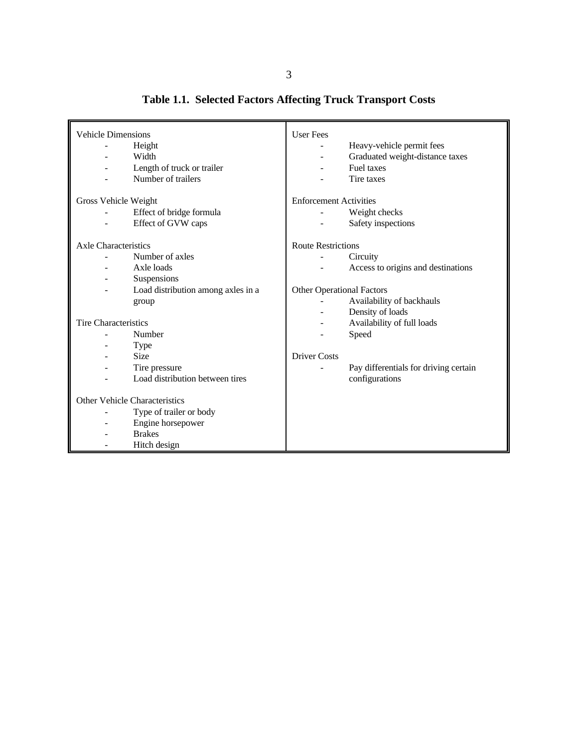**Table 1.1. Selected Factors Affecting Truck Transport Costs**

| | |
|---|---|
| Vehicle Dimensions<br>- Height<br>- Width<br>- Length of truck or trailer<br>- Number of trailers<br><br>Gross Vehicle Weight<br>- Effect of bridge formula<br>- Effect of GVW caps<br><br>Axle Characteristics<br>- Number of axles<br>- Axle loads<br>- Suspensions<br>- Load distribution among axles in a group<br><br>Tire Characteristics<br>- Number<br>- Type<br>- Size<br>- Tire pressure<br>- Load distribution between tires<br><br>Other Vehicle Characteristics<br>- Type of trailer or body<br>- Engine horsepower<br>- Brakes<br>- Hitch design | User Fees<br>- Heavy-vehicle permit fees<br>- Graduated weight-distance taxes<br>- Fuel taxes<br>- Tire taxes<br><br>Enforcement Activities<br>- Weight checks<br>- Safety inspections<br><br>Route Restrictions<br>- Circuity<br>- Access to origins and destinations<br><br>Other Operational Factors<br>- Availability of backhauls<br>- Density of loads<br>- Availability of full loads<br>- Speed<br><br>Driver Costs<br>- Pay differentials for driving certain configurations |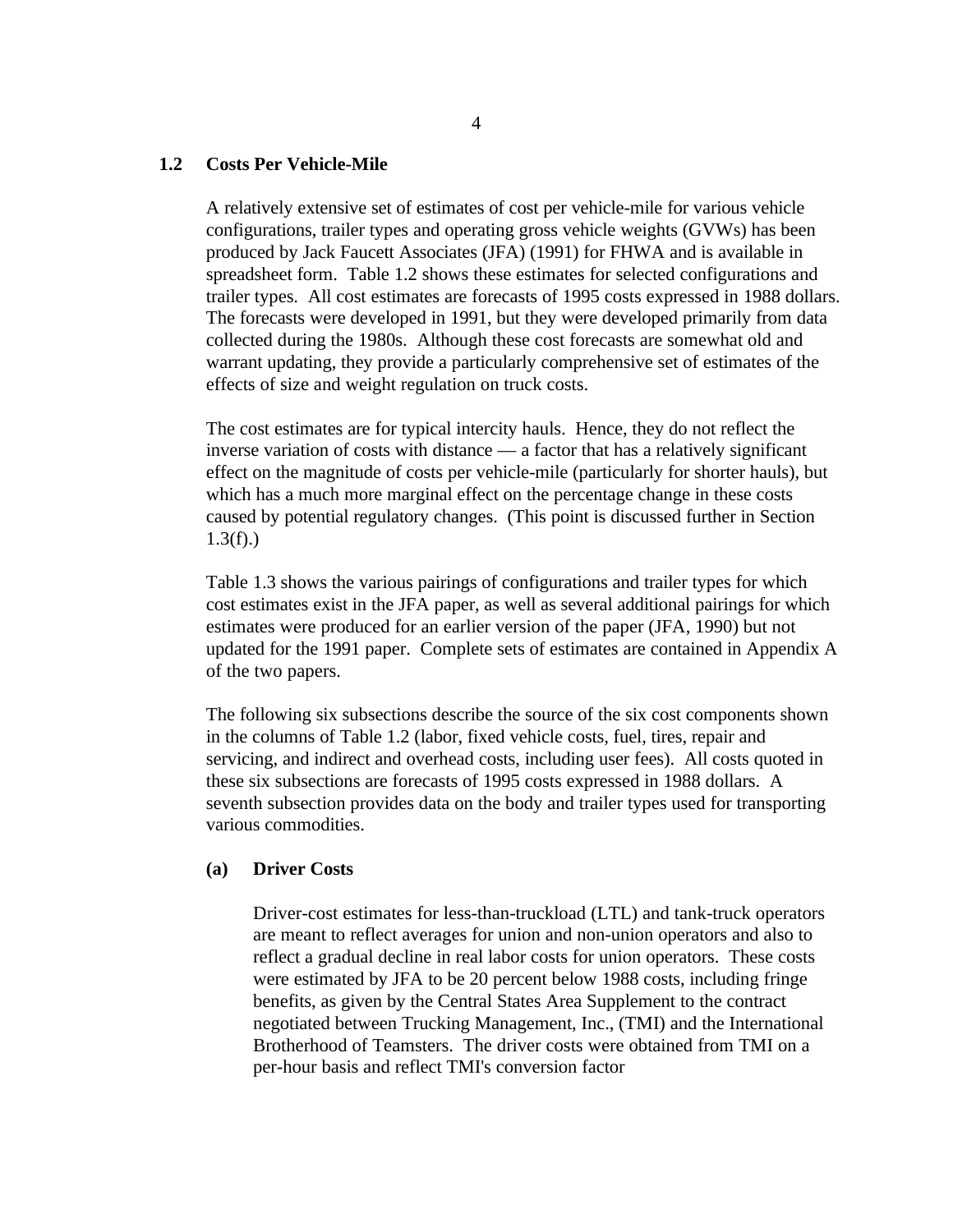## 1.2 Costs Per Vehicle-Mile

A relatively extensive set of estimates of cost per vehicle-mile for various vehicle configurations, trailer types and operating gross vehicle weights (GVWs) has been produced by Jack Faucett Associates (JFA) (1991) for FHWA and is available in spreadsheet form. Table 1.2 shows these estimates for selected configurations and trailer types. All cost estimates are forecasts of 1995 costs expressed in 1988 dollars. The forecasts were developed in 1991, but they were developed primarily from data collected during the 1980s. Although these cost forecasts are somewhat old and warrant updating, they provide a particularly comprehensive set of estimates of the effects of size and weight regulation on truck costs.

The cost estimates are for typical intercity hauls. Hence, they do not reflect the inverse variation of costs with distance — a factor that has a relatively significant effect on the magnitude of costs per vehicle-mile (particularly for shorter hauls), but which has a much more marginal effect on the percentage change in these costs caused by potential regulatory changes. (This point is discussed further in Section 1.3(f).)

Table 1.3 shows the various pairings of configurations and trailer types for which cost estimates exist in the JFA paper, as well as several additional pairings for which estimates were produced for an earlier version of the paper (JFA, 1990) but not updated for the 1991 paper. Complete sets of estimates are contained in Appendix A of the two papers.

The following six subsections describe the source of the six cost components shown in the columns of Table 1.2 (labor, fixed vehicle costs, fuel, tires, repair and servicing, and indirect and overhead costs, including user fees). All costs quoted in these six subsections are forecasts of 1995 costs expressed in 1988 dollars. A seventh subsection provides data on the body and trailer types used for transporting various commodities.

### (a) Driver Costs

Driver-cost estimates for less-than-truckload (LTL) and tank-truck operators are meant to reflect averages for union and non-union operators and also to reflect a gradual decline in real labor costs for union operators. These costs were estimated by JFA to be 20 percent below 1988 costs, including fringe benefits, as given by the Central States Area Supplement to the contract negotiated between Trucking Management, Inc., (TMI) and the International Brotherhood of Teamsters. The driver costs were obtained from TMI on a per-hour basis and reflect TMI's conversion factor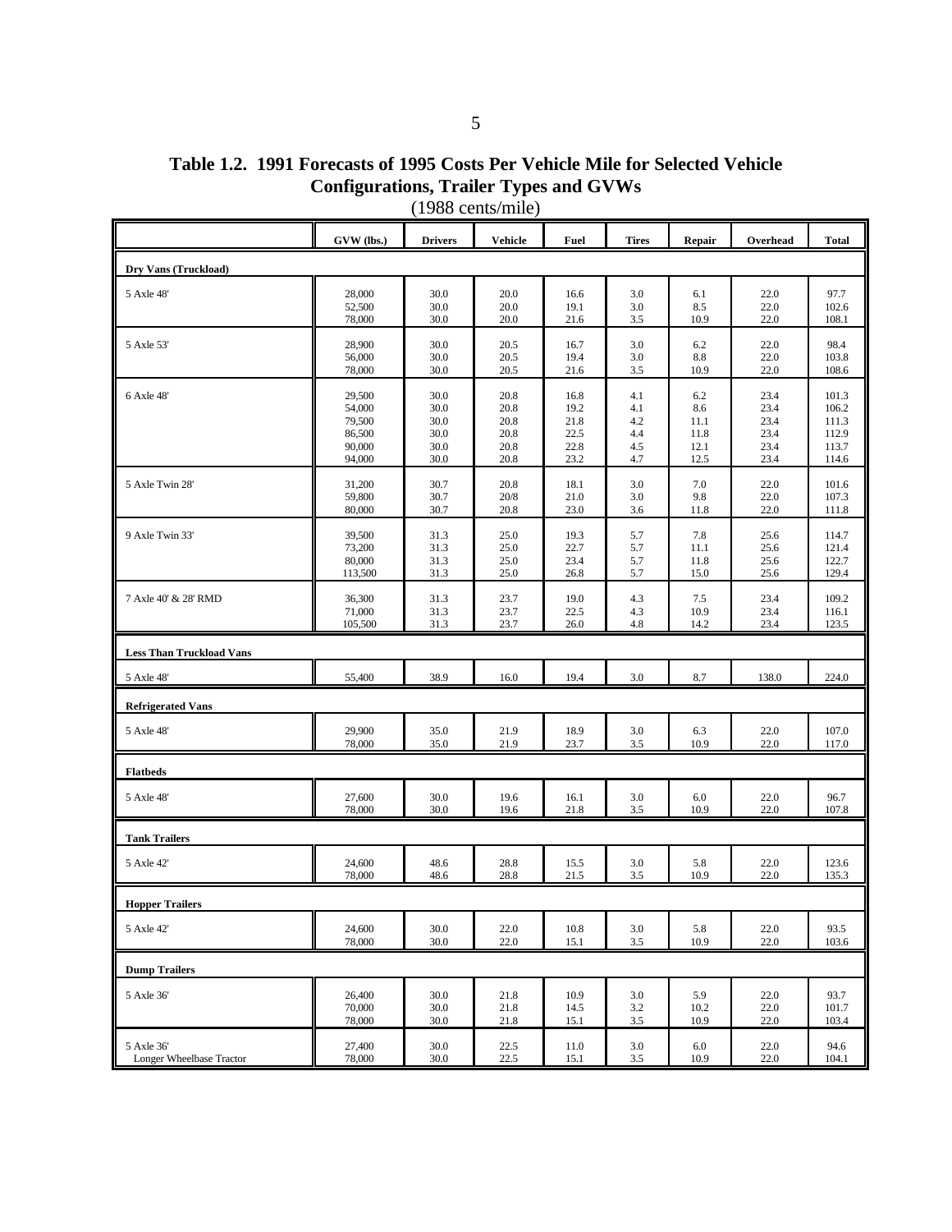# Table 1.2. 1991 Forecasts of 1995 Costs Per Vehicle Mile for Selected Vehicle Configurations, Trailer Types and GVWs

(1988 cents/mile)

| | GVW (lbs.) | Drivers | Vehicle | Fuel | Tires | Repair | Overhead | Total |
|---|---|---|---|---|---|---|---|---|
| **Dry Vans (Truckload)** | | | | | | | | |
| 5 Axle 48' | 28,000 | 30.0 | 20.0 | 16.6 | 3.0 | 6.1 | 22.0 | 97.7 |
| | 52,500 | 30.0 | 20.0 | 19.1 | 3.0 | 8.5 | 22.0 | 102.6 |
| | 78,000 | 30.0 | 20.0 | 21.6 | 3.5 | 10.9 | 22.0 | 108.1 |
| 5 Axle 53' | 28,900 | 30.0 | 20.5 | 16.7 | 3.0 | 6.2 | 22.0 | 98.4 |
| | 56,000 | 30.0 | 20.5 | 19.4 | 3.0 | 8.8 | 22.0 | 103.8 |
| | 78,000 | 30.0 | 20.5 | 21.6 | 3.5 | 10.9 | 22.0 | 108.6 |
| 6 Axle 48' | 29,500 | 30.0 | 20.8 | 16.8 | 4.1 | 6.2 | 23.4 | 101.3 |
| | 54,000 | 30.0 | 20.8 | 19.2 | 4.1 | 8.6 | 23.4 | 106.2 |
| | 79,500 | 30.0 | 20.8 | 21.8 | 4.2 | 11.1 | 23.4 | 111.3 |
| | 86,500 | 30.0 | 20.8 | 22.5 | 4.4 | 11.8 | 23.4 | 112.9 |
| | 90,000 | 30.0 | 20.8 | 22.8 | 4.5 | 12.1 | 23.4 | 113.7 |
| | 94,000 | 30.0 | 20.8 | 23.2 | 4.7 | 12.5 | 23.4 | 114.6 |
| 5 Axle Twin 28' | 31,200 | 30.7 | 20.8 | 18.1 | 3.0 | 7.0 | 22.0 | 101.6 |
| | 59,800 | 30.7 | 20/8 | 21.0 | 3.0 | 9.8 | 22.0 | 107.3 |
| | 80,000 | 30.7 | 20.8 | 23.0 | 3.6 | 11.8 | 22.0 | 111.8 |
| 9 Axle Twin 33' | 39,500 | 31.3 | 25.0 | 19.3 | 5.7 | 7.8 | 25.6 | 114.7 |
| | 73,200 | 31.3 | 25.0 | 22.7 | 5.7 | 11.1 | 25.6 | 121.4 |
| | 80,000 | 31.3 | 25.0 | 23.4 | 5.7 | 11.8 | 25.6 | 122.7 |
| | 113,500 | 31.3 | 25.0 | 26.8 | 5.7 | 15.0 | 25.6 | 129.4 |
| 7 Axle 40' & 28' RMD | 36,300 | 31.3 | 23.7 | 19.0 | 4.3 | 7.5 | 23.4 | 109.2 |
| | 71,000 | 31.3 | 23.7 | 22.5 | 4.3 | 10.9 | 23.4 | 116.1 |
| | 105,500 | 31.3 | 23.7 | 26.0 | 4.8 | 14.2 | 23.4 | 123.5 |
| **Less Than Truckload Vans** | | | | | | | | |
| 5 Axle 48' | 55,400 | 38.9 | 16.0 | 19.4 | 3.0 | 8.7 | 138.0 | 224.0 |
| **Refrigerated Vans** | | | | | | | | |
| 5 Axle 48' | 29,900 | 35.0 | 21.9 | 18.9 | 3.0 | 6.3 | 22.0 | 107.0 |
| | 78,000 | 35.0 | 21.9 | 23.7 | 3.5 | 10.9 | 22.0 | 117.0 |
| **Flatbeds** | | | | | | | | |
| 5 Axle 48' | 27,600 | 30.0 | 19.6 | 16.1 | 3.0 | 6.0 | 22.0 | 96.7 |
| | 78,000 | 30.0 | 19.6 | 21.8 | 3.5 | 10.9 | 22.0 | 107.8 |
| **Tank Trailers** | | | | | | | | |
| 5 Axle 42' | 24,600 | 48.6 | 28.8 | 15.5 | 3.0 | 5.8 | 22.0 | 123.6 |
| | 78,000 | 48.6 | 28.8 | 21.5 | 3.5 | 10.9 | 22.0 | 135.3 |
| **Hopper Trailers** | | | | | | | | |
| 5 Axle 42' | 24,600 | 30.0 | 22.0 | 10.8 | 3.0 | 5.8 | 22.0 | 93.5 |
| | 78,000 | 30.0 | 22.0 | 15.1 | 3.5 | 10.9 | 22.0 | 103.6 |
| **Dump Trailers** | | | | | | | | |
| 5 Axle 36' | 26,400 | 30.0 | 21.8 | 10.9 | 3.0 | 5.9 | 22.0 | 93.7 |
| | 70,000 | 30.0 | 21.8 | 14.5 | 3.2 | 10.2 | 22.0 | 101.7 |
| | 78,000 | 30.0 | 21.8 | 15.1 | 3.5 | 10.9 | 22.0 | 103.4 |
| 5 Axle 36' Longer Wheelbase Tractor | 27,400 | 30.0 | 22.5 | 11.0 | 3.0 | 6.0 | 22.0 | 94.6 |
| | 78,000 | 30.0 | 22.5 | 15.1 | 3.5 | 10.9 | 22.0 | 104.1 |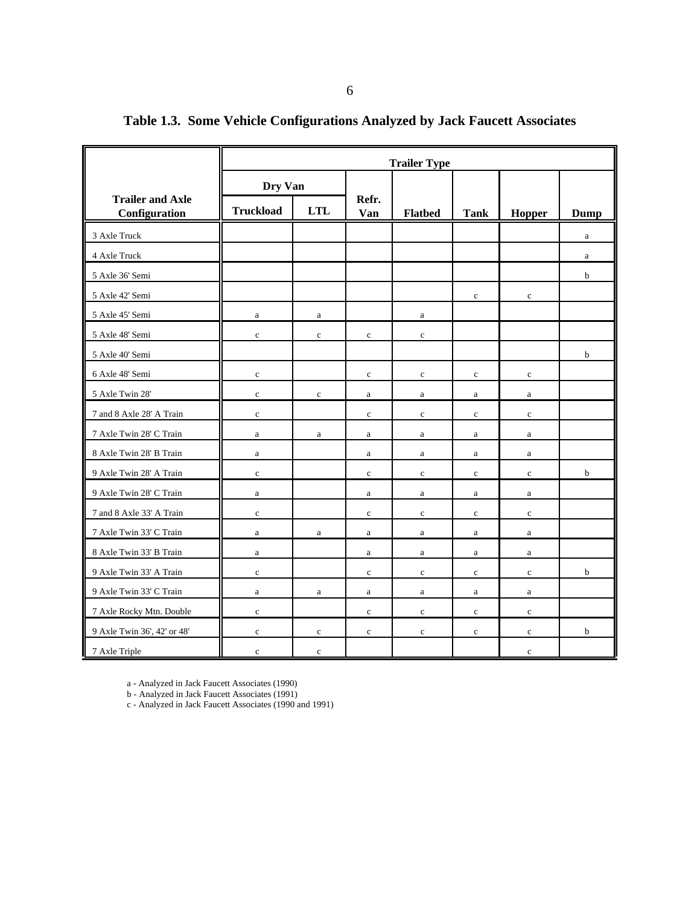**Table 1.3. Some Vehicle Configurations Analyzed by Jack Faucett Associates**

| Trailer and Axle Configuration | Trailer Type | | | | | | |
|---|---|---|---|---|---|---|---|
| | Dry Van | | Refr. Van | Flatbed | Tank | Hopper | Dump |
| | Truckload | LTL | | | | | |
| 3 Axle Truck | | | | | | | a |
| 4 Axle Truck | | | | | | | a |
| 5 Axle 36' Semi | | | | | | | b |
| 5 Axle 42' Semi | | | | | c | c | |
| 5 Axle 45' Semi | a | a | | a | | | |
| 5 Axle 48' Semi | c | c | c | c | | | |
| 5 Axle 40' Semi | | | | | | | b |
| 6 Axle 48' Semi | c | | c | c | c | c | |
| 5 Axle Twin 28' | c | c | a | a | a | a | |
| 7 and 8 Axle 28' A Train | c | | c | c | c | c | |
| 7 Axle Twin 28' C Train | a | a | a | a | a | a | |
| 8 Axle Twin 28' B Train | a | | a | a | a | a | |
| 9 Axle Twin 28' A Train | c | | c | c | c | c | b |
| 9 Axle Twin 28' C Train | a | | a | a | a | a | |
| 7 and 8 Axle 33' A Train | c | | c | c | c | c | |
| 7 Axle Twin 33' C Train | a | a | a | a | a | a | |
| 8 Axle Twin 33' B Train | a | | a | a | a | a | |
| 9 Axle Twin 33' A Train | c | | c | c | c | c | b |
| 9 Axle Twin 33' C Train | a | a | a | a | a | a | |
| 7 Axle Rocky Mtn. Double | c | | c | c | c | c | |
| 9 Axle Twin 36', 42' or 48' | c | c | c | c | c | c | b |
| 7 Axle Triple | c | c | | | | c | |

a - Analyzed in Jack Faucett Associates (1990)
b - Analyzed in Jack Faucett Associates (1991)
c - Analyzed in Jack Faucett Associates (1990 and 1991)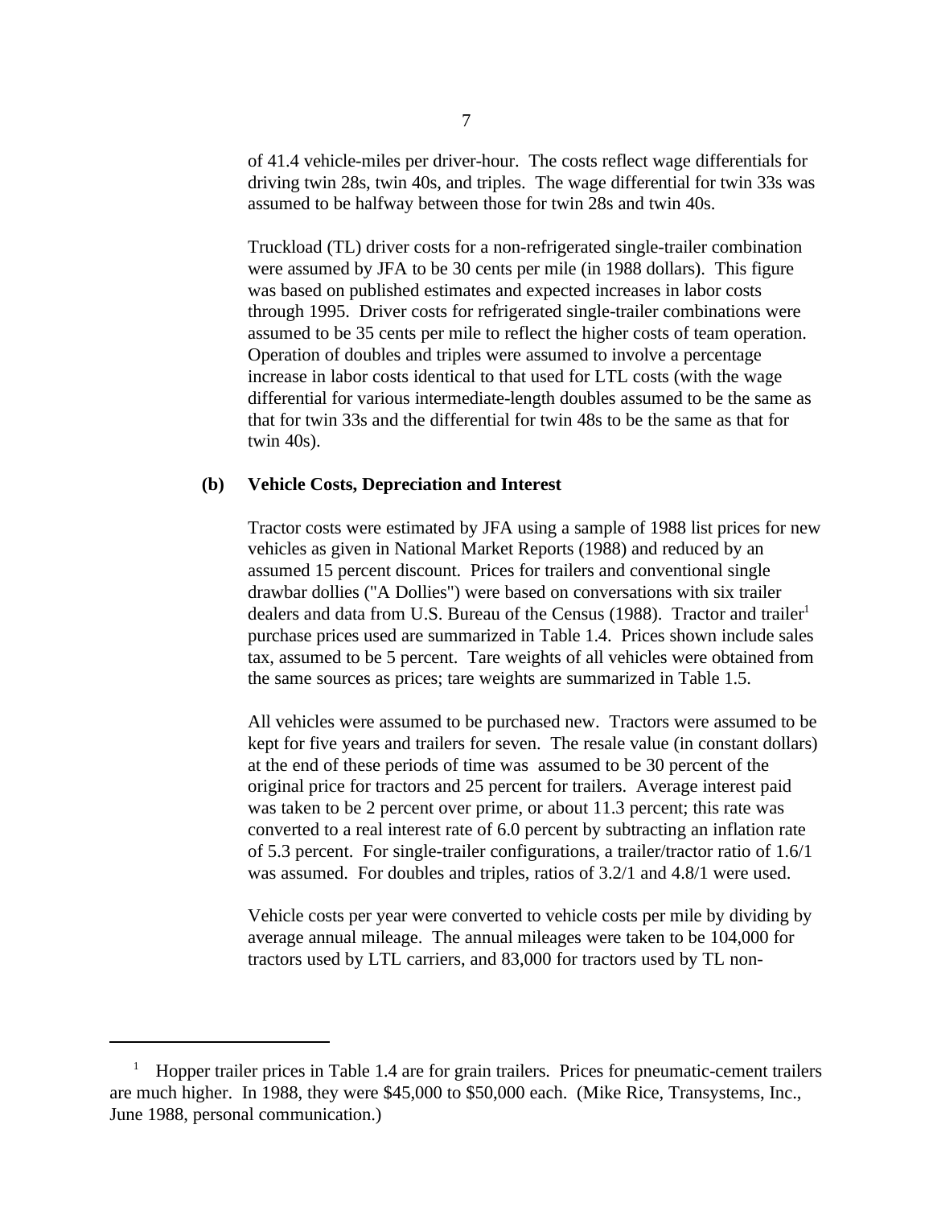of 41.4 vehicle-miles per driver-hour. The costs reflect wage differentials for driving twin 28s, twin 40s, and triples. The wage differential for twin 33s was assumed to be halfway between those for twin 28s and twin 40s.

Truckload (TL) driver costs for a non-refrigerated single-trailer combination were assumed by JFA to be 30 cents per mile (in 1988 dollars). This figure was based on published estimates and expected increases in labor costs through 1995. Driver costs for refrigerated single-trailer combinations were assumed to be 35 cents per mile to reflect the higher costs of team operation. Operation of doubles and triples were assumed to involve a percentage increase in labor costs identical to that used for LTL costs (with the wage differential for various intermediate-length doubles assumed to be the same as that for twin 33s and the differential for twin 48s to be the same as that for twin 40s).

**(b) Vehicle Costs, Depreciation and Interest**

Tractor costs were estimated by JFA using a sample of 1988 list prices for new vehicles as given in National Market Reports (1988) and reduced by an assumed 15 percent discount. Prices for trailers and conventional single drawbar dollies ("A Dollies") were based on conversations with six trailer dealers and data from U.S. Bureau of the Census (1988). Tractor and trailer[1] purchase prices used are summarized in Table 1.4. Prices shown include sales tax, assumed to be 5 percent. Tare weights of all vehicles were obtained from the same sources as prices; tare weights are summarized in Table 1.5.

All vehicles were assumed to be purchased new. Tractors were assumed to be kept for five years and trailers for seven. The resale value (in constant dollars) at the end of these periods of time was assumed to be 30 percent of the original price for tractors and 25 percent for trailers. Average interest paid was taken to be 2 percent over prime, or about 11.3 percent; this rate was converted to a real interest rate of 6.0 percent by subtracting an inflation rate of 5.3 percent. For single-trailer configurations, a trailer/tractor ratio of 1.6/1 was assumed. For doubles and triples, ratios of 3.2/1 and 4.8/1 were used.

Vehicle costs per year were converted to vehicle costs per mile by dividing by average annual mileage. The annual mileages were taken to be 104,000 for tractors used by LTL carriers, and 83,000 for tractors used by TL non-

---

[1] Hopper trailer prices in Table 1.4 are for grain trailers. Prices for pneumatic-cement trailers are much higher. In 1988, they were $45,000 to $50,000 each. (Mike Rice, Transystems, Inc., June 1988, personal communication.)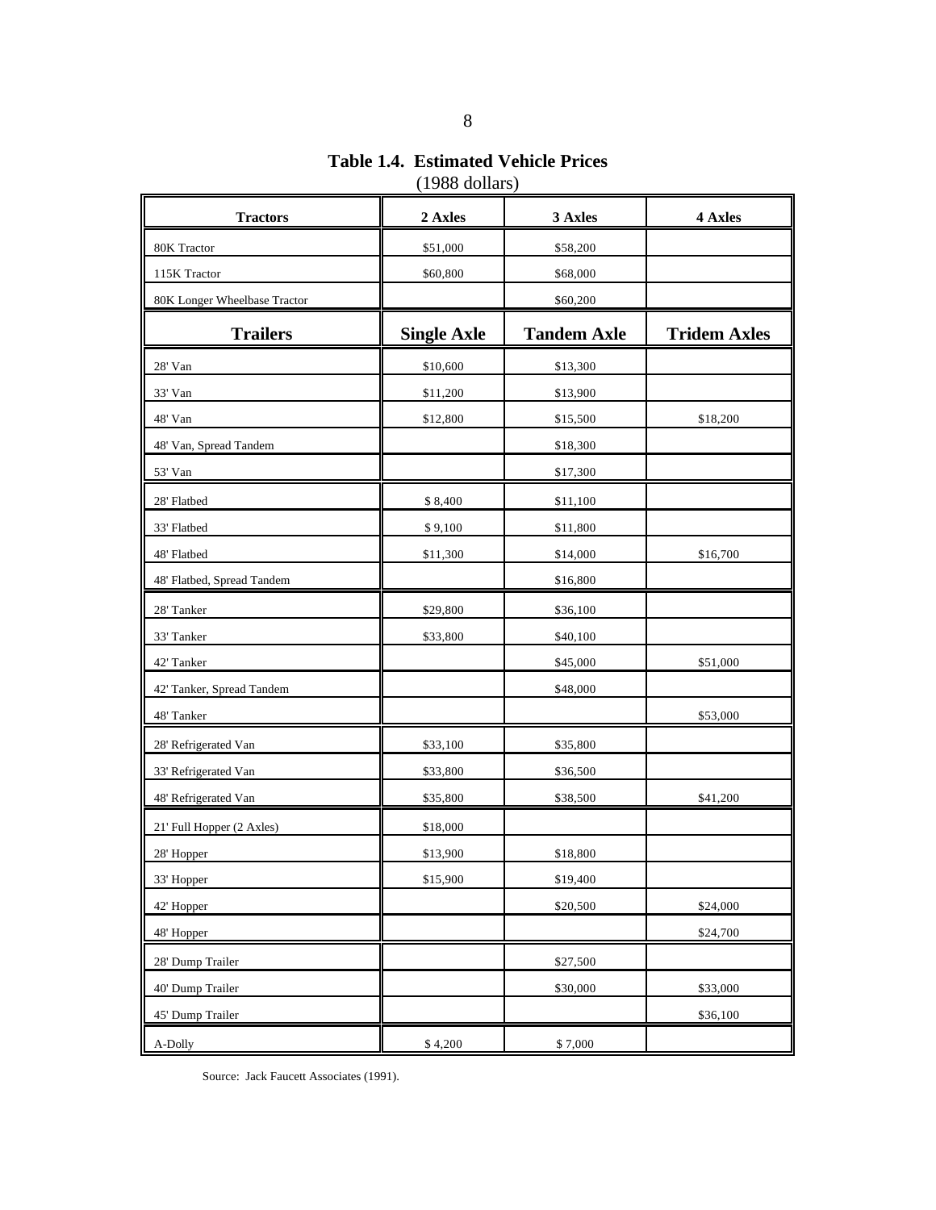**Table 1.4. Estimated Vehicle Prices**
(1988 dollars)

| Tractors | 2 Axles | 3 Axles | 4 Axles |
|---|---|---|---|
| 80K Tractor | $51,000 | $58,200 | |
| 115K Tractor | $60,800 | $68,000 | |
| 80K Longer Wheelbase Tractor | | $60,200 | |
| **Trailers** | **Single Axle** | **Tandem Axle** | **Tridem Axles** |
| 28' Van | $10,600 | $13,300 | |
| 33' Van | $11,200 | $13,900 | |
| 48' Van | $12,800 | $15,500 | $18,200 |
| 48' Van, Spread Tandem | | $18,300 | |
| 53' Van | | $17,300 | |
| 28' Flatbed | $ 8,400 | $11,100 | |
| 33' Flatbed | $ 9,100 | $11,800 | |
| 48' Flatbed | $11,300 | $14,000 | $16,700 |
| 48' Flatbed, Spread Tandem | | $16,800 | |
| 28' Tanker | $29,800 | $36,100 | |
| 33' Tanker | $33,800 | $40,100 | |
| 42' Tanker | | $45,000 | $51,000 |
| 42' Tanker, Spread Tandem | | $48,000 | |
| 48' Tanker | | | $53,000 |
| 28' Refrigerated Van | $33,100 | $35,800 | |
| 33' Refrigerated Van | $33,800 | $36,500 | |
| 48' Refrigerated Van | $35,800 | $38,500 | $41,200 |
| 21' Full Hopper (2 Axles) | $18,000 | | |
| 28' Hopper | $13,900 | $18,800 | |
| 33' Hopper | $15,900 | $19,400 | |
| 42' Hopper | | $20,500 | $24,000 |
| 48' Hopper | | | $24,700 |
| 28' Dump Trailer | | $27,500 | |
| 40' Dump Trailer | | $30,000 | $33,000 |
| 45' Dump Trailer | | | $36,100 |
| A-Dolly | $ 4,200 | $ 7,000 | |

Source: Jack Faucett Associates (1991).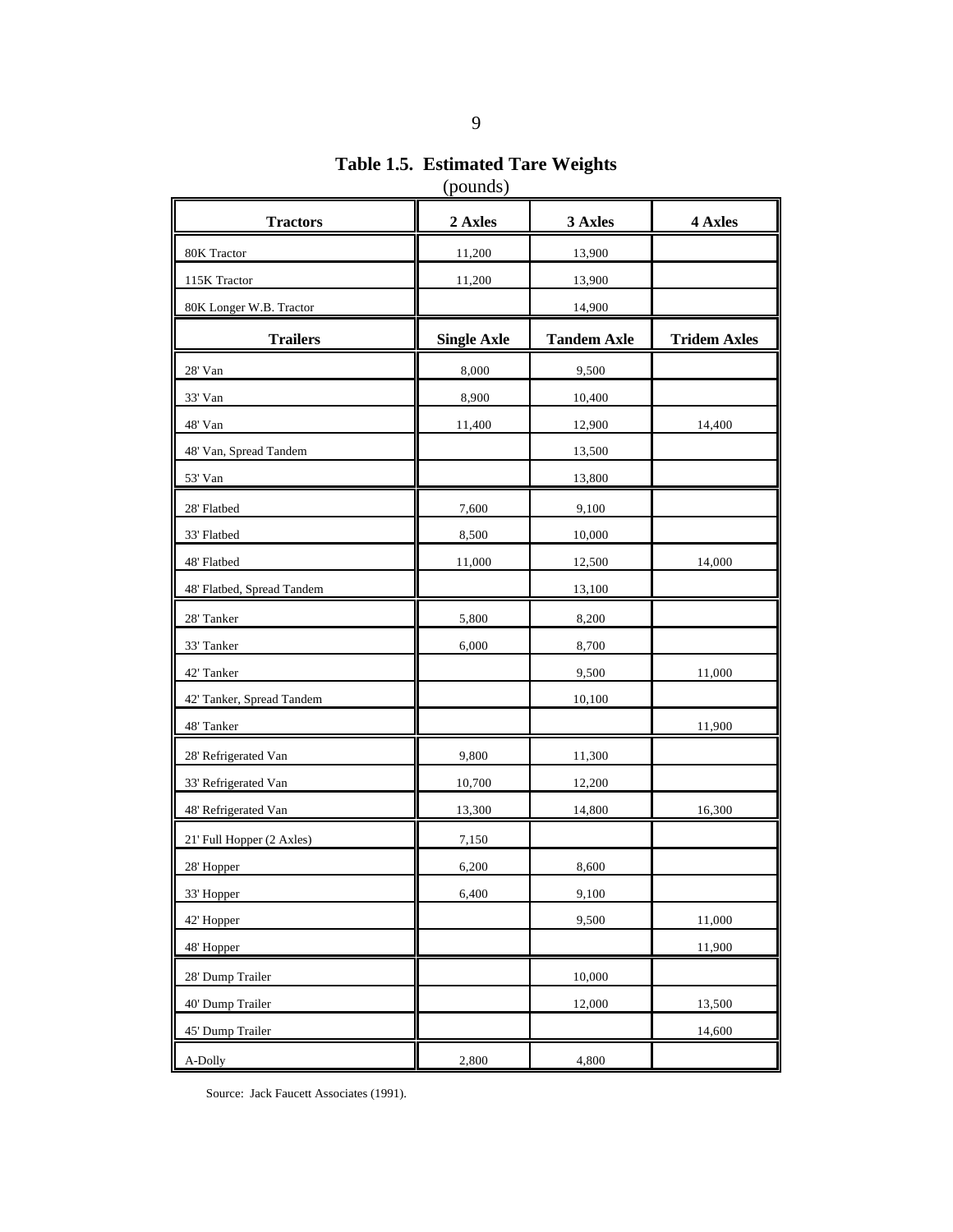**Table 1.5. Estimated Tare Weights**
(pounds)

| Tractors | 2 Axles | 3 Axles | 4 Axles |
|---|---|---|---|
| 80K Tractor | 11,200 | 13,900 | |
| 115K Tractor | 11,200 | 13,900 | |
| 80K Longer W.B. Tractor | | 14,900 | |
| **Trailers** | **Single Axle** | **Tandem Axle** | **Tridem Axles** |
| 28' Van | 8,000 | 9,500 | |
| 33' Van | 8,900 | 10,400 | |
| 48' Van | 11,400 | 12,900 | 14,400 |
| 48' Van, Spread Tandem | | 13,500 | |
| 53' Van | | 13,800 | |
| 28' Flatbed | 7,600 | 9,100 | |
| 33' Flatbed | 8,500 | 10,000 | |
| 48' Flatbed | 11,000 | 12,500 | 14,000 |
| 48' Flatbed, Spread Tandem | | 13,100 | |
| 28' Tanker | 5,800 | 8,200 | |
| 33' Tanker | 6,000 | 8,700 | |
| 42' Tanker | | 9,500 | 11,000 |
| 42' Tanker, Spread Tandem | | 10,100 | |
| 48' Tanker | | | 11,900 |
| 28' Refrigerated Van | 9,800 | 11,300 | |
| 33' Refrigerated Van | 10,700 | 12,200 | |
| 48' Refrigerated Van | 13,300 | 14,800 | 16,300 |
| 21' Full Hopper (2 Axles) | 7,150 | | |
| 28' Hopper | 6,200 | 8,600 | |
| 33' Hopper | 6,400 | 9,100 | |
| 42' Hopper | | 9,500 | 11,000 |
| 48' Hopper | | | 11,900 |
| 28' Dump Trailer | | 10,000 | |
| 40' Dump Trailer | | 12,000 | 13,500 |
| 45' Dump Trailer | | | 14,600 |
| A-Dolly | 2,800 | 4,800 | |

Source: Jack Faucett Associates (1991).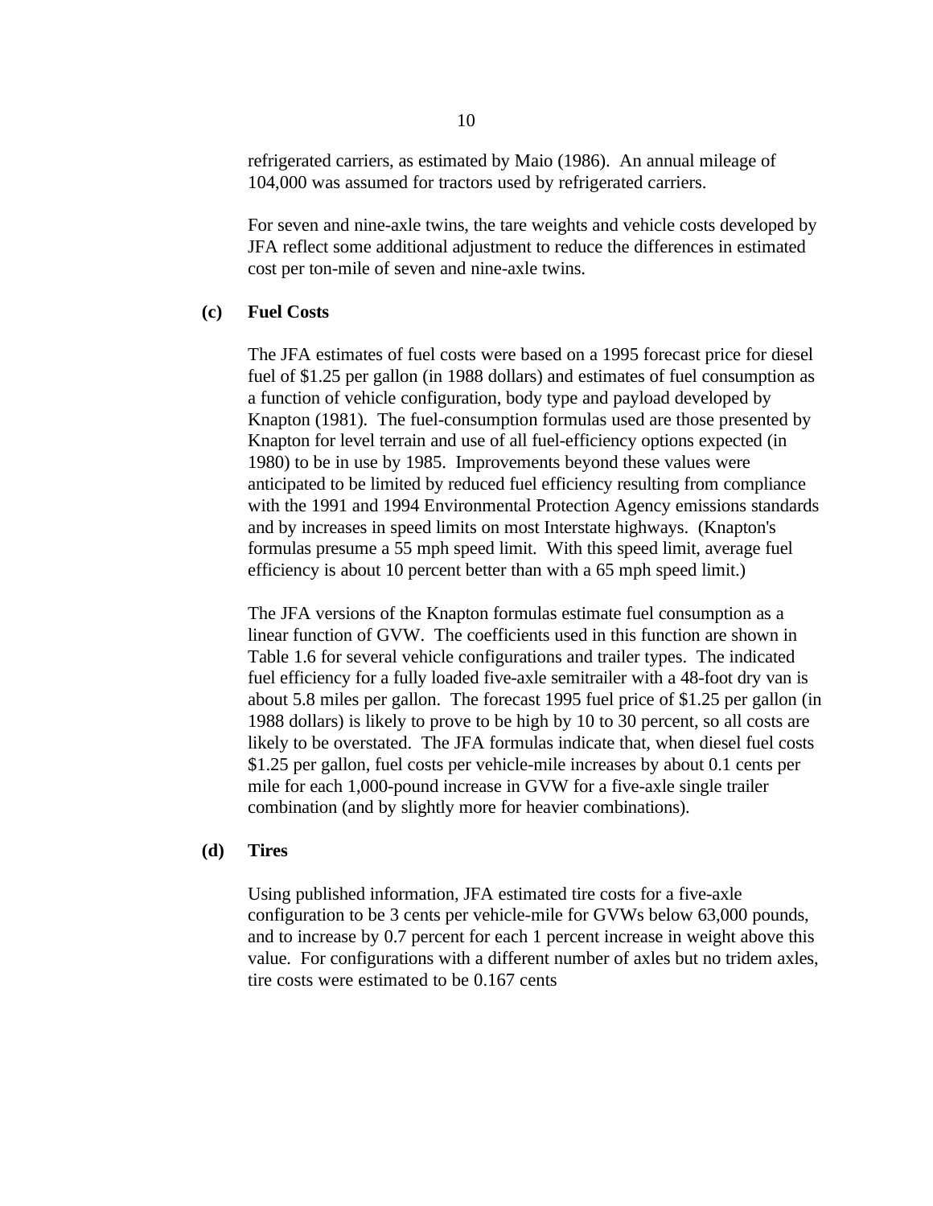refrigerated carriers, as estimated by Maio (1986). An annual mileage of 104,000 was assumed for tractors used by refrigerated carriers.

For seven and nine-axle twins, the tare weights and vehicle costs developed by JFA reflect some additional adjustment to reduce the differences in estimated cost per ton-mile of seven and nine-axle twins.

**(c) Fuel Costs**

The JFA estimates of fuel costs were based on a 1995 forecast price for diesel fuel of $1.25 per gallon (in 1988 dollars) and estimates of fuel consumption as a function of vehicle configuration, body type and payload developed by Knapton (1981). The fuel-consumption formulas used are those presented by Knapton for level terrain and use of all fuel-efficiency options expected (in 1980) to be in use by 1985. Improvements beyond these values were anticipated to be limited by reduced fuel efficiency resulting from compliance with the 1991 and 1994 Environmental Protection Agency emissions standards and by increases in speed limits on most Interstate highways. (Knapton's formulas presume a 55 mph speed limit. With this speed limit, average fuel efficiency is about 10 percent better than with a 65 mph speed limit.)

The JFA versions of the Knapton formulas estimate fuel consumption as a linear function of GVW. The coefficients used in this function are shown in Table 1.6 for several vehicle configurations and trailer types. The indicated fuel efficiency for a fully loaded five-axle semitrailer with a 48-foot dry van is about 5.8 miles per gallon. The forecast 1995 fuel price of $1.25 per gallon (in 1988 dollars) is likely to prove to be high by 10 to 30 percent, so all costs are likely to be overstated. The JFA formulas indicate that, when diesel fuel costs $1.25 per gallon, fuel costs per vehicle-mile increases by about 0.1 cents per mile for each 1,000-pound increase in GVW for a five-axle single trailer combination (and by slightly more for heavier combinations).

**(d) Tires**

Using published information, JFA estimated tire costs for a five-axle configuration to be 3 cents per vehicle-mile for GVWs below 63,000 pounds, and to increase by 0.7 percent for each 1 percent increase in weight above this value. For configurations with a different number of axles but no tridem axles, tire costs were estimated to be 0.167 cents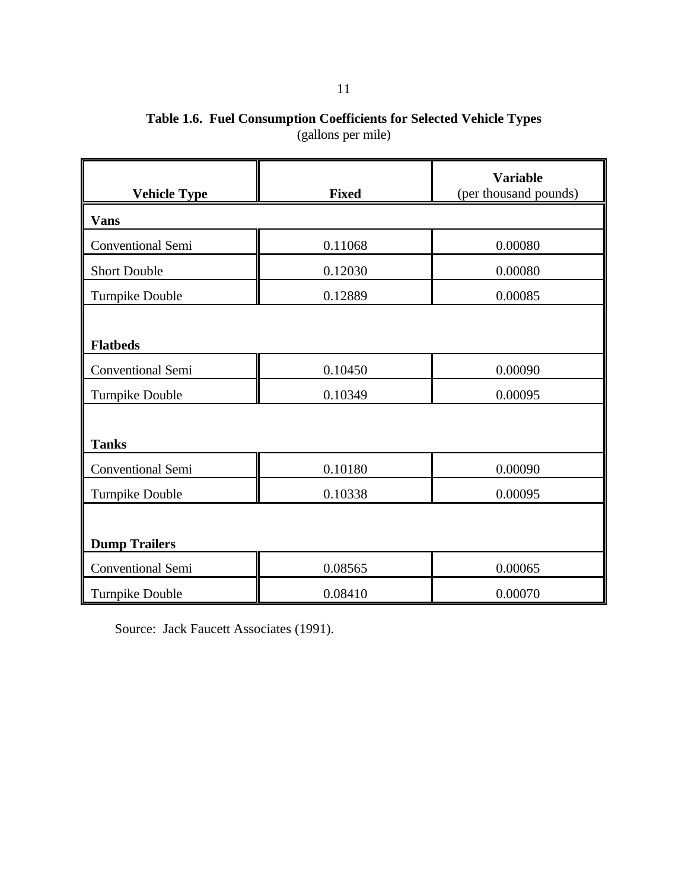**Table 1.6. Fuel Consumption Coefficients for Selected Vehicle Types**
(gallons per mile)

| Vehicle Type | Fixed | Variable (per thousand pounds) |
|---|---|---|
| **Vans** | | |
| Conventional Semi | 0.11068 | 0.00080 |
| Short Double | 0.12030 | 0.00080 |
| Turnpike Double | 0.12889 | 0.00085 |
| **Flatbeds** | | |
| Conventional Semi | 0.10450 | 0.00090 |
| Turnpike Double | 0.10349 | 0.00095 |
| **Tanks** | | |
| Conventional Semi | 0.10180 | 0.00090 |
| Turnpike Double | 0.10338 | 0.00095 |
| **Dump Trailers** | | |
| Conventional Semi | 0.08565 | 0.00065 |
| Turnpike Double | 0.08410 | 0.00070 |

Source: Jack Faucett Associates (1991).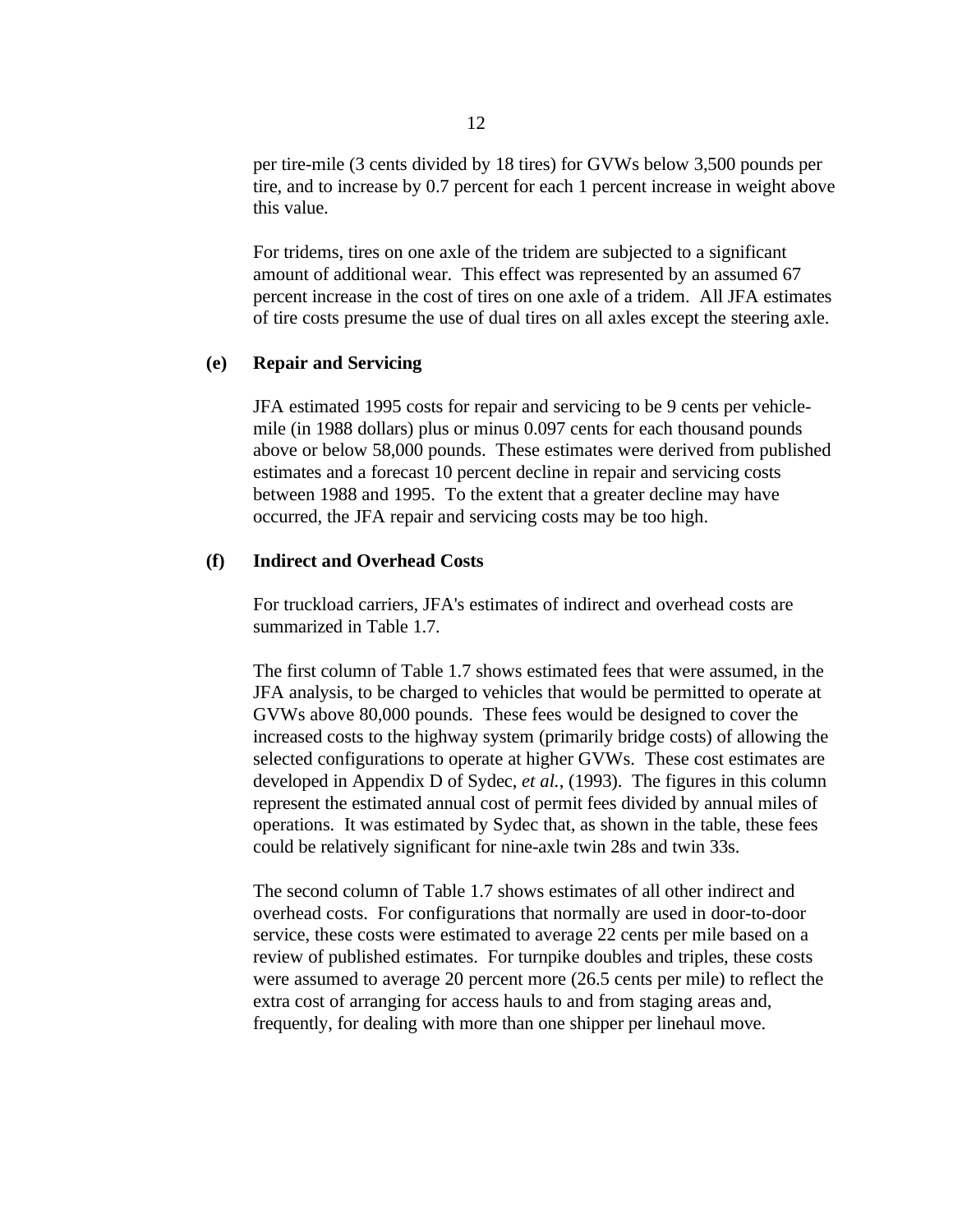per tire-mile (3 cents divided by 18 tires) for GVWs below 3,500 pounds per tire, and to increase by 0.7 percent for each 1 percent increase in weight above this value.

For tridems, tires on one axle of the tridem are subjected to a significant amount of additional wear. This effect was represented by an assumed 67 percent increase in the cost of tires on one axle of a tridem. All JFA estimates of tire costs presume the use of dual tires on all axles except the steering axle.

### (e) Repair and Servicing

JFA estimated 1995 costs for repair and servicing to be 9 cents per vehicle-mile (in 1988 dollars) plus or minus 0.097 cents for each thousand pounds above or below 58,000 pounds. These estimates were derived from published estimates and a forecast 10 percent decline in repair and servicing costs between 1988 and 1995. To the extent that a greater decline may have occurred, the JFA repair and servicing costs may be too high.

### (f) Indirect and Overhead Costs

For truckload carriers, JFA's estimates of indirect and overhead costs are summarized in Table 1.7.

The first column of Table 1.7 shows estimated fees that were assumed, in the JFA analysis, to be charged to vehicles that would be permitted to operate at GVWs above 80,000 pounds. These fees would be designed to cover the increased costs to the highway system (primarily bridge costs) of allowing the selected configurations to operate at higher GVWs. These cost estimates are developed in Appendix D of Sydec, *et al.*, (1993). The figures in this column represent the estimated annual cost of permit fees divided by annual miles of operations. It was estimated by Sydec that, as shown in the table, these fees could be relatively significant for nine-axle twin 28s and twin 33s.

The second column of Table 1.7 shows estimates of all other indirect and overhead costs. For configurations that normally are used in door-to-door service, these costs were estimated to average 22 cents per mile based on a review of published estimates. For turnpike doubles and triples, these costs were assumed to average 20 percent more (26.5 cents per mile) to reflect the extra cost of arranging for access hauls to and from staging areas and, frequently, for dealing with more than one shipper per linehaul move.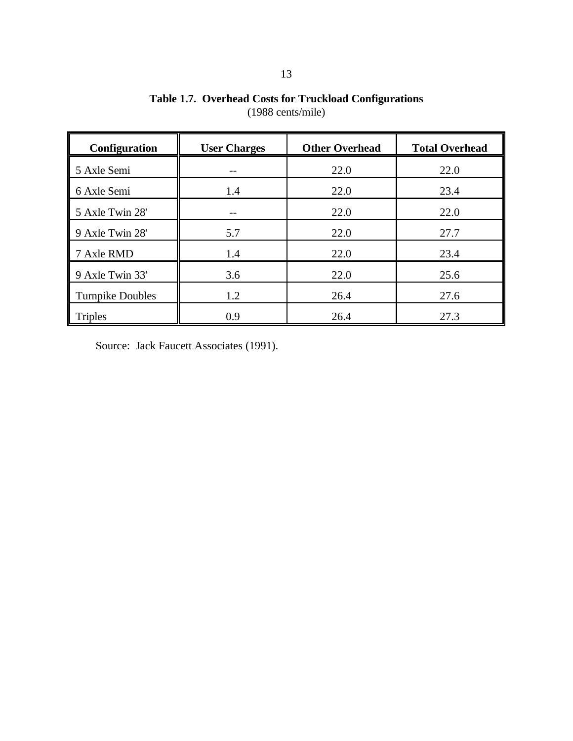**Table 1.7. Overhead Costs for Truckload Configurations**
(1988 cents/mile)

| Configuration | User Charges | Other Overhead | Total Overhead |
|---|---|---|---|
| 5 Axle Semi | -- | 22.0 | 22.0 |
| 6 Axle Semi | 1.4 | 22.0 | 23.4 |
| 5 Axle Twin 28' | -- | 22.0 | 22.0 |
| 9 Axle Twin 28' | 5.7 | 22.0 | 27.7 |
| 7 Axle RMD | 1.4 | 22.0 | 23.4 |
| 9 Axle Twin 33' | 3.6 | 22.0 | 25.6 |
| Turnpike Doubles | 1.2 | 26.4 | 27.6 |
| Triples | 0.9 | 26.4 | 27.3 |

Source: Jack Faucett Associates (1991).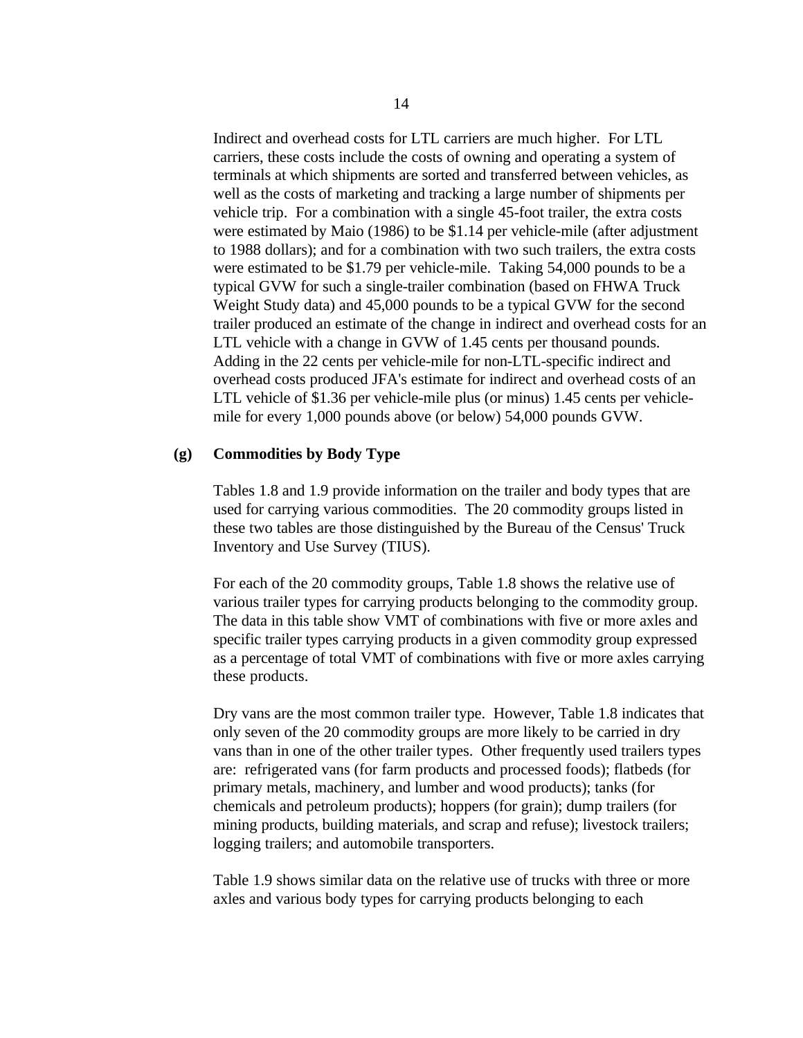Indirect and overhead costs for LTL carriers are much higher. For LTL carriers, these costs include the costs of owning and operating a system of terminals at which shipments are sorted and transferred between vehicles, as well as the costs of marketing and tracking a large number of shipments per vehicle trip. For a combination with a single 45-foot trailer, the extra costs were estimated by Maio (1986) to be $1.14 per vehicle-mile (after adjustment to 1988 dollars); and for a combination with two such trailers, the extra costs were estimated to be $1.79 per vehicle-mile. Taking 54,000 pounds to be a typical GVW for such a single-trailer combination (based on FHWA Truck Weight Study data) and 45,000 pounds to be a typical GVW for the second trailer produced an estimate of the change in indirect and overhead costs for an LTL vehicle with a change in GVW of 1.45 cents per thousand pounds. Adding in the 22 cents per vehicle-mile for non-LTL-specific indirect and overhead costs produced JFA's estimate for indirect and overhead costs of an LTL vehicle of $1.36 per vehicle-mile plus (or minus) 1.45 cents per vehicle-mile for every 1,000 pounds above (or below) 54,000 pounds GVW.

### (g) Commodities by Body Type

Tables 1.8 and 1.9 provide information on the trailer and body types that are used for carrying various commodities. The 20 commodity groups listed in these two tables are those distinguished by the Bureau of the Census' Truck Inventory and Use Survey (TIUS).

For each of the 20 commodity groups, Table 1.8 shows the relative use of various trailer types for carrying products belonging to the commodity group. The data in this table show VMT of combinations with five or more axles and specific trailer types carrying products in a given commodity group expressed as a percentage of total VMT of combinations with five or more axles carrying these products.

Dry vans are the most common trailer type. However, Table 1.8 indicates that only seven of the 20 commodity groups are more likely to be carried in dry vans than in one of the other trailer types. Other frequently used trailers types are: refrigerated vans (for farm products and processed foods); flatbeds (for primary metals, machinery, and lumber and wood products); tanks (for chemicals and petroleum products); hoppers (for grain); dump trailers (for mining products, building materials, and scrap and refuse); livestock trailers; logging trailers; and automobile transporters.

Table 1.9 shows similar data on the relative use of trucks with three or more axles and various body types for carrying products belonging to each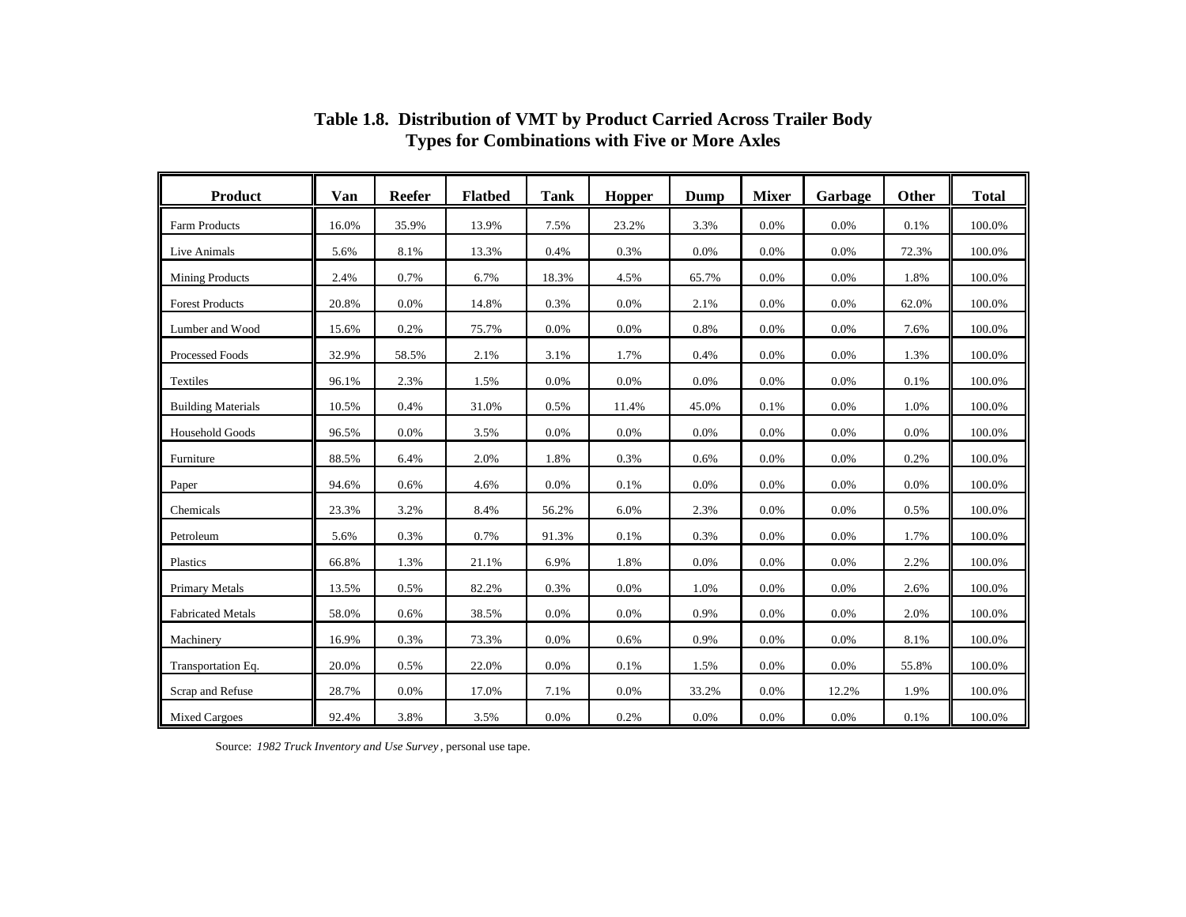# Table 1.8. Distribution of VMT by Product Carried Across Trailer Body Types for Combinations with Five or More Axles

| Product | Van | Reefer | Flatbed | Tank | Hopper | Dump | Mixer | Garbage | Other | Total |
|---|---|---|---|---|---|---|---|---|---|---|
| Farm Products | 16.0% | 35.9% | 13.9% | 7.5% | 23.2% | 3.3% | 0.0% | 0.0% | 0.1% | 100.0% |
| Live Animals | 5.6% | 8.1% | 13.3% | 0.4% | 0.3% | 0.0% | 0.0% | 0.0% | 72.3% | 100.0% |
| Mining Products | 2.4% | 0.7% | 6.7% | 18.3% | 4.5% | 65.7% | 0.0% | 0.0% | 1.8% | 100.0% |
| Forest Products | 20.8% | 0.0% | 14.8% | 0.3% | 0.0% | 2.1% | 0.0% | 0.0% | 62.0% | 100.0% |
| Lumber and Wood | 15.6% | 0.2% | 75.7% | 0.0% | 0.0% | 0.8% | 0.0% | 0.0% | 7.6% | 100.0% |
| Processed Foods | 32.9% | 58.5% | 2.1% | 3.1% | 1.7% | 0.4% | 0.0% | 0.0% | 1.3% | 100.0% |
| Textiles | 96.1% | 2.3% | 1.5% | 0.0% | 0.0% | 0.0% | 0.0% | 0.0% | 0.1% | 100.0% |
| Building Materials | 10.5% | 0.4% | 31.0% | 0.5% | 11.4% | 45.0% | 0.1% | 0.0% | 1.0% | 100.0% |
| Household Goods | 96.5% | 0.0% | 3.5% | 0.0% | 0.0% | 0.0% | 0.0% | 0.0% | 0.0% | 100.0% |
| Furniture | 88.5% | 6.4% | 2.0% | 1.8% | 0.3% | 0.6% | 0.0% | 0.0% | 0.2% | 100.0% |
| Paper | 94.6% | 0.6% | 4.6% | 0.0% | 0.1% | 0.0% | 0.0% | 0.0% | 0.0% | 100.0% |
| Chemicals | 23.3% | 3.2% | 8.4% | 56.2% | 6.0% | 2.3% | 0.0% | 0.0% | 0.5% | 100.0% |
| Petroleum | 5.6% | 0.3% | 0.7% | 91.3% | 0.1% | 0.3% | 0.0% | 0.0% | 1.7% | 100.0% |
| Plastics | 66.8% | 1.3% | 21.1% | 6.9% | 1.8% | 0.0% | 0.0% | 0.0% | 2.2% | 100.0% |
| Primary Metals | 13.5% | 0.5% | 82.2% | 0.3% | 0.0% | 1.0% | 0.0% | 0.0% | 2.6% | 100.0% |
| Fabricated Metals | 58.0% | 0.6% | 38.5% | 0.0% | 0.0% | 0.9% | 0.0% | 0.0% | 2.0% | 100.0% |
| Machinery | 16.9% | 0.3% | 73.3% | 0.0% | 0.6% | 0.9% | 0.0% | 0.0% | 8.1% | 100.0% |
| Transportation Eq. | 20.0% | 0.5% | 22.0% | 0.0% | 0.1% | 1.5% | 0.0% | 0.0% | 55.8% | 100.0% |
| Scrap and Refuse | 28.7% | 0.0% | 17.0% | 7.1% | 0.0% | 33.2% | 0.0% | 12.2% | 1.9% | 100.0% |
| Mixed Cargoes | 92.4% | 3.8% | 3.5% | 0.0% | 0.2% | 0.0% | 0.0% | 0.0% | 0.1% | 100.0% |

Source: *1982 Truck Inventory and Use Survey*, personal use tape.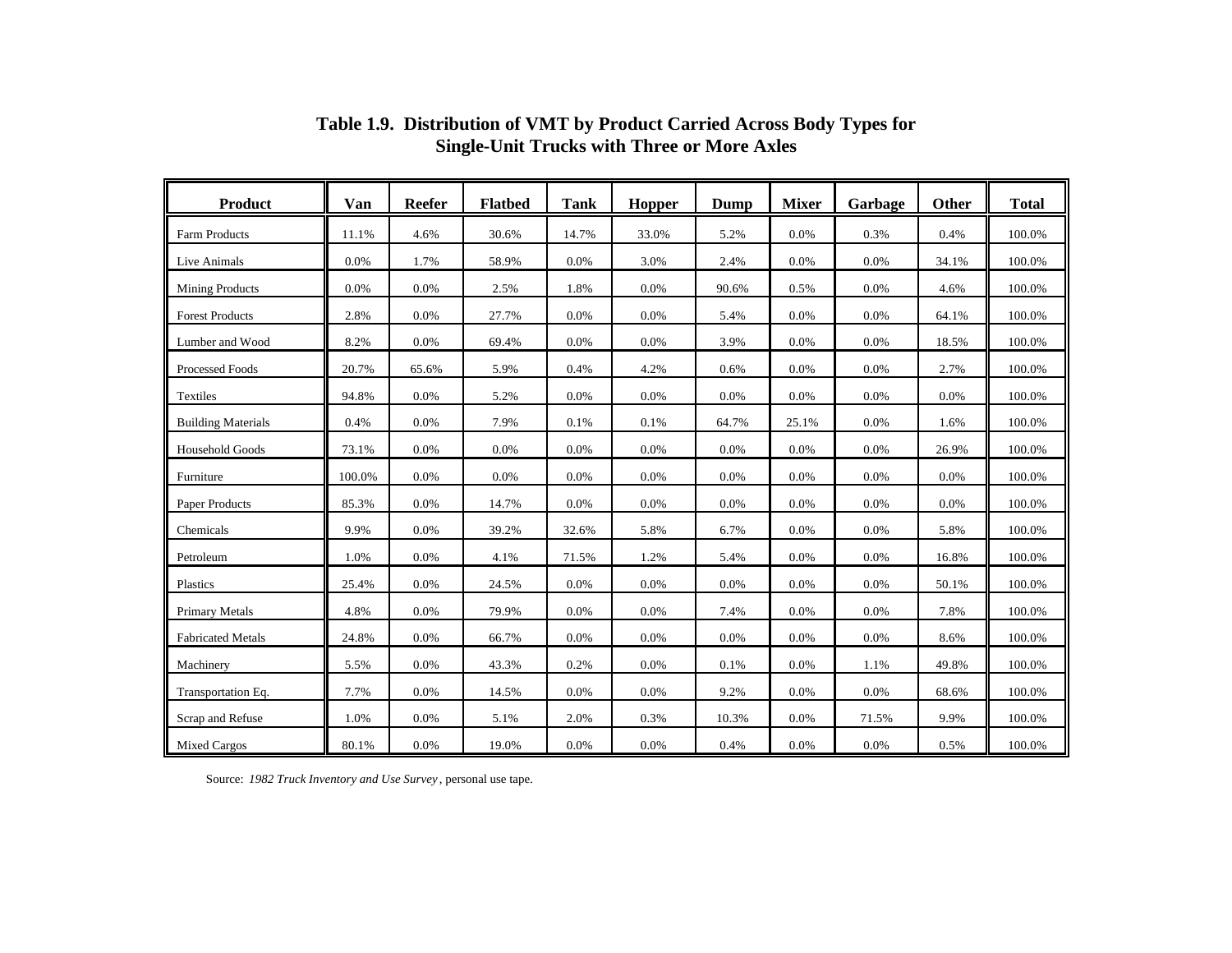## Table 1.9. Distribution of VMT by Product Carried Across Body Types for Single-Unit Trucks with Three or More Axles

| Product | Van | Reefer | Flatbed | Tank | Hopper | Dump | Mixer | Garbage | Other | Total |
|---|---|---|---|---|---|---|---|---|---|---|
| Farm Products | 11.1% | 4.6% | 30.6% | 14.7% | 33.0% | 5.2% | 0.0% | 0.3% | 0.4% | 100.0% |
| Live Animals | 0.0% | 1.7% | 58.9% | 0.0% | 3.0% | 2.4% | 0.0% | 0.0% | 34.1% | 100.0% |
| Mining Products | 0.0% | 0.0% | 2.5% | 1.8% | 0.0% | 90.6% | 0.5% | 0.0% | 4.6% | 100.0% |
| Forest Products | 2.8% | 0.0% | 27.7% | 0.0% | 0.0% | 5.4% | 0.0% | 0.0% | 64.1% | 100.0% |
| Lumber and Wood | 8.2% | 0.0% | 69.4% | 0.0% | 0.0% | 3.9% | 0.0% | 0.0% | 18.5% | 100.0% |
| Processed Foods | 20.7% | 65.6% | 5.9% | 0.4% | 4.2% | 0.6% | 0.0% | 0.0% | 2.7% | 100.0% |
| Textiles | 94.8% | 0.0% | 5.2% | 0.0% | 0.0% | 0.0% | 0.0% | 0.0% | 0.0% | 100.0% |
| Building Materials | 0.4% | 0.0% | 7.9% | 0.1% | 0.1% | 64.7% | 25.1% | 0.0% | 1.6% | 100.0% |
| Household Goods | 73.1% | 0.0% | 0.0% | 0.0% | 0.0% | 0.0% | 0.0% | 0.0% | 26.9% | 100.0% |
| Furniture | 100.0% | 0.0% | 0.0% | 0.0% | 0.0% | 0.0% | 0.0% | 0.0% | 0.0% | 100.0% |
| Paper Products | 85.3% | 0.0% | 14.7% | 0.0% | 0.0% | 0.0% | 0.0% | 0.0% | 0.0% | 100.0% |
| Chemicals | 9.9% | 0.0% | 39.2% | 32.6% | 5.8% | 6.7% | 0.0% | 0.0% | 5.8% | 100.0% |
| Petroleum | 1.0% | 0.0% | 4.1% | 71.5% | 1.2% | 5.4% | 0.0% | 0.0% | 16.8% | 100.0% |
| Plastics | 25.4% | 0.0% | 24.5% | 0.0% | 0.0% | 0.0% | 0.0% | 0.0% | 50.1% | 100.0% |
| Primary Metals | 4.8% | 0.0% | 79.9% | 0.0% | 0.0% | 7.4% | 0.0% | 0.0% | 7.8% | 100.0% |
| Fabricated Metals | 24.8% | 0.0% | 66.7% | 0.0% | 0.0% | 0.0% | 0.0% | 0.0% | 8.6% | 100.0% |
| Machinery | 5.5% | 0.0% | 43.3% | 0.2% | 0.0% | 0.1% | 0.0% | 1.1% | 49.8% | 100.0% |
| Transportation Eq. | 7.7% | 0.0% | 14.5% | 0.0% | 0.0% | 9.2% | 0.0% | 0.0% | 68.6% | 100.0% |
| Scrap and Refuse | 1.0% | 0.0% | 5.1% | 2.0% | 0.3% | 10.3% | 0.0% | 71.5% | 9.9% | 100.0% |
| Mixed Cargos | 80.1% | 0.0% | 19.0% | 0.0% | 0.0% | 0.4% | 0.0% | 0.0% | 0.5% | 100.0% |

Source: *1982 Truck Inventory and Use Survey*, personal use tape.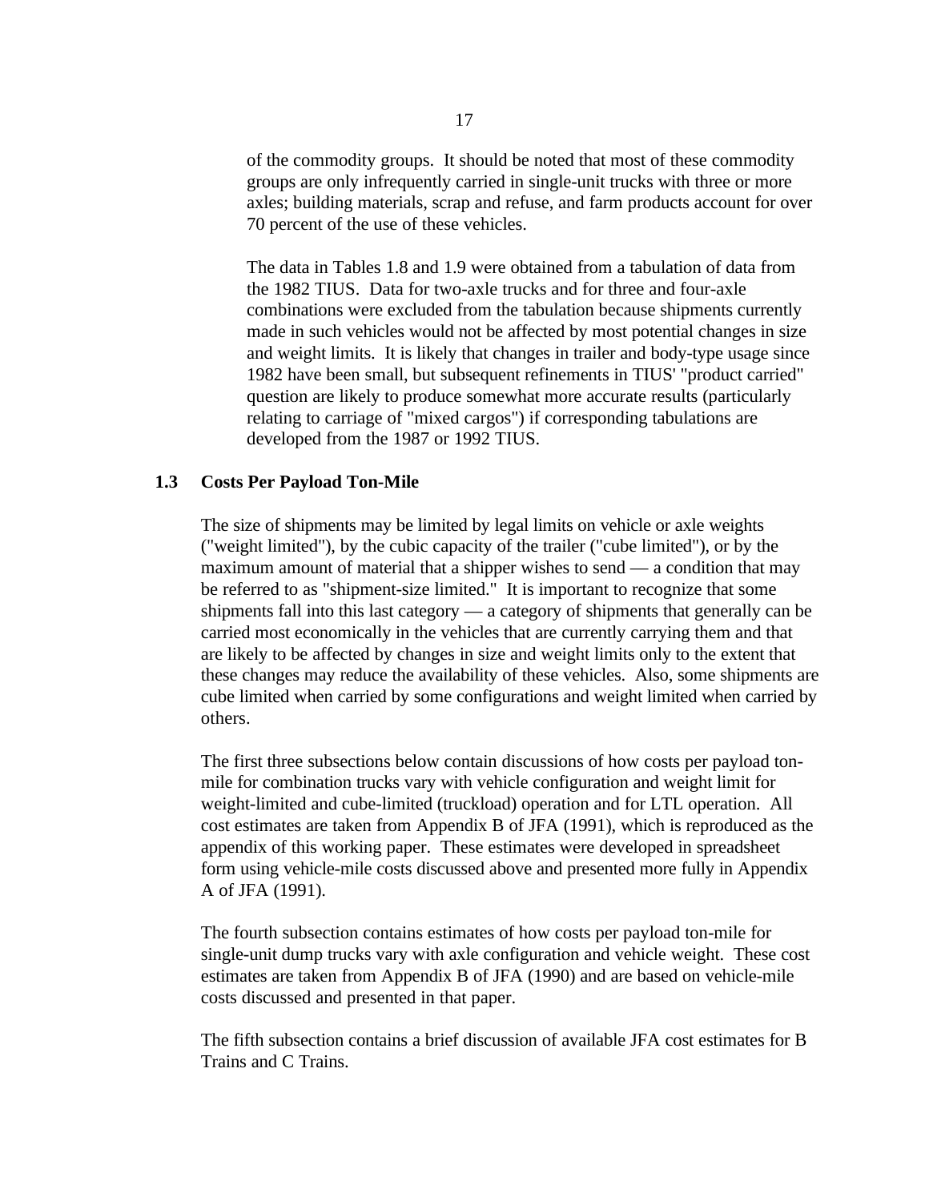of the commodity groups. It should be noted that most of these commodity groups are only infrequently carried in single-unit trucks with three or more axles; building materials, scrap and refuse, and farm products account for over 70 percent of the use of these vehicles.

The data in Tables 1.8 and 1.9 were obtained from a tabulation of data from the 1982 TIUS. Data for two-axle trucks and for three and four-axle combinations were excluded from the tabulation because shipments currently made in such vehicles would not be affected by most potential changes in size and weight limits. It is likely that changes in trailer and body-type usage since 1982 have been small, but subsequent refinements in TIUS' "product carried" question are likely to produce somewhat more accurate results (particularly relating to carriage of "mixed cargos") if corresponding tabulations are developed from the 1987 or 1992 TIUS.

## 1.3 Costs Per Payload Ton-Mile

The size of shipments may be limited by legal limits on vehicle or axle weights ("weight limited"), by the cubic capacity of the trailer ("cube limited"), or by the maximum amount of material that a shipper wishes to send — a condition that may be referred to as "shipment-size limited." It is important to recognize that some shipments fall into this last category — a category of shipments that generally can be carried most economically in the vehicles that are currently carrying them and that are likely to be affected by changes in size and weight limits only to the extent that these changes may reduce the availability of these vehicles. Also, some shipments are cube limited when carried by some configurations and weight limited when carried by others.

The first three subsections below contain discussions of how costs per payload ton-mile for combination trucks vary with vehicle configuration and weight limit for weight-limited and cube-limited (truckload) operation and for LTL operation. All cost estimates are taken from Appendix B of JFA (1991), which is reproduced as the appendix of this working paper. These estimates were developed in spreadsheet form using vehicle-mile costs discussed above and presented more fully in Appendix A of JFA (1991).

The fourth subsection contains estimates of how costs per payload ton-mile for single-unit dump trucks vary with axle configuration and vehicle weight. These cost estimates are taken from Appendix B of JFA (1990) and are based on vehicle-mile costs discussed and presented in that paper.

The fifth subsection contains a brief discussion of available JFA cost estimates for B Trains and C Trains.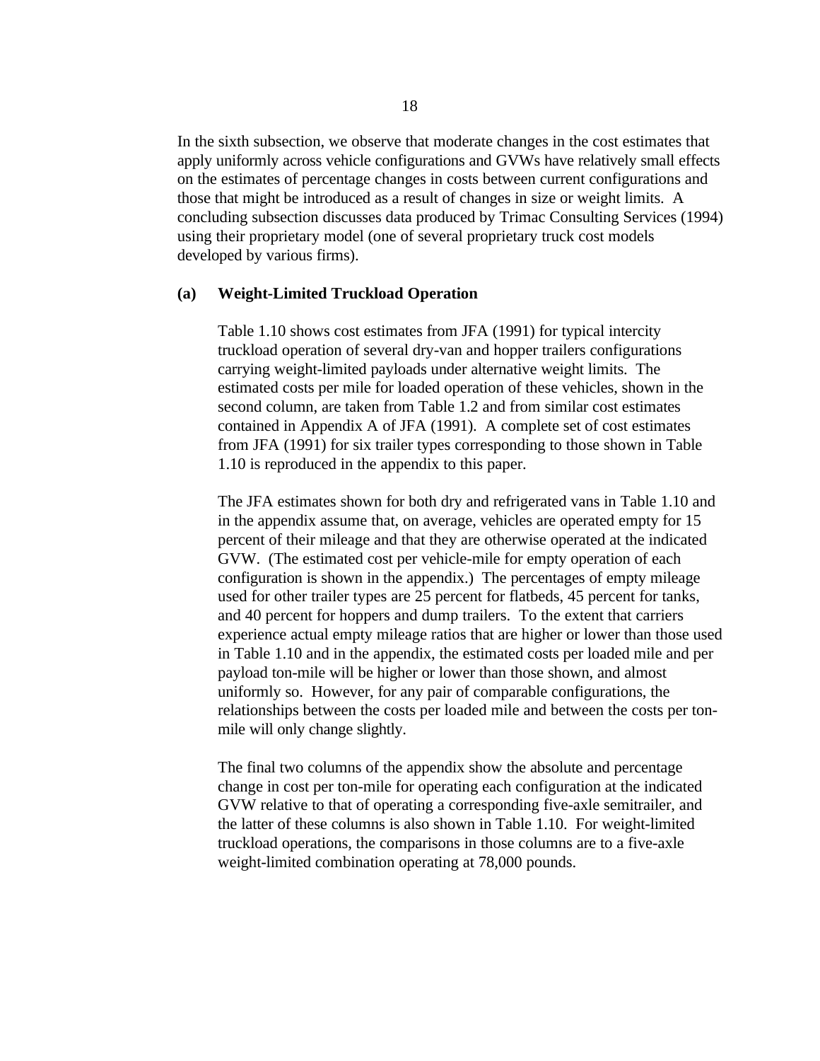In the sixth subsection, we observe that moderate changes in the cost estimates that apply uniformly across vehicle configurations and GVWs have relatively small effects on the estimates of percentage changes in costs between current configurations and those that might be introduced as a result of changes in size or weight limits. A concluding subsection discusses data produced by Trimac Consulting Services (1994) using their proprietary model (one of several proprietary truck cost models developed by various firms).

### (a) Weight-Limited Truckload Operation

Table 1.10 shows cost estimates from JFA (1991) for typical intercity truckload operation of several dry-van and hopper trailers configurations carrying weight-limited payloads under alternative weight limits. The estimated costs per mile for loaded operation of these vehicles, shown in the second column, are taken from Table 1.2 and from similar cost estimates contained in Appendix A of JFA (1991). A complete set of cost estimates from JFA (1991) for six trailer types corresponding to those shown in Table 1.10 is reproduced in the appendix to this paper.

The JFA estimates shown for both dry and refrigerated vans in Table 1.10 and in the appendix assume that, on average, vehicles are operated empty for 15 percent of their mileage and that they are otherwise operated at the indicated GVW. (The estimated cost per vehicle-mile for empty operation of each configuration is shown in the appendix.) The percentages of empty mileage used for other trailer types are 25 percent for flatbeds, 45 percent for tanks, and 40 percent for hoppers and dump trailers. To the extent that carriers experience actual empty mileage ratios that are higher or lower than those used in Table 1.10 and in the appendix, the estimated costs per loaded mile and per payload ton-mile will be higher or lower than those shown, and almost uniformly so. However, for any pair of comparable configurations, the relationships between the costs per loaded mile and between the costs per ton-mile will only change slightly.

The final two columns of the appendix show the absolute and percentage change in cost per ton-mile for operating each configuration at the indicated GVW relative to that of operating a corresponding five-axle semitrailer, and the latter of these columns is also shown in Table 1.10. For weight-limited truckload operations, the comparisons in those columns are to a five-axle weight-limited combination operating at 78,000 pounds.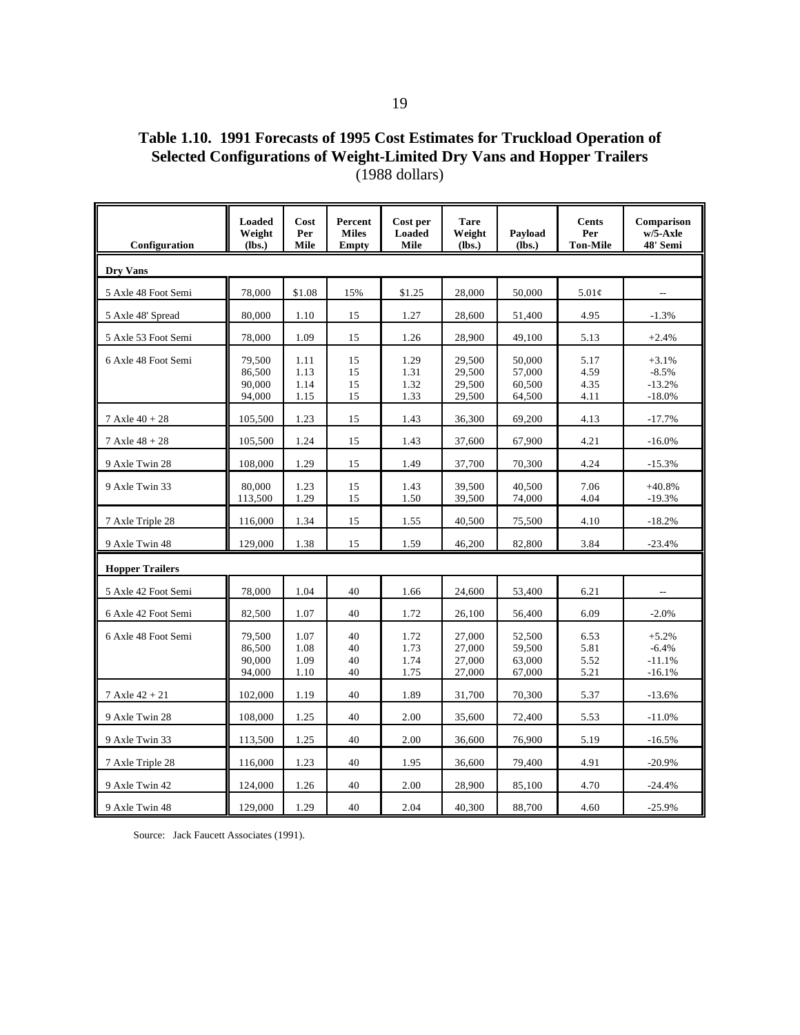**Table 1.10. 1991 Forecasts of 1995 Cost Estimates for Truckload Operation of Selected Configurations of Weight-Limited Dry Vans and Hopper Trailers**
(1988 dollars)

| Configuration | Loaded Weight (lbs.) | Cost Per Mile | Percent Miles Empty | Cost per Loaded Mile | Tare Weight (lbs.) | Payload (lbs.) | Cents Per Ton-Mile | Comparison w/5-Axle 48' Semi |
|---|---|---|---|---|---|---|---|---|
| **Dry Vans** | | | | | | | | |
| 5 Axle 48 Foot Semi | 78,000 | $1.08 | 15% | $1.25 | 28,000 | 50,000 | 5.01¢ | -- |
| 5 Axle 48' Spread | 80,000 | 1.10 | 15 | 1.27 | 28,600 | 51,400 | 4.95 | -1.3% |
| 5 Axle 53 Foot Semi | 78,000 | 1.09 | 15 | 1.26 | 28,900 | 49,100 | 5.13 | +2.4% |
| 6 Axle 48 Foot Semi | 79,500 | 1.11 | 15 | 1.29 | 29,500 | 50,000 | 5.17 | +3.1% |
| | 86,500 | 1.13 | 15 | 1.31 | 29,500 | 57,000 | 4.59 | -8.5% |
| | 90,000 | 1.14 | 15 | 1.32 | 29,500 | 60,500 | 4.35 | -13.2% |
| | 94,000 | 1.15 | 15 | 1.33 | 29,500 | 64,500 | 4.11 | -18.0% |
| 7 Axle 40 + 28 | 105,500 | 1.23 | 15 | 1.43 | 36,300 | 69,200 | 4.13 | -17.7% |
| 7 Axle 48 + 28 | 105,500 | 1.24 | 15 | 1.43 | 37,600 | 67,900 | 4.21 | -16.0% |
| 9 Axle Twin 28 | 108,000 | 1.29 | 15 | 1.49 | 37,700 | 70,300 | 4.24 | -15.3% |
| 9 Axle Twin 33 | 80,000 | 1.23 | 15 | 1.43 | 39,500 | 40,500 | 7.06 | +40.8% |
| | 113,500 | 1.29 | 15 | 1.50 | 39,500 | 74,000 | 4.04 | -19.3% |
| 7 Axle Triple 28 | 116,000 | 1.34 | 15 | 1.55 | 40,500 | 75,500 | 4.10 | -18.2% |
| 9 Axle Twin 48 | 129,000 | 1.38 | 15 | 1.59 | 46,200 | 82,800 | 3.84 | -23.4% |
| **Hopper Trailers** | | | | | | | | |
| 5 Axle 42 Foot Semi | 78,000 | 1.04 | 40 | 1.66 | 24,600 | 53,400 | 6.21 | -- |
| 6 Axle 42 Foot Semi | 82,500 | 1.07 | 40 | 1.72 | 26,100 | 56,400 | 6.09 | -2.0% |
| 6 Axle 48 Foot Semi | 79,500 | 1.07 | 40 | 1.72 | 27,000 | 52,500 | 6.53 | +5.2% |
| | 86,500 | 1.08 | 40 | 1.73 | 27,000 | 59,500 | 5.81 | -6.4% |
| | 90,000 | 1.09 | 40 | 1.74 | 27,000 | 63,000 | 5.52 | -11.1% |
| | 94,000 | 1.10 | 40 | 1.75 | 27,000 | 67,000 | 5.21 | -16.1% |
| 7 Axle 42 + 21 | 102,000 | 1.19 | 40 | 1.89 | 31,700 | 70,300 | 5.37 | -13.6% |
| 9 Axle Twin 28 | 108,000 | 1.25 | 40 | 2.00 | 35,600 | 72,400 | 5.53 | -11.0% |
| 9 Axle Twin 33 | 113,500 | 1.25 | 40 | 2.00 | 36,600 | 76,900 | 5.19 | -16.5% |
| 7 Axle Triple 28 | 116,000 | 1.23 | 40 | 1.95 | 36,600 | 79,400 | 4.91 | -20.9% |
| 9 Axle Twin 42 | 124,000 | 1.26 | 40 | 2.00 | 28,900 | 85,100 | 4.70 | -24.4% |
| 9 Axle Twin 48 | 129,000 | 1.29 | 40 | 2.04 | 40,300 | 88,700 | 4.60 | -25.9% |

Source: Jack Faucett Associates (1991).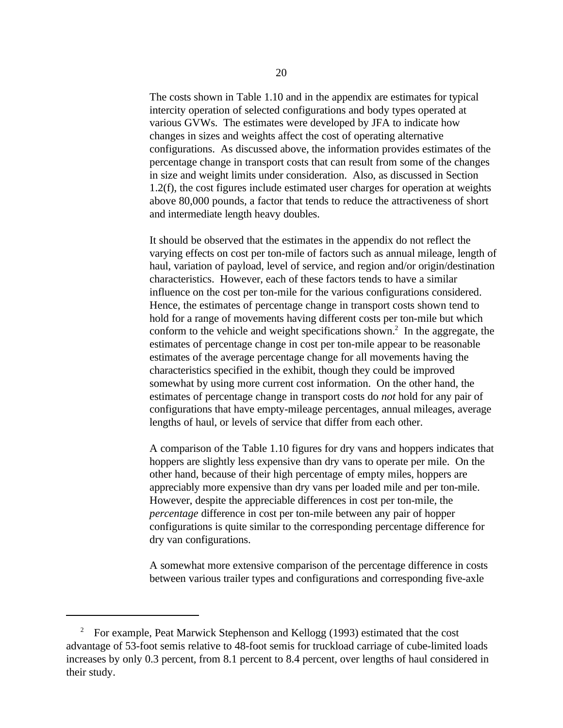The costs shown in Table 1.10 and in the appendix are estimates for typical intercity operation of selected configurations and body types operated at various GVWs. The estimates were developed by JFA to indicate how changes in sizes and weights affect the cost of operating alternative configurations. As discussed above, the information provides estimates of the percentage change in transport costs that can result from some of the changes in size and weight limits under consideration. Also, as discussed in Section 1.2(f), the cost figures include estimated user charges for operation at weights above 80,000 pounds, a factor that tends to reduce the attractiveness of short and intermediate length heavy doubles.

It should be observed that the estimates in the appendix do not reflect the varying effects on cost per ton-mile of factors such as annual mileage, length of haul, variation of payload, level of service, and region and/or origin/destination characteristics. However, each of these factors tends to have a similar influence on the cost per ton-mile for the various configurations considered. Hence, the estimates of percentage change in transport costs shown tend to hold for a range of movements having different costs per ton-mile but which conform to the vehicle and weight specifications shown.[2] In the aggregate, the estimates of percentage change in cost per ton-mile appear to be reasonable estimates of the average percentage change for all movements having the characteristics specified in the exhibit, though they could be improved somewhat by using more current cost information. On the other hand, the estimates of percentage change in transport costs do *not* hold for any pair of configurations that have empty-mileage percentages, annual mileages, average lengths of haul, or levels of service that differ from each other.

A comparison of the Table 1.10 figures for dry vans and hoppers indicates that hoppers are slightly less expensive than dry vans to operate per mile. On the other hand, because of their high percentage of empty miles, hoppers are appreciably more expensive than dry vans per loaded mile and per ton-mile. However, despite the appreciable differences in cost per ton-mile, the *percentage* difference in cost per ton-mile between any pair of hopper configurations is quite similar to the corresponding percentage difference for dry van configurations.

A somewhat more extensive comparison of the percentage difference in costs between various trailer types and configurations and corresponding five-axle

---

[2] For example, Peat Marwick Stephenson and Kellogg (1993) estimated that the cost advantage of 53-foot semis relative to 48-foot semis for truckload carriage of cube-limited loads increases by only 0.3 percent, from 8.1 percent to 8.4 percent, over lengths of haul considered in their study.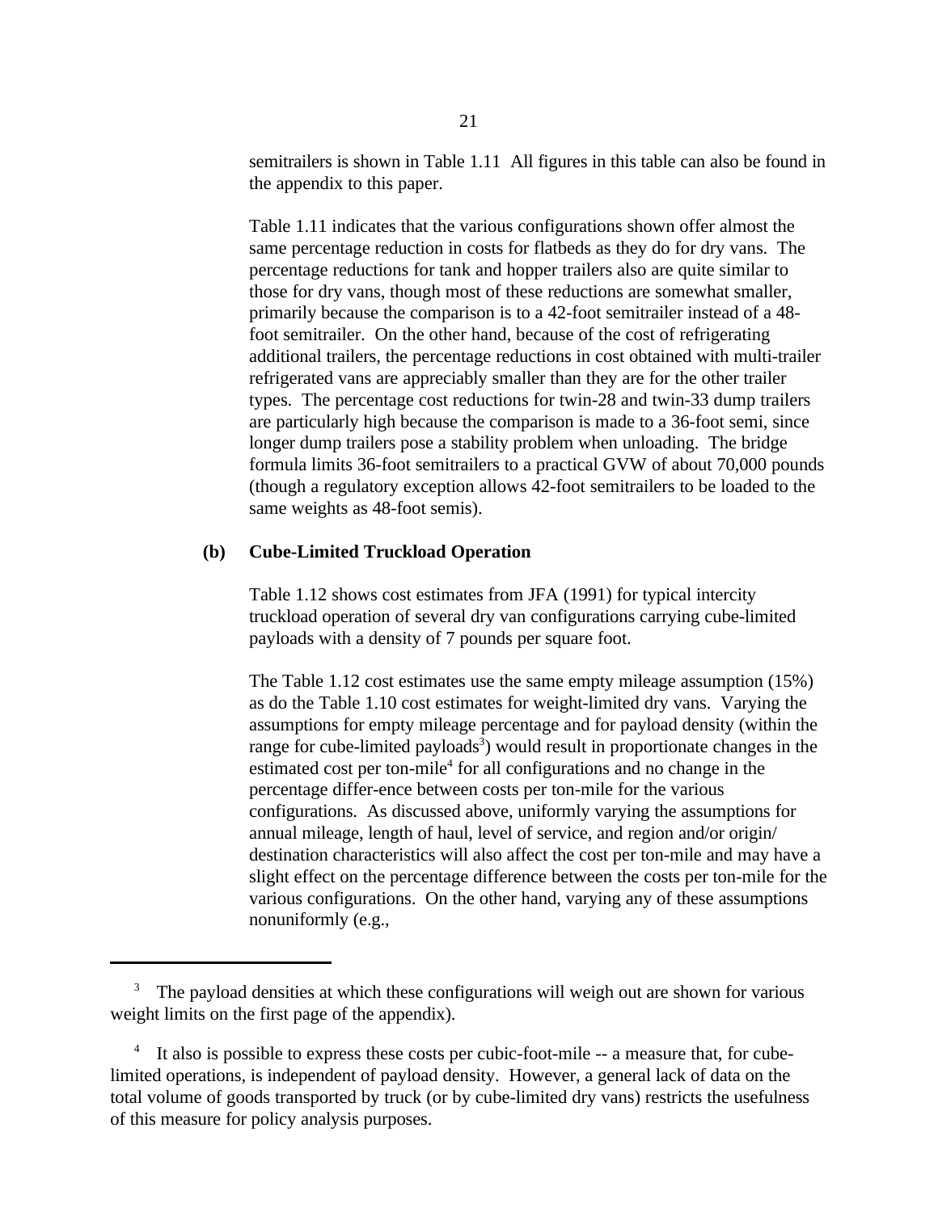semitrailers is shown in Table 1.11 All figures in this table can also be found in the appendix to this paper.

Table 1.11 indicates that the various configurations shown offer almost the same percentage reduction in costs for flatbeds as they do for dry vans. The percentage reductions for tank and hopper trailers also are quite similar to those for dry vans, though most of these reductions are somewhat smaller, primarily because the comparison is to a 42-foot semitrailer instead of a 48-foot semitrailer. On the other hand, because of the cost of refrigerating additional trailers, the percentage reductions in cost obtained with multi-trailer refrigerated vans are appreciably smaller than they are for the other trailer types. The percentage cost reductions for twin-28 and twin-33 dump trailers are particularly high because the comparison is made to a 36-foot semi, since longer dump trailers pose a stability problem when unloading. The bridge formula limits 36-foot semitrailers to a practical GVW of about 70,000 pounds (though a regulatory exception allows 42-foot semitrailers to be loaded to the same weights as 48-foot semis).

### (b) Cube-Limited Truckload Operation

Table 1.12 shows cost estimates from JFA (1991) for typical intercity truckload operation of several dry van configurations carrying cube-limited payloads with a density of 7 pounds per square foot.

The Table 1.12 cost estimates use the same empty mileage assumption (15%) as do the Table 1.10 cost estimates for weight-limited dry vans. Varying the assumptions for empty mileage percentage and for payload density (within the range for cube-limited payloads[3]) would result in proportionate changes in the estimated cost per ton-mile[4] for all configurations and no change in the percentage differ-ence between costs per ton-mile for the various configurations. As discussed above, uniformly varying the assumptions for annual mileage, length of haul, level of service, and region and/or origin/destination characteristics will also affect the cost per ton-mile and may have a slight effect on the percentage difference between the costs per ton-mile for the various configurations. On the other hand, varying any of these assumptions nonuniformly (e.g.,

---

[3] The payload densities at which these configurations will weigh out are shown for various weight limits on the first page of the appendix).

[4] It also is possible to express these costs per cubic-foot-mile -- a measure that, for cube-limited operations, is independent of payload density. However, a general lack of data on the total volume of goods transported by truck (or by cube-limited dry vans) restricts the usefulness of this measure for policy analysis purposes.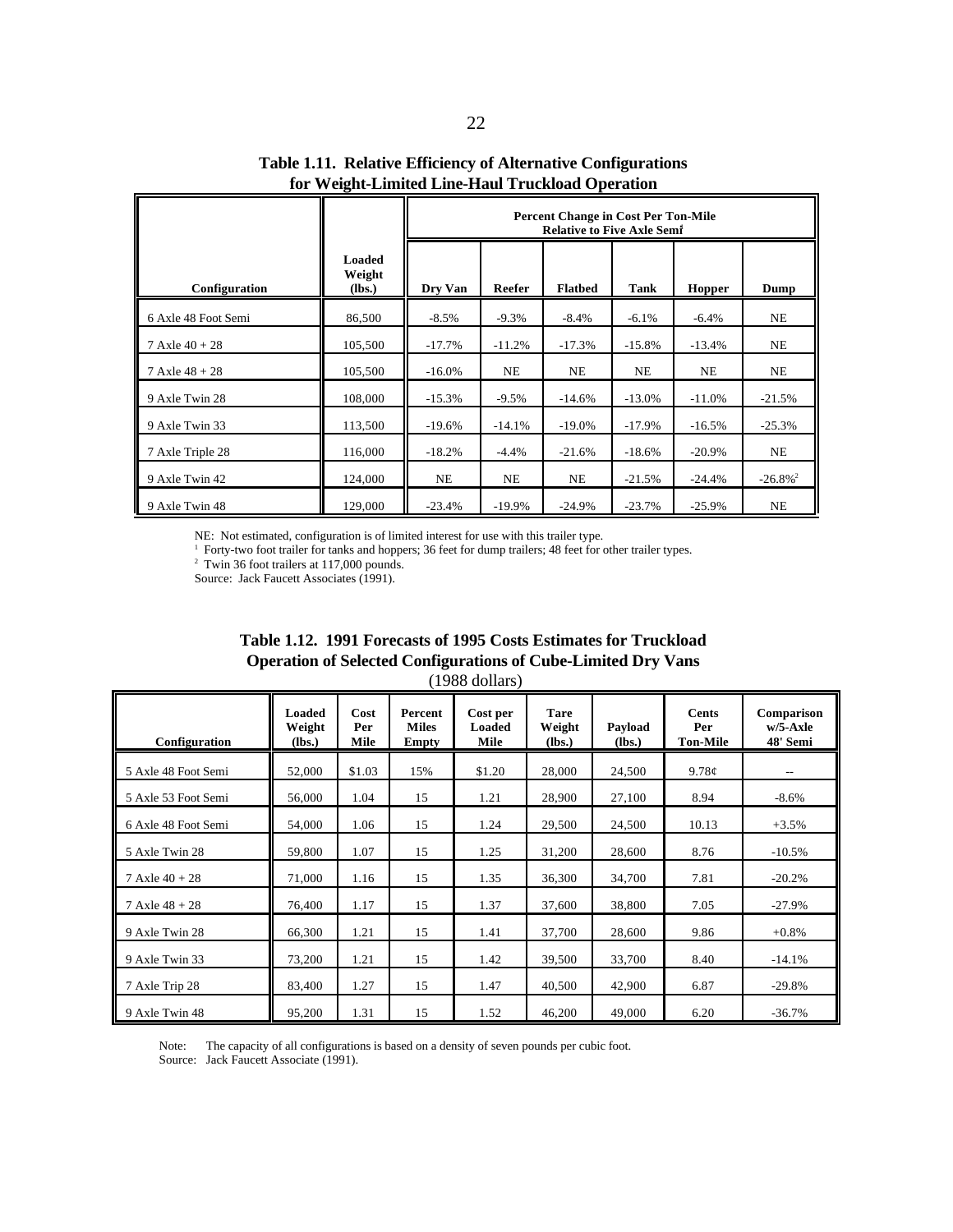**Table 1.11. Relative Efficiency of Alternative Configurations for Weight-Limited Line-Haul Truckload Operation**

| Configuration | Loaded Weight (lbs.) | Percent Change in Cost Per Ton-Mile Relative to Five Axle Semi[1] | | | | | |
|---|---|---|---|---|---|---|---|
| | | Dry Van | Reefer | Flatbed | Tank | Hopper | Dump |
| 6 Axle 48 Foot Semi | 86,500 | -8.5% | -9.3% | -8.4% | -6.1% | -6.4% | NE |
| 7 Axle 40 + 28 | 105,500 | -17.7% | -11.2% | -17.3% | -15.8% | -13.4% | NE |
| 7 Axle 48 + 28 | 105,500 | -16.0% | NE | NE | NE | NE | NE |
| 9 Axle Twin 28 | 108,000 | -15.3% | -9.5% | -14.6% | -13.0% | -11.0% | -21.5% |
| 9 Axle Twin 33 | 113,500 | -19.6% | -14.1% | -19.0% | -17.9% | -16.5% | -25.3% |
| 7 Axle Triple 28 | 116,000 | -18.2% | -4.4% | -21.6% | -18.6% | -20.9% | NE |
| 9 Axle Twin 42 | 124,000 | NE | NE | NE | -21.5% | -24.4% | -26.8%[2] |
| 9 Axle Twin 48 | 129,000 | -23.4% | -19.9% | -24.9% | -23.7% | -25.9% | NE |

NE: Not estimated, configuration is of limited interest for use with this trailer type.
[1] Forty-two foot trailer for tanks and hoppers; 36 feet for dump trailers; 48 feet for other trailer types.
[2] Twin 36 foot trailers at 117,000 pounds.
Source: Jack Faucett Associates (1991).

**Table 1.12. 1991 Forecasts of 1995 Costs Estimates for Truckload Operation of Selected Configurations of Cube-Limited Dry Vans**
(1988 dollars)

| Configuration | Loaded Weight (lbs.) | Cost Per Mile | Percent Miles Empty | Cost per Loaded Mile | Tare Weight (lbs.) | Payload (lbs.) | Cents Per Ton-Mile | Comparison w/5-Axle 48' Semi |
|---|---|---|---|---|---|---|---|---|
| 5 Axle 48 Foot Semi | 52,000 | $1.03 | 15% | $1.20 | 28,000 | 24,500 | 9.78¢ | -- |
| 5 Axle 53 Foot Semi | 56,000 | 1.04 | 15 | 1.21 | 28,900 | 27,100 | 8.94 | -8.6% |
| 6 Axle 48 Foot Semi | 54,000 | 1.06 | 15 | 1.24 | 29,500 | 24,500 | 10.13 | +3.5% |
| 5 Axle Twin 28 | 59,800 | 1.07 | 15 | 1.25 | 31,200 | 28,600 | 8.76 | -10.5% |
| 7 Axle 40 + 28 | 71,000 | 1.16 | 15 | 1.35 | 36,300 | 34,700 | 7.81 | -20.2% |
| 7 Axle 48 + 28 | 76,400 | 1.17 | 15 | 1.37 | 37,600 | 38,800 | 7.05 | -27.9% |
| 9 Axle Twin 28 | 66,300 | 1.21 | 15 | 1.41 | 37,700 | 28,600 | 9.86 | +0.8% |
| 9 Axle Twin 33 | 73,200 | 1.21 | 15 | 1.42 | 39,500 | 33,700 | 8.40 | -14.1% |
| 7 Axle Trip 28 | 83,400 | 1.27 | 15 | 1.47 | 40,500 | 42,900 | 6.87 | -29.8% |
| 9 Axle Twin 48 | 95,200 | 1.31 | 15 | 1.52 | 46,200 | 49,000 | 6.20 | -36.7% |

Note: The capacity of all configurations is based on a density of seven pounds per cubic foot.
Source: Jack Faucett Associate (1991).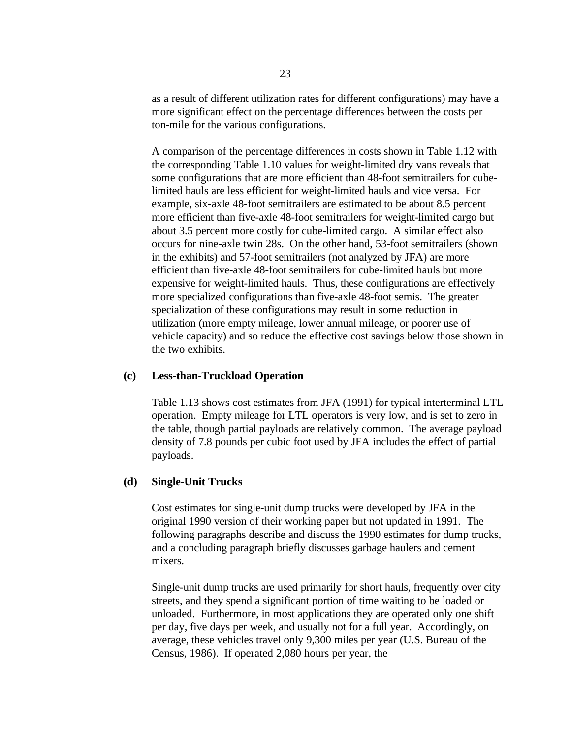as a result of different utilization rates for different configurations) may have a more significant effect on the percentage differences between the costs per ton-mile for the various configurations.

A comparison of the percentage differences in costs shown in Table 1.12 with the corresponding Table 1.10 values for weight-limited dry vans reveals that some configurations that are more efficient than 48-foot semitrailers for cube-limited hauls are less efficient for weight-limited hauls and vice versa. For example, six-axle 48-foot semitrailers are estimated to be about 8.5 percent more efficient than five-axle 48-foot semitrailers for weight-limited cargo but about 3.5 percent more costly for cube-limited cargo. A similar effect also occurs for nine-axle twin 28s. On the other hand, 53-foot semitrailers (shown in the exhibits) and 57-foot semitrailers (not analyzed by JFA) are more efficient than five-axle 48-foot semitrailers for cube-limited hauls but more expensive for weight-limited hauls. Thus, these configurations are effectively more specialized configurations than five-axle 48-foot semis. The greater specialization of these configurations may result in some reduction in utilization (more empty mileage, lower annual mileage, or poorer use of vehicle capacity) and so reduce the effective cost savings below those shown in the two exhibits.

**(c) Less-than-Truckload Operation**

Table 1.13 shows cost estimates from JFA (1991) for typical interterminal LTL operation. Empty mileage for LTL operators is very low, and is set to zero in the table, though partial payloads are relatively common. The average payload density of 7.8 pounds per cubic foot used by JFA includes the effect of partial payloads.

**(d) Single-Unit Trucks**

Cost estimates for single-unit dump trucks were developed by JFA in the original 1990 version of their working paper but not updated in 1991. The following paragraphs describe and discuss the 1990 estimates for dump trucks, and a concluding paragraph briefly discusses garbage haulers and cement mixers.

Single-unit dump trucks are used primarily for short hauls, frequently over city streets, and they spend a significant portion of time waiting to be loaded or unloaded. Furthermore, in most applications they are operated only one shift per day, five days per week, and usually not for a full year. Accordingly, on average, these vehicles travel only 9,300 miles per year (U.S. Bureau of the Census, 1986). If operated 2,080 hours per year, the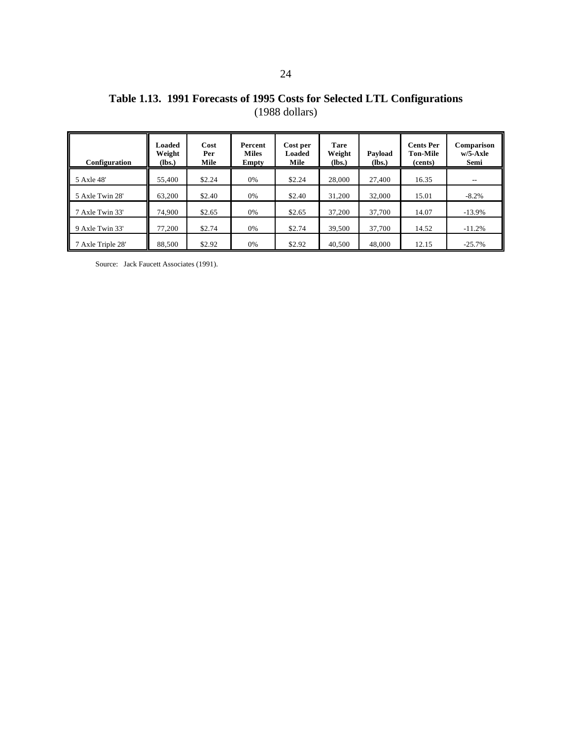**Table 1.13. 1991 Forecasts of 1995 Costs for Selected LTL Configurations**
(1988 dollars)

| Configuration | Loaded Weight (lbs.) | Cost Per Mile | Percent Miles Empty | Cost per Loaded Mile | Tare Weight (lbs.) | Payload (lbs.) | Cents Per Ton-Mile (cents) | Comparison w/5-Axle Semi |
|---|---|---|---|---|---|---|---|---|
| 5 Axle 48' | 55,400 | $2.24 | 0% | $2.24 | 28,000 | 27,400 | 16.35 | -- |
| 5 Axle Twin 28' | 63,200 | $2.40 | 0% | $2.40 | 31,200 | 32,000 | 15.01 | -8.2% |
| 7 Axle Twin 33' | 74,900 | $2.65 | 0% | $2.65 | 37,200 | 37,700 | 14.07 | -13.9% |
| 9 Axle Twin 33' | 77,200 | $2.74 | 0% | $2.74 | 39,500 | 37,700 | 14.52 | -11.2% |
| 7 Axle Triple 28' | 88,500 | $2.92 | 0% | $2.92 | 40,500 | 48,000 | 12.15 | -25.7% |

Source: Jack Faucett Associates (1991).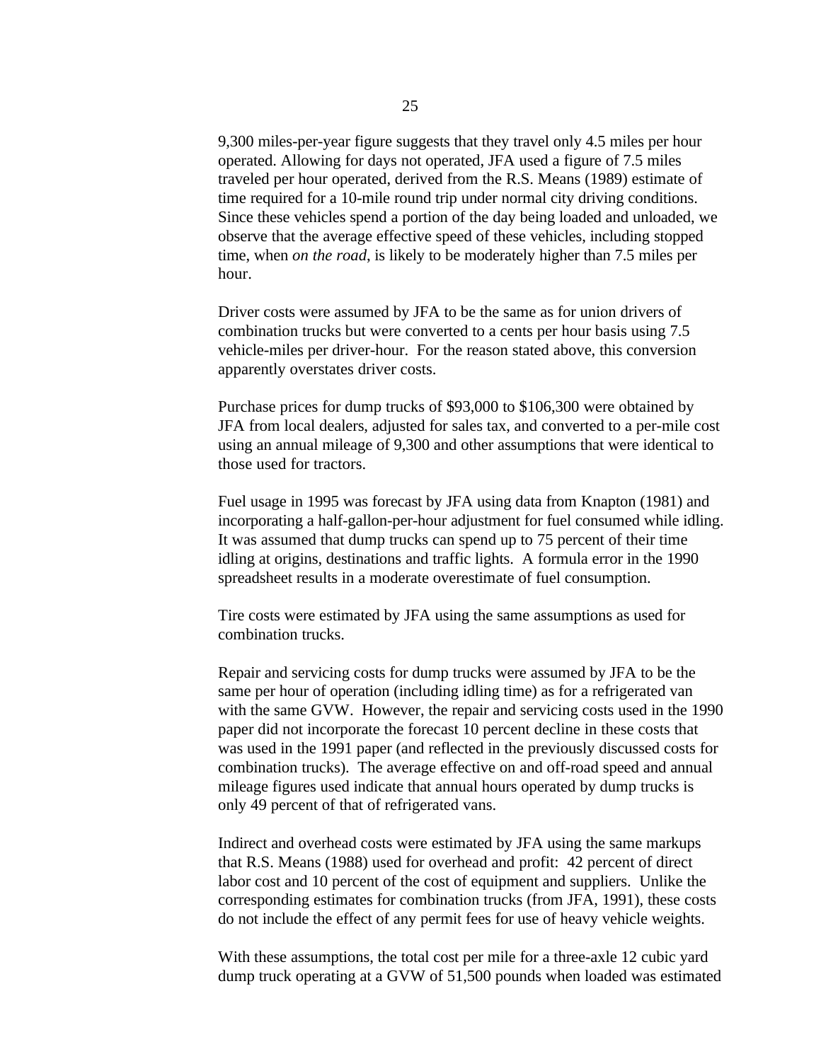9,300 miles-per-year figure suggests that they travel only 4.5 miles per hour operated. Allowing for days not operated, JFA used a figure of 7.5 miles traveled per hour operated, derived from the R.S. Means (1989) estimate of time required for a 10-mile round trip under normal city driving conditions. Since these vehicles spend a portion of the day being loaded and unloaded, we observe that the average effective speed of these vehicles, including stopped time, when *on the road*, is likely to be moderately higher than 7.5 miles per hour.

Driver costs were assumed by JFA to be the same as for union drivers of combination trucks but were converted to a cents per hour basis using 7.5 vehicle-miles per driver-hour. For the reason stated above, this conversion apparently overstates driver costs.

Purchase prices for dump trucks of $93,000 to $106,300 were obtained by JFA from local dealers, adjusted for sales tax, and converted to a per-mile cost using an annual mileage of 9,300 and other assumptions that were identical to those used for tractors.

Fuel usage in 1995 was forecast by JFA using data from Knapton (1981) and incorporating a half-gallon-per-hour adjustment for fuel consumed while idling. It was assumed that dump trucks can spend up to 75 percent of their time idling at origins, destinations and traffic lights. A formula error in the 1990 spreadsheet results in a moderate overestimate of fuel consumption.

Tire costs were estimated by JFA using the same assumptions as used for combination trucks.

Repair and servicing costs for dump trucks were assumed by JFA to be the same per hour of operation (including idling time) as for a refrigerated van with the same GVW. However, the repair and servicing costs used in the 1990 paper did not incorporate the forecast 10 percent decline in these costs that was used in the 1991 paper (and reflected in the previously discussed costs for combination trucks). The average effective on and off-road speed and annual mileage figures used indicate that annual hours operated by dump trucks is only 49 percent of that of refrigerated vans.

Indirect and overhead costs were estimated by JFA using the same markups that R.S. Means (1988) used for overhead and profit: 42 percent of direct labor cost and 10 percent of the cost of equipment and suppliers. Unlike the corresponding estimates for combination trucks (from JFA, 1991), these costs do not include the effect of any permit fees for use of heavy vehicle weights.

With these assumptions, the total cost per mile for a three-axle 12 cubic yard dump truck operating at a GVW of 51,500 pounds when loaded was estimated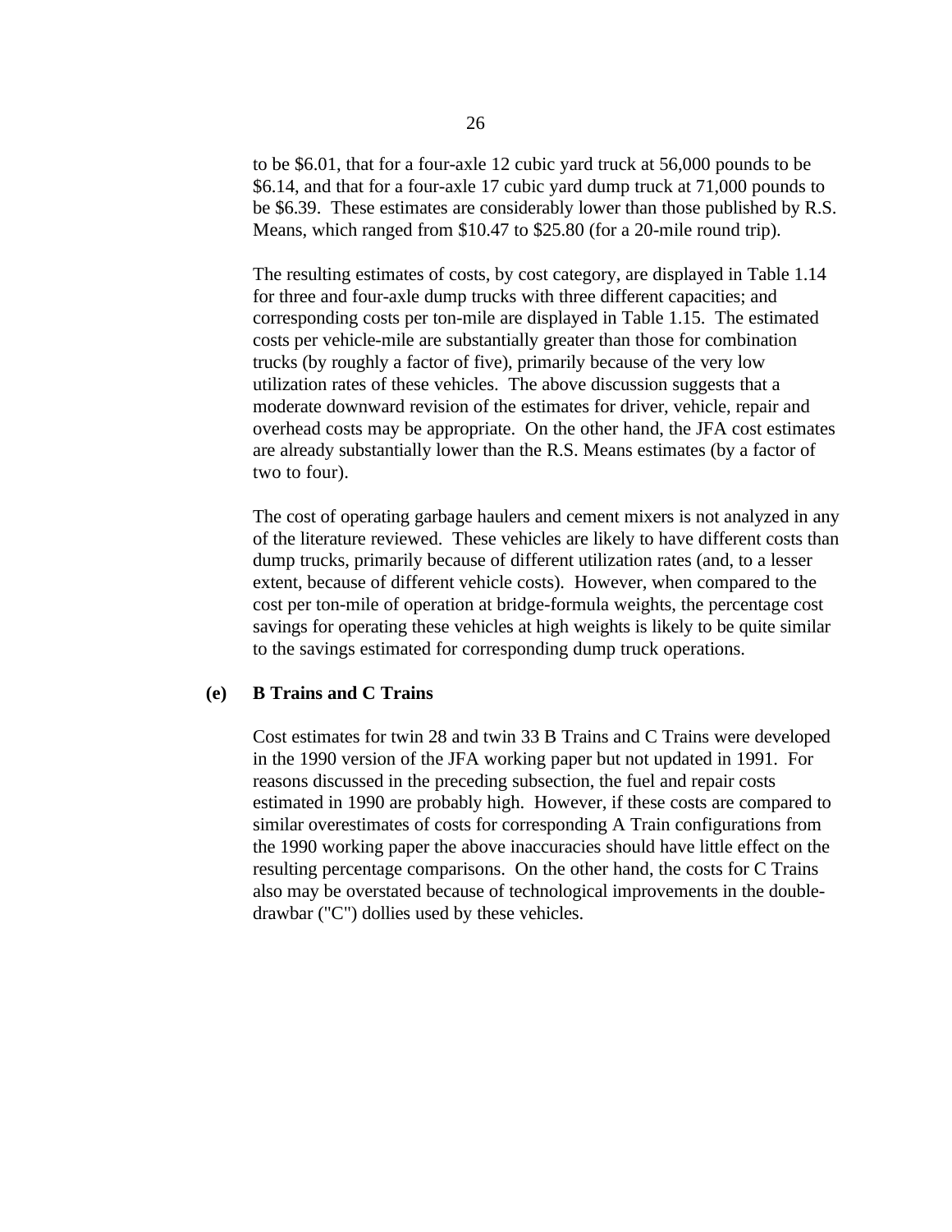to be $6.01, that for a four-axle 12 cubic yard truck at 56,000 pounds to be $6.14, and that for a four-axle 17 cubic yard dump truck at 71,000 pounds to be $6.39. These estimates are considerably lower than those published by R.S. Means, which ranged from $10.47 to $25.80 (for a 20-mile round trip).

The resulting estimates of costs, by cost category, are displayed in Table 1.14 for three and four-axle dump trucks with three different capacities; and corresponding costs per ton-mile are displayed in Table 1.15. The estimated costs per vehicle-mile are substantially greater than those for combination trucks (by roughly a factor of five), primarily because of the very low utilization rates of these vehicles. The above discussion suggests that a moderate downward revision of the estimates for driver, vehicle, repair and overhead costs may be appropriate. On the other hand, the JFA cost estimates are already substantially lower than the R.S. Means estimates (by a factor of two to four).

The cost of operating garbage haulers and cement mixers is not analyzed in any of the literature reviewed. These vehicles are likely to have different costs than dump trucks, primarily because of different utilization rates (and, to a lesser extent, because of different vehicle costs). However, when compared to the cost per ton-mile of operation at bridge-formula weights, the percentage cost savings for operating these vehicles at high weights is likely to be quite similar to the savings estimated for corresponding dump truck operations.

**(e) B Trains and C Trains**

Cost estimates for twin 28 and twin 33 B Trains and C Trains were developed in the 1990 version of the JFA working paper but not updated in 1991. For reasons discussed in the preceding subsection, the fuel and repair costs estimated in 1990 are probably high. However, if these costs are compared to similar overestimates of costs for corresponding A Train configurations from the 1990 working paper the above inaccuracies should have little effect on the resulting percentage comparisons. On the other hand, the costs for C Trains also may be overstated because of technological improvements in the double-drawbar ("C") dollies used by these vehicles.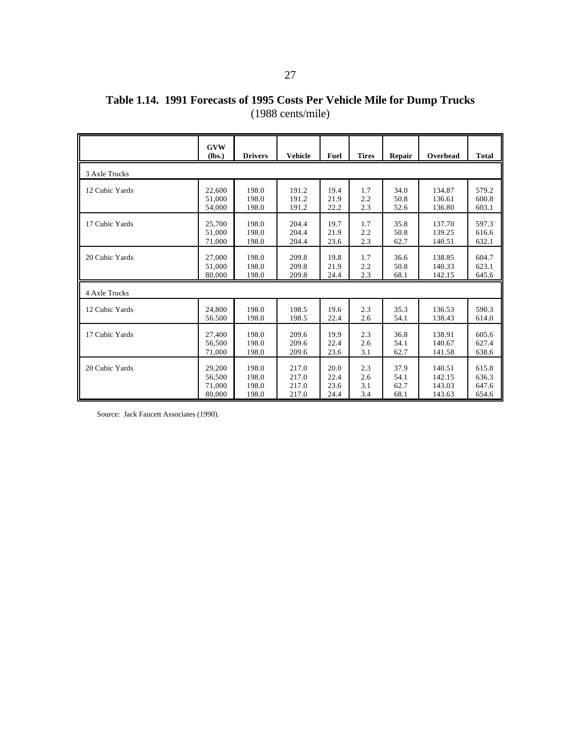**Table 1.14. 1991 Forecasts of 1995 Costs Per Vehicle Mile for Dump Trucks**
(1988 cents/mile)

| | GVW (lbs.) | Drivers | Vehicle | Fuel | Tires | Repair | Overhead | Total |
|---|---|---|---|---|---|---|---|---|
| 3 Axle Trucks | | | | | | | | |
| 12 Cubic Yards | 22,600 | 198.0 | 191.2 | 19.4 | 1.7 | 34.0 | 134.87 | 579.2 |
| | 51,000 | 198.0 | 191.2 | 21.9 | 2.2 | 50.8 | 136.61 | 600.8 |
| | 54,000 | 198.0 | 191.2 | 22.2 | 2.3 | 52.6 | 136.80 | 603.1 |
| 17 Cubic Yards | 25,700 | 198.0 | 204.4 | 19.7 | 1.7 | 35.8 | 137.70 | 597.3 |
| | 51,000 | 198.0 | 204.4 | 21.9 | 2.2 | 50.8 | 139.25 | 616.6 |
| | 71,000 | 198.0 | 204.4 | 23.6 | 2.3 | 62.7 | 140.51 | 632.1 |
| 20 Cubic Yards | 27,000 | 198.0 | 209.8 | 19.8 | 1.7 | 36.6 | 138.85 | 604.7 |
| | 51,000 | 198.0 | 209.8 | 21.9 | 2.2 | 50.8 | 140.33 | 623.1 |
| | 80,000 | 198.0 | 209.8 | 24.4 | 2.3 | 68.1 | 142.15 | 645.6 |
| 4 Axle Trucks | | | | | | | | |
| 12 Cubic Yards | 24,800 | 198.0 | 198.5 | 19.6 | 2.3 | 35.3 | 136.53 | 590.3 |
| | 56.500 | 198.0 | 198.5 | 22.4 | 2.6 | 54.1 | 138.43 | 614.0 |
| 17 Cubic Yards | 27,400 | 198.0 | 209.6 | 19.9 | 2.3 | 36.8 | 138.91 | 605.6 |
| | 56,500 | 198.0 | 209.6 | 22.4 | 2.6 | 54.1 | 140.67 | 627.4 |
| | 71,000 | 198.0 | 209.6 | 23.6 | 3.1 | 62.7 | 141.58 | 638.6 |
| 20 Cubic Yards | 29,200 | 198.0 | 217.0 | 20.0 | 2.3 | 37.9 | 140.51 | 615.8 |
| | 56,500 | 198.0 | 217.0 | 22.4 | 2.6 | 54.1 | 142.15 | 636.3 |
| | 71,000 | 198.0 | 217.0 | 23.6 | 3.1 | 62.7 | 143.03 | 647.6 |
| | 80,000 | 198.0 | 217.0 | 24.4 | 3.4 | 68.1 | 143.63 | 654.6 |

Source: Jack Faucett Associates (1990).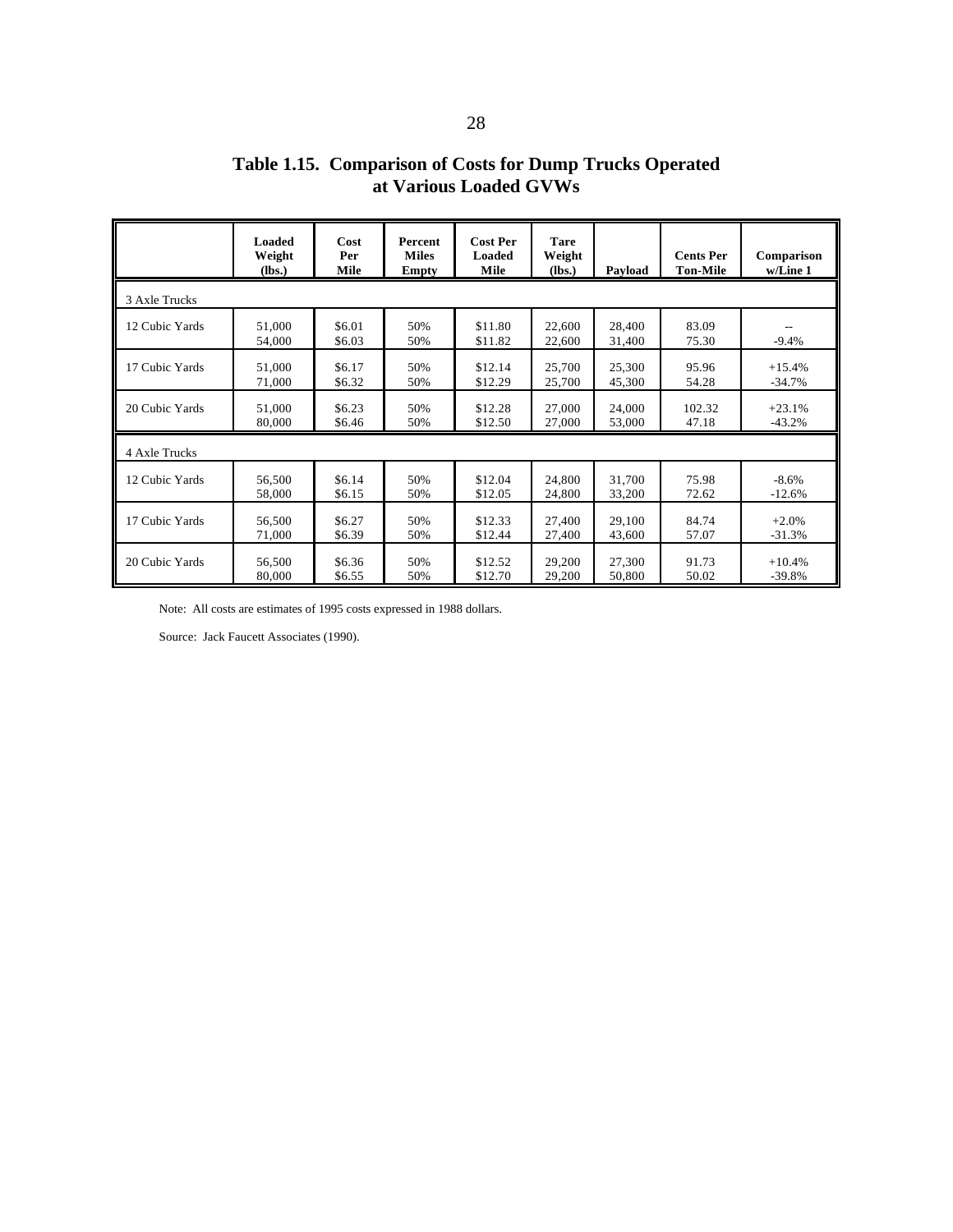## Table 1.15. Comparison of Costs for Dump Trucks Operated at Various Loaded GVWs

| | Loaded Weight (lbs.) | Cost Per Mile | Percent Miles Empty | Cost Per Loaded Mile | Tare Weight (lbs.) | Payload | Cents Per Ton-Mile | Comparison w/Line 1 |
|---|---|---|---|---|---|---|---|---|
| 3 Axle Trucks | | | | | | | | |
| 12 Cubic Yards | 51,000 | $6.01 | 50% | $11.80 | 22,600 | 28,400 | 83.09 | -- |
| | 54,000 | $6.03 | 50% | $11.82 | 22,600 | 31,400 | 75.30 | -9.4% |
| 17 Cubic Yards | 51,000 | $6.17 | 50% | $12.14 | 25,700 | 25,300 | 95.96 | +15.4% |
| | 71,000 | $6.32 | 50% | $12.29 | 25,700 | 45,300 | 54.28 | -34.7% |
| 20 Cubic Yards | 51,000 | $6.23 | 50% | $12.28 | 27,000 | 24,000 | 102.32 | +23.1% |
| | 80,000 | $6.46 | 50% | $12.50 | 27,000 | 53,000 | 47.18 | -43.2% |
| 4 Axle Trucks | | | | | | | | |
| 12 Cubic Yards | 56,500 | $6.14 | 50% | $12.04 | 24,800 | 31,700 | 75.98 | -8.6% |
| | 58,000 | $6.15 | 50% | $12.05 | 24,800 | 33,200 | 72.62 | -12.6% |
| 17 Cubic Yards | 56,500 | $6.27 | 50% | $12.33 | 27,400 | 29,100 | 84.74 | +2.0% |
| | 71,000 | $6.39 | 50% | $12.44 | 27,400 | 43,600 | 57.07 | -31.3% |
| 20 Cubic Yards | 56,500 | $6.36 | 50% | $12.52 | 29,200 | 27,300 | 91.73 | +10.4% |
| | 80,000 | $6.55 | 50% | $12.70 | 29,200 | 50,800 | 50.02 | -39.8% |

Note: All costs are estimates of 1995 costs expressed in 1988 dollars.

Source: Jack Faucett Associates (1990).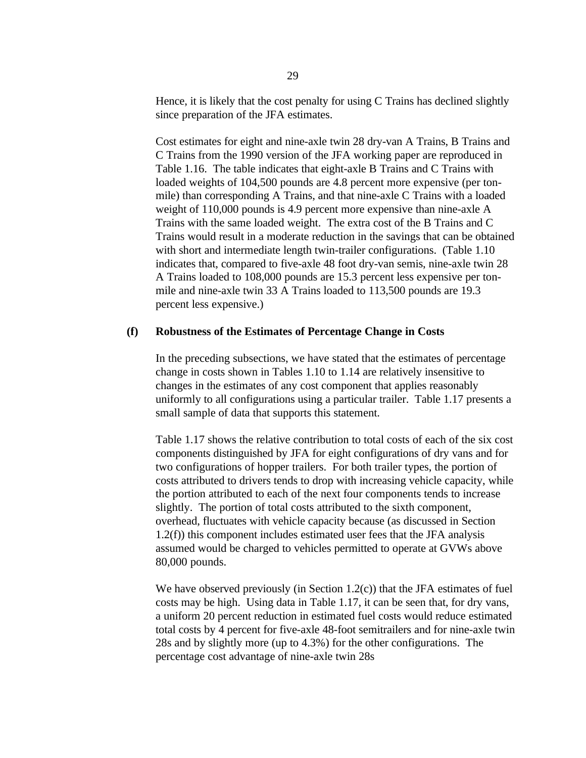Hence, it is likely that the cost penalty for using C Trains has declined slightly since preparation of the JFA estimates.

Cost estimates for eight and nine-axle twin 28 dry-van A Trains, B Trains and C Trains from the 1990 version of the JFA working paper are reproduced in Table 1.16. The table indicates that eight-axle B Trains and C Trains with loaded weights of 104,500 pounds are 4.8 percent more expensive (per ton-mile) than corresponding A Trains, and that nine-axle C Trains with a loaded weight of 110,000 pounds is 4.9 percent more expensive than nine-axle A Trains with the same loaded weight. The extra cost of the B Trains and C Trains would result in a moderate reduction in the savings that can be obtained with short and intermediate length twin-trailer configurations. (Table 1.10 indicates that, compared to five-axle 48 foot dry-van semis, nine-axle twin 28 A Trains loaded to 108,000 pounds are 15.3 percent less expensive per ton-mile and nine-axle twin 33 A Trains loaded to 113,500 pounds are 19.3 percent less expensive.)

### (f) Robustness of the Estimates of Percentage Change in Costs

In the preceding subsections, we have stated that the estimates of percentage change in costs shown in Tables 1.10 to 1.14 are relatively insensitive to changes in the estimates of any cost component that applies reasonably uniformly to all configurations using a particular trailer. Table 1.17 presents a small sample of data that supports this statement.

Table 1.17 shows the relative contribution to total costs of each of the six cost components distinguished by JFA for eight configurations of dry vans and for two configurations of hopper trailers. For both trailer types, the portion of costs attributed to drivers tends to drop with increasing vehicle capacity, while the portion attributed to each of the next four components tends to increase slightly. The portion of total costs attributed to the sixth component, overhead, fluctuates with vehicle capacity because (as discussed in Section 1.2(f)) this component includes estimated user fees that the JFA analysis assumed would be charged to vehicles permitted to operate at GVWs above 80,000 pounds.

We have observed previously (in Section 1.2(c)) that the JFA estimates of fuel costs may be high. Using data in Table 1.17, it can be seen that, for dry vans, a uniform 20 percent reduction in estimated fuel costs would reduce estimated total costs by 4 percent for five-axle 48-foot semitrailers and for nine-axle twin 28s and by slightly more (up to 4.3%) for the other configurations. The percentage cost advantage of nine-axle twin 28s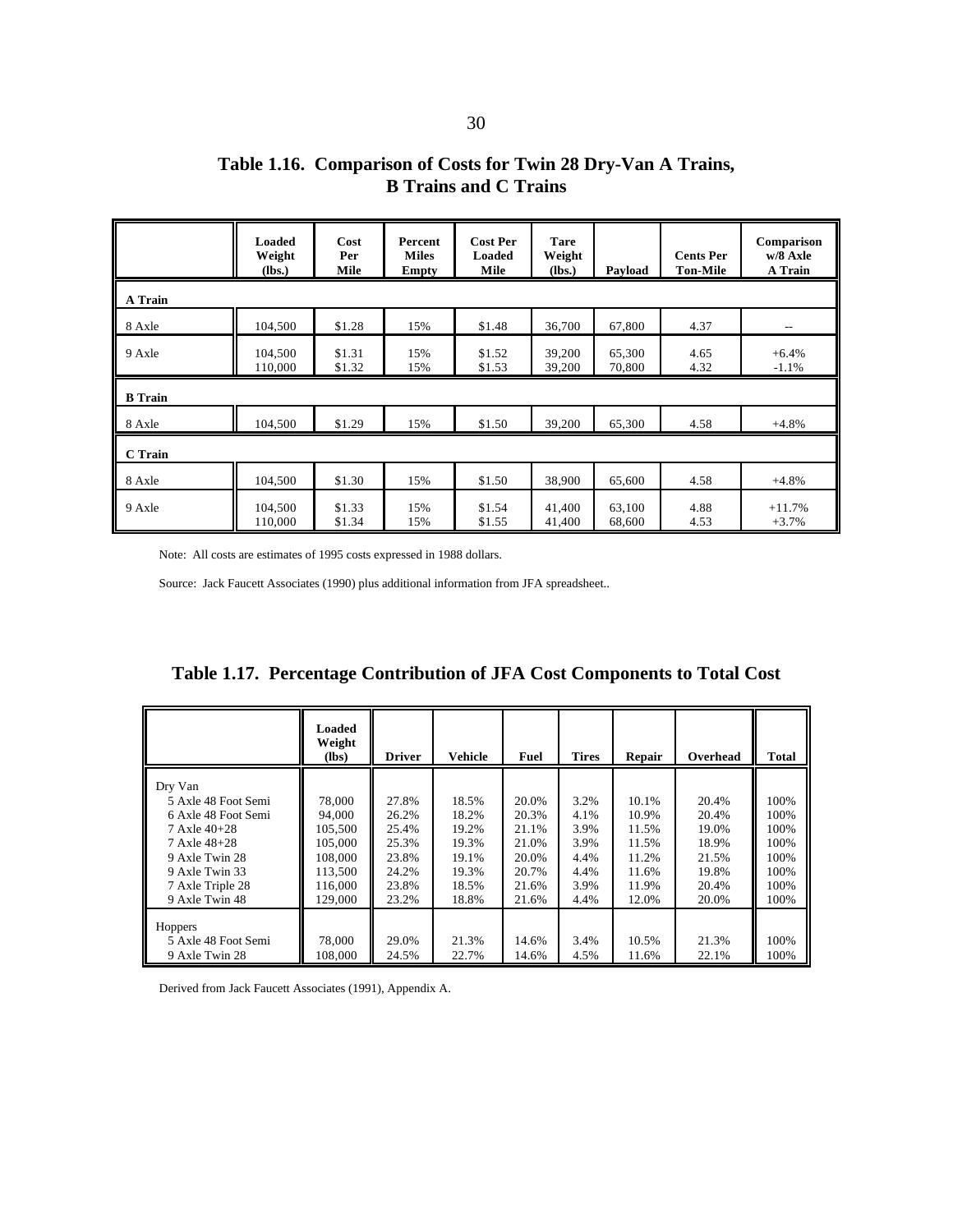## Table 1.16. Comparison of Costs for Twin 28 Dry-Van A Trains, B Trains and C Trains

| | Loaded Weight (lbs.) | Cost Per Mile | Percent Miles Empty | Cost Per Loaded Mile | Tare Weight (lbs.) | Payload | Cents Per Ton-Mile | Comparison w/8 Axle A Train |
|---|---|---|---|---|---|---|---|---|
| **A Train** | | | | | | | | |
| 8 Axle | 104,500 | $1.28 | 15% | $1.48 | 36,700 | 67,800 | 4.37 | -- |
| 9 Axle | 104,500<br>110,000 | $1.31<br>$1.32 | 15%<br>15% | $1.52<br>$1.53 | 39,200<br>39,200 | 65,300<br>70,800 | 4.65<br>4.32 | +6.4%<br>-1.1% |
| **B Train** | | | | | | | | |
| 8 Axle | 104,500 | $1.29 | 15% | $1.50 | 39,200 | 65,300 | 4.58 | +4.8% |
| **C Train** | | | | | | | | |
| 8 Axle | 104,500 | $1.30 | 15% | $1.50 | 38,900 | 65,600 | 4.58 | +4.8% |
| 9 Axle | 104,500<br>110,000 | $1.33<br>$1.34 | 15%<br>15% | $1.54<br>$1.55 | 41,400<br>41,400 | 63,100<br>68,600 | 4.88<br>4.53 | +11.7%<br>+3.7% |

Note: All costs are estimates of 1995 costs expressed in 1988 dollars.

Source: Jack Faucett Associates (1990) plus additional information from JFA spreadsheet..

## Table 1.17. Percentage Contribution of JFA Cost Components to Total Cost

| | Loaded Weight (lbs) | Driver | Vehicle | Fuel | Tires | Repair | Overhead | Total |
|---|---|---|---|---|---|---|---|---|
| Dry Van | | | | | | | | |
| 5 Axle 48 Foot Semi | 78,000 | 27.8% | 18.5% | 20.0% | 3.2% | 10.1% | 20.4% | 100% |
| 6 Axle 48 Foot Semi | 94,000 | 26.2% | 18.2% | 20.3% | 4.1% | 10.9% | 20.4% | 100% |
| 7 Axle 40+28 | 105,500 | 25.4% | 19.2% | 21.1% | 3.9% | 11.5% | 19.0% | 100% |
| 7 Axle 48+28 | 105,000 | 25.3% | 19.3% | 21.0% | 3.9% | 11.5% | 18.9% | 100% |
| 9 Axle Twin 28 | 108,000 | 23.8% | 19.1% | 20.0% | 4.4% | 11.2% | 21.5% | 100% |
| 9 Axle Twin 33 | 113,500 | 24.2% | 19.3% | 20.7% | 4.4% | 11.6% | 19.8% | 100% |
| 7 Axle Triple 28 | 116,000 | 23.8% | 18.5% | 21.6% | 3.9% | 11.9% | 20.4% | 100% |
| 9 Axle Twin 48 | 129,000 | 23.2% | 18.8% | 21.6% | 4.4% | 12.0% | 20.0% | 100% |
| Hoppers | | | | | | | | |
| 5 Axle 48 Foot Semi | 78,000 | 29.0% | 21.3% | 14.6% | 3.4% | 10.5% | 21.3% | 100% |
| 9 Axle Twin 28 | 108,000 | 24.5% | 22.7% | 14.6% | 4.5% | 11.6% | 22.1% | 100% |

Derived from Jack Faucett Associates (1991), Appendix A.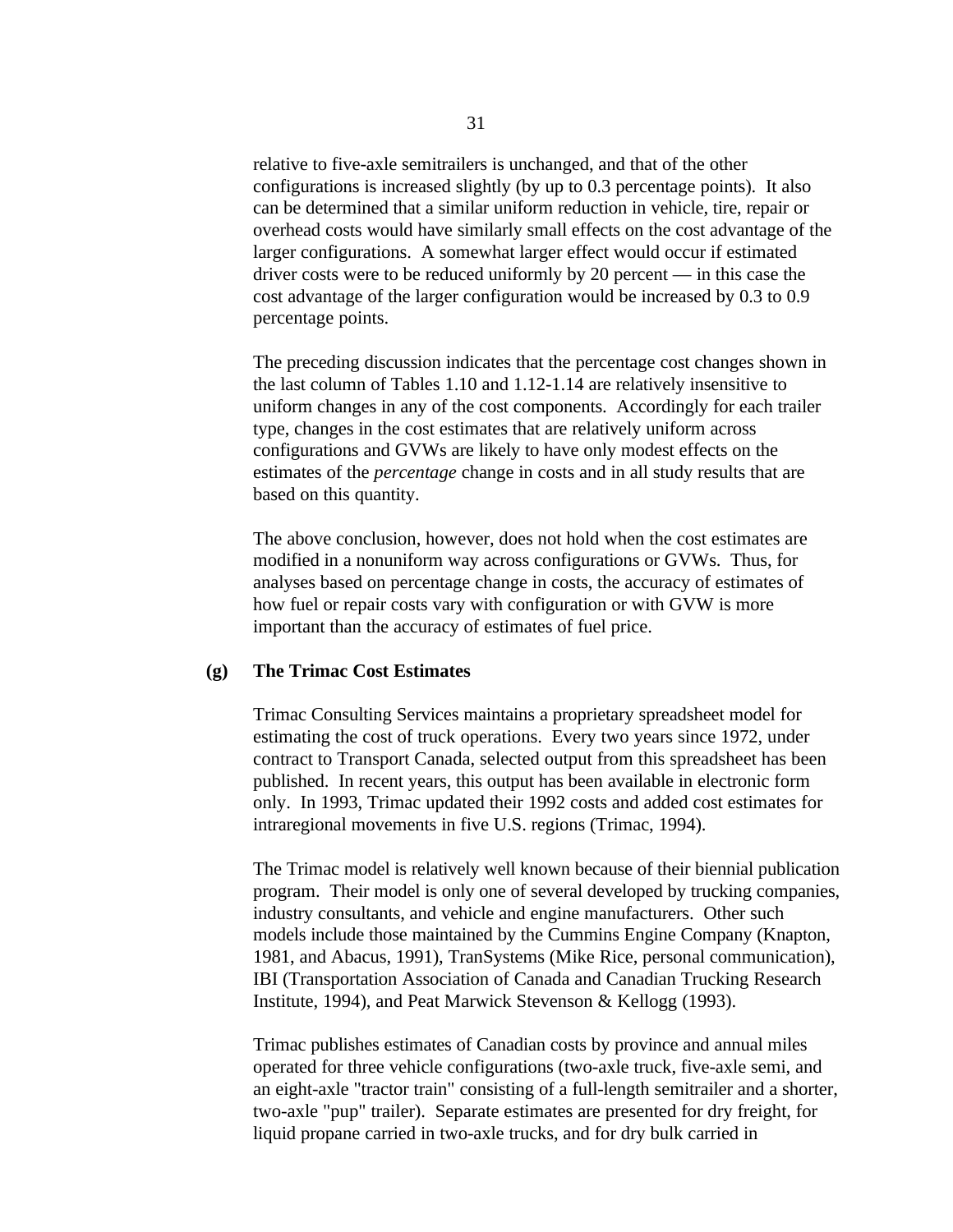relative to five-axle semitrailers is unchanged, and that of the other configurations is increased slightly (by up to 0.3 percentage points). It also can be determined that a similar uniform reduction in vehicle, tire, repair or overhead costs would have similarly small effects on the cost advantage of the larger configurations. A somewhat larger effect would occur if estimated driver costs were to be reduced uniformly by 20 percent — in this case the cost advantage of the larger configuration would be increased by 0.3 to 0.9 percentage points.

The preceding discussion indicates that the percentage cost changes shown in the last column of Tables 1.10 and 1.12-1.14 are relatively insensitive to uniform changes in any of the cost components. Accordingly for each trailer type, changes in the cost estimates that are relatively uniform across configurations and GVWs are likely to have only modest effects on the estimates of the *percentage* change in costs and in all study results that are based on this quantity.

The above conclusion, however, does not hold when the cost estimates are modified in a nonuniform way across configurations or GVWs. Thus, for analyses based on percentage change in costs, the accuracy of estimates of how fuel or repair costs vary with configuration or with GVW is more important than the accuracy of estimates of fuel price.

### (g) The Trimac Cost Estimates

Trimac Consulting Services maintains a proprietary spreadsheet model for estimating the cost of truck operations. Every two years since 1972, under contract to Transport Canada, selected output from this spreadsheet has been published. In recent years, this output has been available in electronic form only. In 1993, Trimac updated their 1992 costs and added cost estimates for intraregional movements in five U.S. regions (Trimac, 1994).

The Trimac model is relatively well known because of their biennial publication program. Their model is only one of several developed by trucking companies, industry consultants, and vehicle and engine manufacturers. Other such models include those maintained by the Cummins Engine Company (Knapton, 1981, and Abacus, 1991), TranSystems (Mike Rice, personal communication), IBI (Transportation Association of Canada and Canadian Trucking Research Institute, 1994), and Peat Marwick Stevenson & Kellogg (1993).

Trimac publishes estimates of Canadian costs by province and annual miles operated for three vehicle configurations (two-axle truck, five-axle semi, and an eight-axle "tractor train" consisting of a full-length semitrailer and a shorter, two-axle "pup" trailer). Separate estimates are presented for dry freight, for liquid propane carried in two-axle trucks, and for dry bulk carried in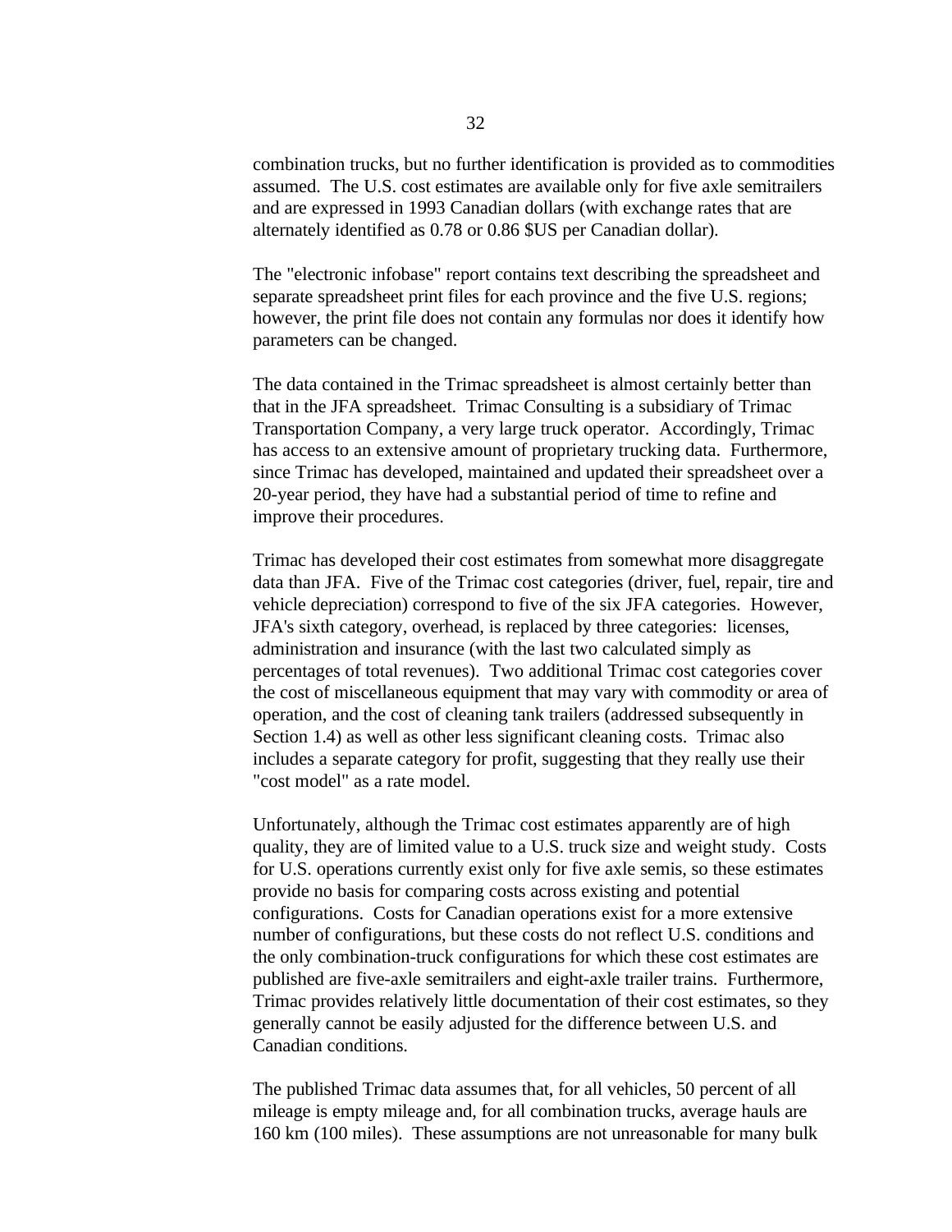combination trucks, but no further identification is provided as to commodities assumed. The U.S. cost estimates are available only for five axle semitrailers and are expressed in 1993 Canadian dollars (with exchange rates that are alternately identified as 0.78 or 0.86 $US per Canadian dollar).

The "electronic infobase" report contains text describing the spreadsheet and separate spreadsheet print files for each province and the five U.S. regions; however, the print file does not contain any formulas nor does it identify how parameters can be changed.

The data contained in the Trimac spreadsheet is almost certainly better than that in the JFA spreadsheet. Trimac Consulting is a subsidiary of Trimac Transportation Company, a very large truck operator. Accordingly, Trimac has access to an extensive amount of proprietary trucking data. Furthermore, since Trimac has developed, maintained and updated their spreadsheet over a 20-year period, they have had a substantial period of time to refine and improve their procedures.

Trimac has developed their cost estimates from somewhat more disaggregate data than JFA. Five of the Trimac cost categories (driver, fuel, repair, tire and vehicle depreciation) correspond to five of the six JFA categories. However, JFA's sixth category, overhead, is replaced by three categories: licenses, administration and insurance (with the last two calculated simply as percentages of total revenues). Two additional Trimac cost categories cover the cost of miscellaneous equipment that may vary with commodity or area of operation, and the cost of cleaning tank trailers (addressed subsequently in Section 1.4) as well as other less significant cleaning costs. Trimac also includes a separate category for profit, suggesting that they really use their "cost model" as a rate model.

Unfortunately, although the Trimac cost estimates apparently are of high quality, they are of limited value to a U.S. truck size and weight study. Costs for U.S. operations currently exist only for five axle semis, so these estimates provide no basis for comparing costs across existing and potential configurations. Costs for Canadian operations exist for a more extensive number of configurations, but these costs do not reflect U.S. conditions and the only combination-truck configurations for which these cost estimates are published are five-axle semitrailers and eight-axle trailer trains. Furthermore, Trimac provides relatively little documentation of their cost estimates, so they generally cannot be easily adjusted for the difference between U.S. and Canadian conditions.

The published Trimac data assumes that, for all vehicles, 50 percent of all mileage is empty mileage and, for all combination trucks, average hauls are 160 km (100 miles). These assumptions are not unreasonable for many bulk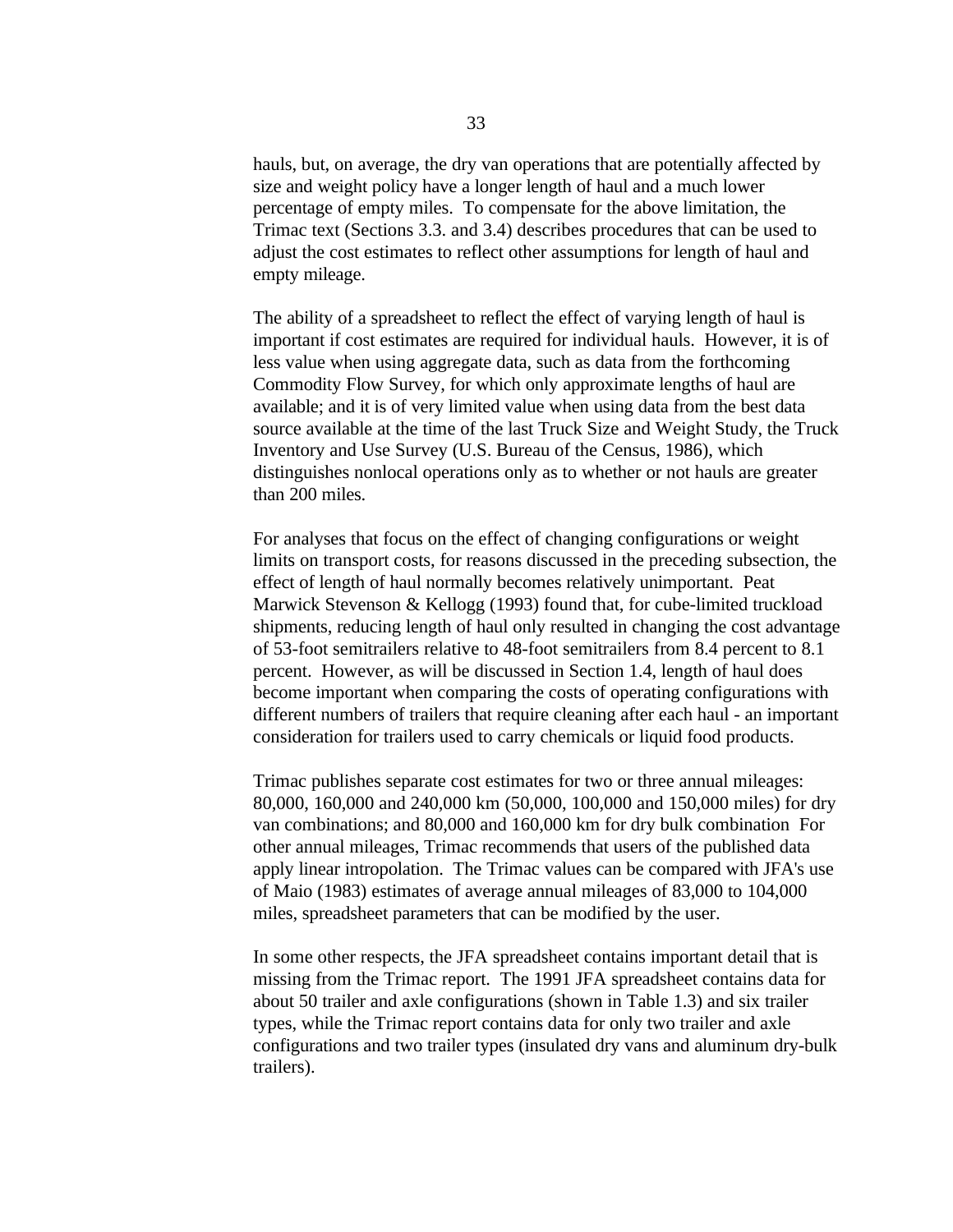hauls, but, on average, the dry van operations that are potentially affected by size and weight policy have a longer length of haul and a much lower percentage of empty miles. To compensate for the above limitation, the Trimac text (Sections 3.3. and 3.4) describes procedures that can be used to adjust the cost estimates to reflect other assumptions for length of haul and empty mileage.

The ability of a spreadsheet to reflect the effect of varying length of haul is important if cost estimates are required for individual hauls. However, it is of less value when using aggregate data, such as data from the forthcoming Commodity Flow Survey, for which only approximate lengths of haul are available; and it is of very limited value when using data from the best data source available at the time of the last Truck Size and Weight Study, the Truck Inventory and Use Survey (U.S. Bureau of the Census, 1986), which distinguishes nonlocal operations only as to whether or not hauls are greater than 200 miles.

For analyses that focus on the effect of changing configurations or weight limits on transport costs, for reasons discussed in the preceding subsection, the effect of length of haul normally becomes relatively unimportant. Peat Marwick Stevenson & Kellogg (1993) found that, for cube-limited truckload shipments, reducing length of haul only resulted in changing the cost advantage of 53-foot semitrailers relative to 48-foot semitrailers from 8.4 percent to 8.1 percent. However, as will be discussed in Section 1.4, length of haul does become important when comparing the costs of operating configurations with different numbers of trailers that require cleaning after each haul - an important consideration for trailers used to carry chemicals or liquid food products.

Trimac publishes separate cost estimates for two or three annual mileages: 80,000, 160,000 and 240,000 km (50,000, 100,000 and 150,000 miles) for dry van combinations; and 80,000 and 160,000 km for dry bulk combination For other annual mileages, Trimac recommends that users of the published data apply linear intropolation. The Trimac values can be compared with JFA's use of Maio (1983) estimates of average annual mileages of 83,000 to 104,000 miles, spreadsheet parameters that can be modified by the user.

In some other respects, the JFA spreadsheet contains important detail that is missing from the Trimac report. The 1991 JFA spreadsheet contains data for about 50 trailer and axle configurations (shown in Table 1.3) and six trailer types, while the Trimac report contains data for only two trailer and axle configurations and two trailer types (insulated dry vans and aluminum dry-bulk trailers).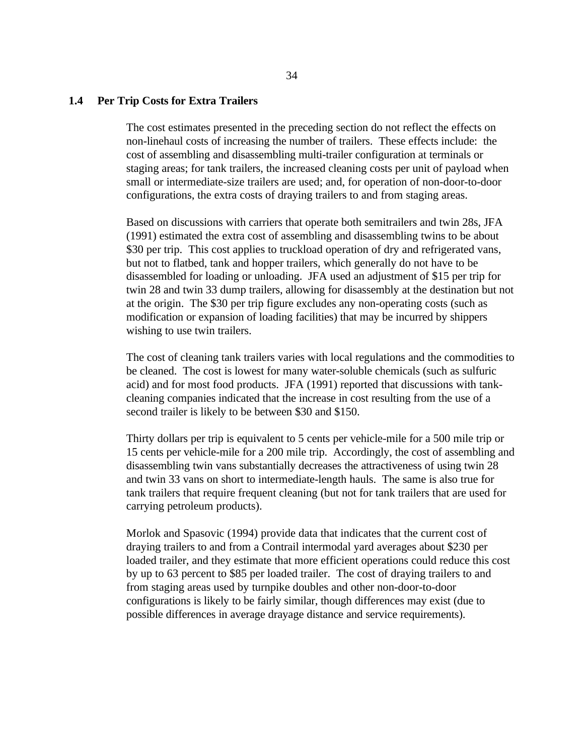## 1.4 Per Trip Costs for Extra Trailers

The cost estimates presented in the preceding section do not reflect the effects on non-linehaul costs of increasing the number of trailers. These effects include: the cost of assembling and disassembling multi-trailer configuration at terminals or staging areas; for tank trailers, the increased cleaning costs per unit of payload when small or intermediate-size trailers are used; and, for operation of non-door-to-door configurations, the extra costs of draying trailers to and from staging areas.

Based on discussions with carriers that operate both semitrailers and twin 28s, JFA (1991) estimated the extra cost of assembling and disassembling twins to be about $30 per trip. This cost applies to truckload operation of dry and refrigerated vans, but not to flatbed, tank and hopper trailers, which generally do not have to be disassembled for loading or unloading. JFA used an adjustment of $15 per trip for twin 28 and twin 33 dump trailers, allowing for disassembly at the destination but not at the origin. The $30 per trip figure excludes any non-operating costs (such as modification or expansion of loading facilities) that may be incurred by shippers wishing to use twin trailers.

The cost of cleaning tank trailers varies with local regulations and the commodities to be cleaned. The cost is lowest for many water-soluble chemicals (such as sulfuric acid) and for most food products. JFA (1991) reported that discussions with tank-cleaning companies indicated that the increase in cost resulting from the use of a second trailer is likely to be between $30 and $150.

Thirty dollars per trip is equivalent to 5 cents per vehicle-mile for a 500 mile trip or 15 cents per vehicle-mile for a 200 mile trip. Accordingly, the cost of assembling and disassembling twin vans substantially decreases the attractiveness of using twin 28 and twin 33 vans on short to intermediate-length hauls. The same is also true for tank trailers that require frequent cleaning (but not for tank trailers that are used for carrying petroleum products).

Morlok and Spasovic (1994) provide data that indicates that the current cost of draying trailers to and from a Contrail intermodal yard averages about $230 per loaded trailer, and they estimate that more efficient operations could reduce this cost by up to 63 percent to $85 per loaded trailer. The cost of draying trailers to and from staging areas used by turnpike doubles and other non-door-to-door configurations is likely to be fairly similar, though differences may exist (due to possible differences in average drayage distance and service requirements).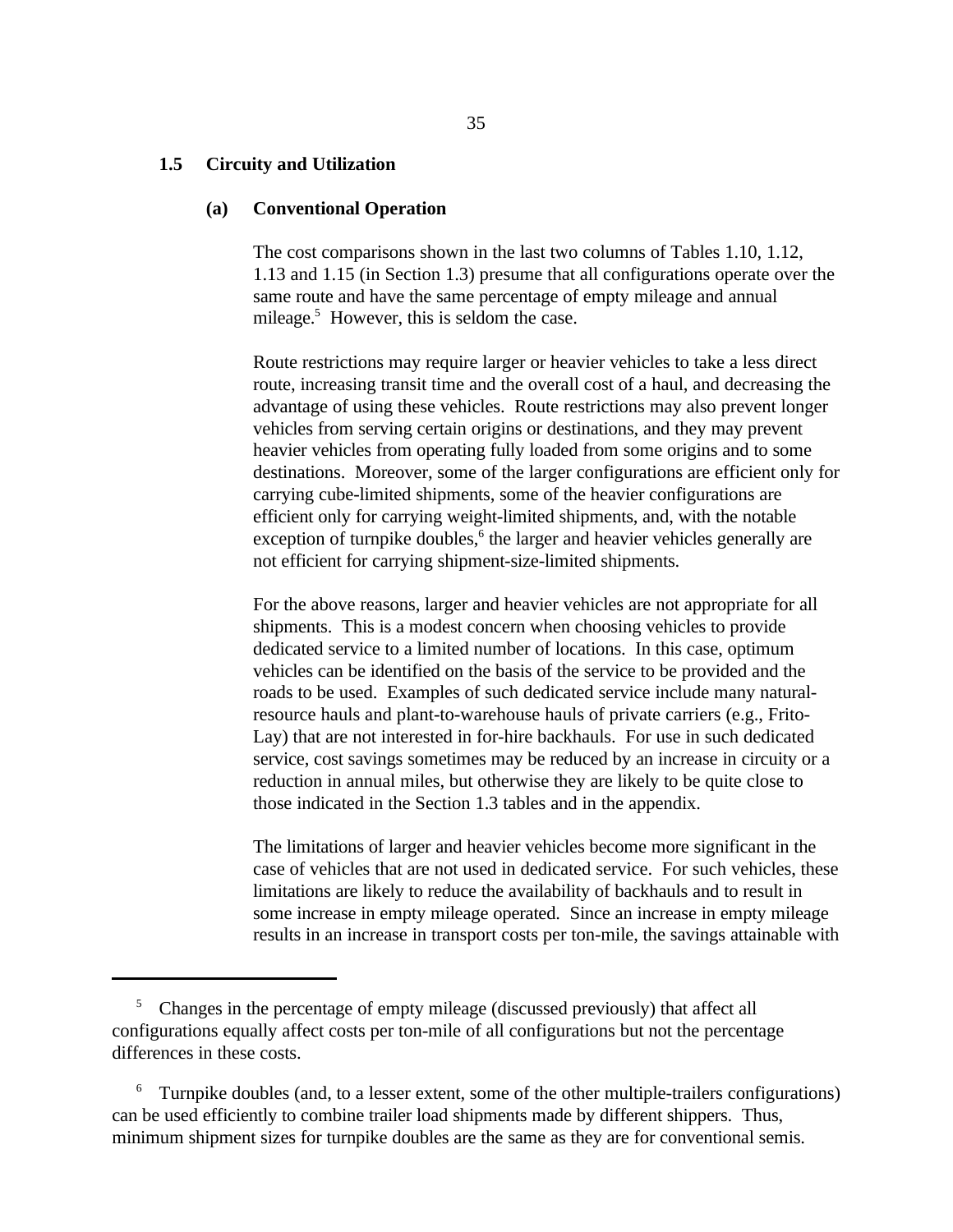## 1.5 Circuity and Utilization

### (a) Conventional Operation

The cost comparisons shown in the last two columns of Tables 1.10, 1.12, 1.13 and 1.15 (in Section 1.3) presume that all configurations operate over the same route and have the same percentage of empty mileage and annual mileage.[5] However, this is seldom the case.

Route restrictions may require larger or heavier vehicles to take a less direct route, increasing transit time and the overall cost of a haul, and decreasing the advantage of using these vehicles. Route restrictions may also prevent longer vehicles from serving certain origins or destinations, and they may prevent heavier vehicles from operating fully loaded from some origins and to some destinations. Moreover, some of the larger configurations are efficient only for carrying cube-limited shipments, some of the heavier configurations are efficient only for carrying weight-limited shipments, and, with the notable exception of turnpike doubles,[6] the larger and heavier vehicles generally are not efficient for carrying shipment-size-limited shipments.

For the above reasons, larger and heavier vehicles are not appropriate for all shipments. This is a modest concern when choosing vehicles to provide dedicated service to a limited number of locations. In this case, optimum vehicles can be identified on the basis of the service to be provided and the roads to be used. Examples of such dedicated service include many natural-resource hauls and plant-to-warehouse hauls of private carriers (e.g., Frito-Lay) that are not interested in for-hire backhauls. For use in such dedicated service, cost savings sometimes may be reduced by an increase in circuity or a reduction in annual miles, but otherwise they are likely to be quite close to those indicated in the Section 1.3 tables and in the appendix.

The limitations of larger and heavier vehicles become more significant in the case of vehicles that are not used in dedicated service. For such vehicles, these limitations are likely to reduce the availability of backhauls and to result in some increase in empty mileage operated. Since an increase in empty mileage results in an increase in transport costs per ton-mile, the savings attainable with

---

[5] Changes in the percentage of empty mileage (discussed previously) that affect all configurations equally affect costs per ton-mile of all configurations but not the percentage differences in these costs.

[6] Turnpike doubles (and, to a lesser extent, some of the other multiple-trailers configurations) can be used efficiently to combine trailer load shipments made by different shippers. Thus, minimum shipment sizes for turnpike doubles are the same as they are for conventional semis.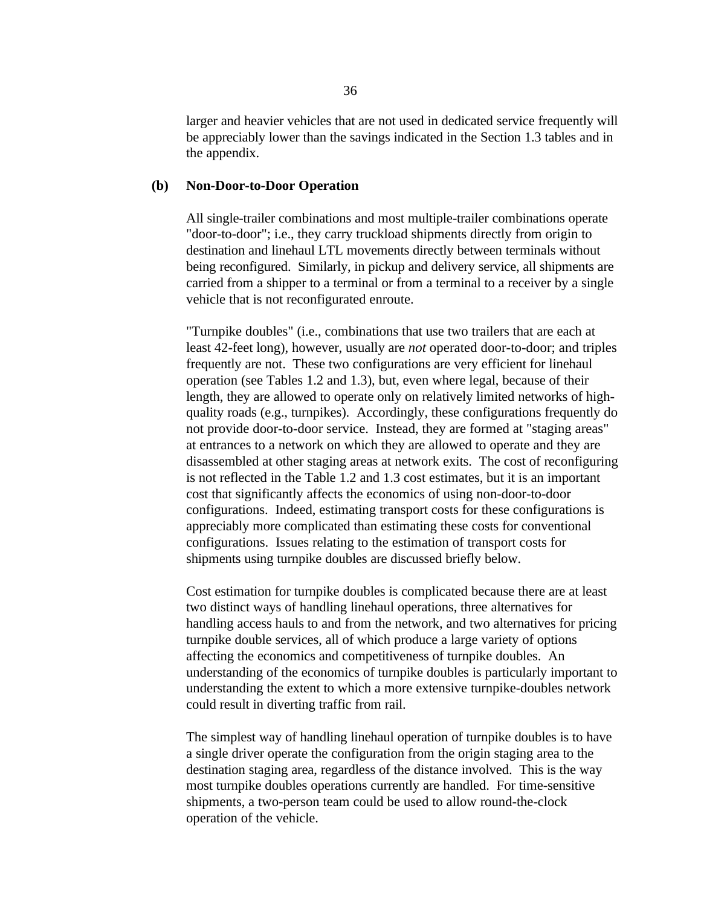larger and heavier vehicles that are not used in dedicated service frequently will be appreciably lower than the savings indicated in the Section 1.3 tables and in the appendix.

**(b) Non-Door-to-Door Operation**

All single-trailer combinations and most multiple-trailer combinations operate "door-to-door"; i.e., they carry truckload shipments directly from origin to destination and linehaul LTL movements directly between terminals without being reconfigured. Similarly, in pickup and delivery service, all shipments are carried from a shipper to a terminal or from a terminal to a receiver by a single vehicle that is not reconfigurated enroute.

"Turnpike doubles" (i.e., combinations that use two trailers that are each at least 42-feet long), however, usually are *not* operated door-to-door; and triples frequently are not. These two configurations are very efficient for linehaul operation (see Tables 1.2 and 1.3), but, even where legal, because of their length, they are allowed to operate only on relatively limited networks of high-quality roads (e.g., turnpikes). Accordingly, these configurations frequently do not provide door-to-door service. Instead, they are formed at "staging areas" at entrances to a network on which they are allowed to operate and they are disassembled at other staging areas at network exits. The cost of reconfiguring is not reflected in the Table 1.2 and 1.3 cost estimates, but it is an important cost that significantly affects the economics of using non-door-to-door configurations. Indeed, estimating transport costs for these configurations is appreciably more complicated than estimating these costs for conventional configurations. Issues relating to the estimation of transport costs for shipments using turnpike doubles are discussed briefly below.

Cost estimation for turnpike doubles is complicated because there are at least two distinct ways of handling linehaul operations, three alternatives for handling access hauls to and from the network, and two alternatives for pricing turnpike double services, all of which produce a large variety of options affecting the economics and competitiveness of turnpike doubles. An understanding of the economics of turnpike doubles is particularly important to understanding the extent to which a more extensive turnpike-doubles network could result in diverting traffic from rail.

The simplest way of handling linehaul operation of turnpike doubles is to have a single driver operate the configuration from the origin staging area to the destination staging area, regardless of the distance involved. This is the way most turnpike doubles operations currently are handled. For time-sensitive shipments, a two-person team could be used to allow round-the-clock operation of the vehicle.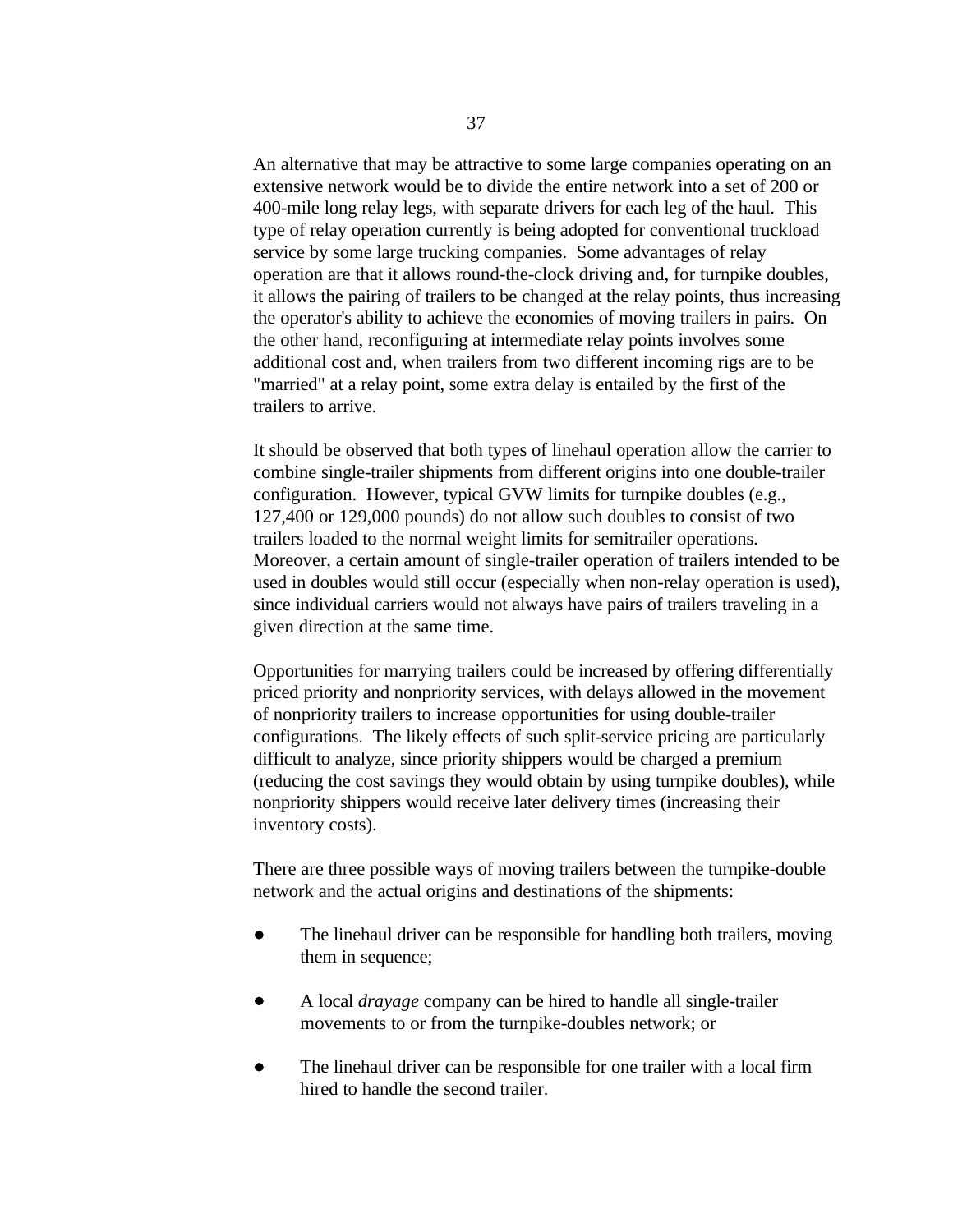An alternative that may be attractive to some large companies operating on an extensive network would be to divide the entire network into a set of 200 or 400-mile long relay legs, with separate drivers for each leg of the haul. This type of relay operation currently is being adopted for conventional truckload service by some large trucking companies. Some advantages of relay operation are that it allows round-the-clock driving and, for turnpike doubles, it allows the pairing of trailers to be changed at the relay points, thus increasing the operator's ability to achieve the economies of moving trailers in pairs. On the other hand, reconfiguring at intermediate relay points involves some additional cost and, when trailers from two different incoming rigs are to be "married" at a relay point, some extra delay is entailed by the first of the trailers to arrive.

It should be observed that both types of linehaul operation allow the carrier to combine single-trailer shipments from different origins into one double-trailer configuration. However, typical GVW limits for turnpike doubles (e.g., 127,400 or 129,000 pounds) do not allow such doubles to consist of two trailers loaded to the normal weight limits for semitrailer operations. Moreover, a certain amount of single-trailer operation of trailers intended to be used in doubles would still occur (especially when non-relay operation is used), since individual carriers would not always have pairs of trailers traveling in a given direction at the same time.

Opportunities for marrying trailers could be increased by offering differentially priced priority and nonpriority services, with delays allowed in the movement of nonpriority trailers to increase opportunities for using double-trailer configurations. The likely effects of such split-service pricing are particularly difficult to analyze, since priority shippers would be charged a premium (reducing the cost savings they would obtain by using turnpike doubles), while nonpriority shippers would receive later delivery times (increasing their inventory costs).

There are three possible ways of moving trailers between the turnpike-double network and the actual origins and destinations of the shipments:

- The linehaul driver can be responsible for handling both trailers, moving them in sequence;
- A local *drayage* company can be hired to handle all single-trailer movements to or from the turnpike-doubles network; or
- The linehaul driver can be responsible for one trailer with a local firm hired to handle the second trailer.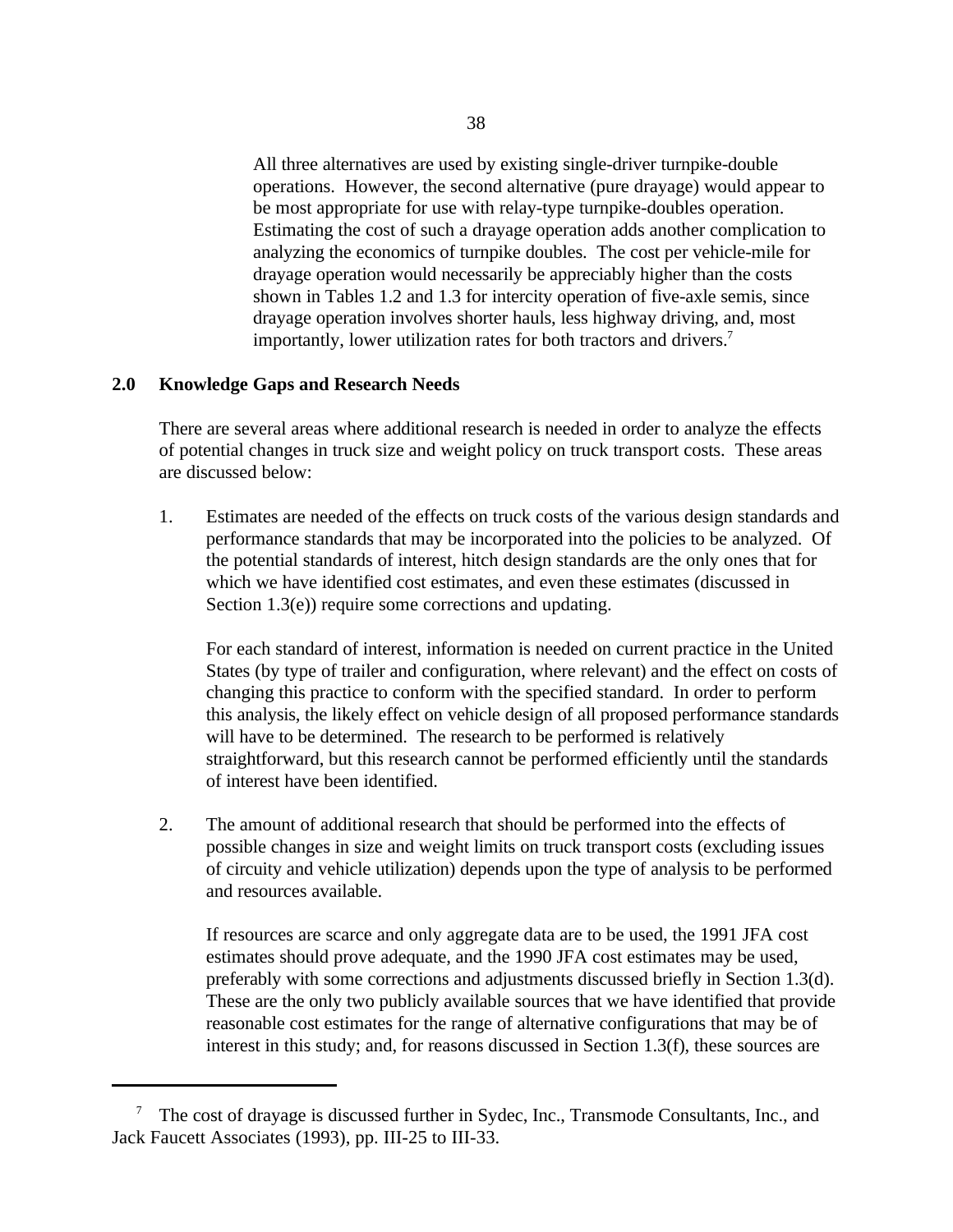All three alternatives are used by existing single-driver turnpike-double operations. However, the second alternative (pure drayage) would appear to be most appropriate for use with relay-type turnpike-doubles operation. Estimating the cost of such a drayage operation adds another complication to analyzing the economics of turnpike doubles. The cost per vehicle-mile for drayage operation would necessarily be appreciably higher than the costs shown in Tables 1.2 and 1.3 for intercity operation of five-axle semis, since drayage operation involves shorter hauls, less highway driving, and, most importantly, lower utilization rates for both tractors and drivers.[7]

## 2.0 Knowledge Gaps and Research Needs

There are several areas where additional research is needed in order to analyze the effects of potential changes in truck size and weight policy on truck transport costs. These areas are discussed below:

1. Estimates are needed of the effects on truck costs of the various design standards and performance standards that may be incorporated into the policies to be analyzed. Of the potential standards of interest, hitch design standards are the only ones that for which we have identified cost estimates, and even these estimates (discussed in Section 1.3(e)) require some corrections and updating.

   For each standard of interest, information is needed on current practice in the United States (by type of trailer and configuration, where relevant) and the effect on costs of changing this practice to conform with the specified standard. In order to perform this analysis, the likely effect on vehicle design of all proposed performance standards will have to be determined. The research to be performed is relatively straightforward, but this research cannot be performed efficiently until the standards of interest have been identified.

2. The amount of additional research that should be performed into the effects of possible changes in size and weight limits on truck transport costs (excluding issues of circuity and vehicle utilization) depends upon the type of analysis to be performed and resources available.

   If resources are scarce and only aggregate data are to be used, the 1991 JFA cost estimates should prove adequate, and the 1990 JFA cost estimates may be used, preferably with some corrections and adjustments discussed briefly in Section 1.3(d). These are the only two publicly available sources that we have identified that provide reasonable cost estimates for the range of alternative configurations that may be of interest in this study; and, for reasons discussed in Section 1.3(f), these sources are

---

[7] The cost of drayage is discussed further in Sydec, Inc., Transmode Consultants, Inc., and Jack Faucett Associates (1993), pp. III-25 to III-33.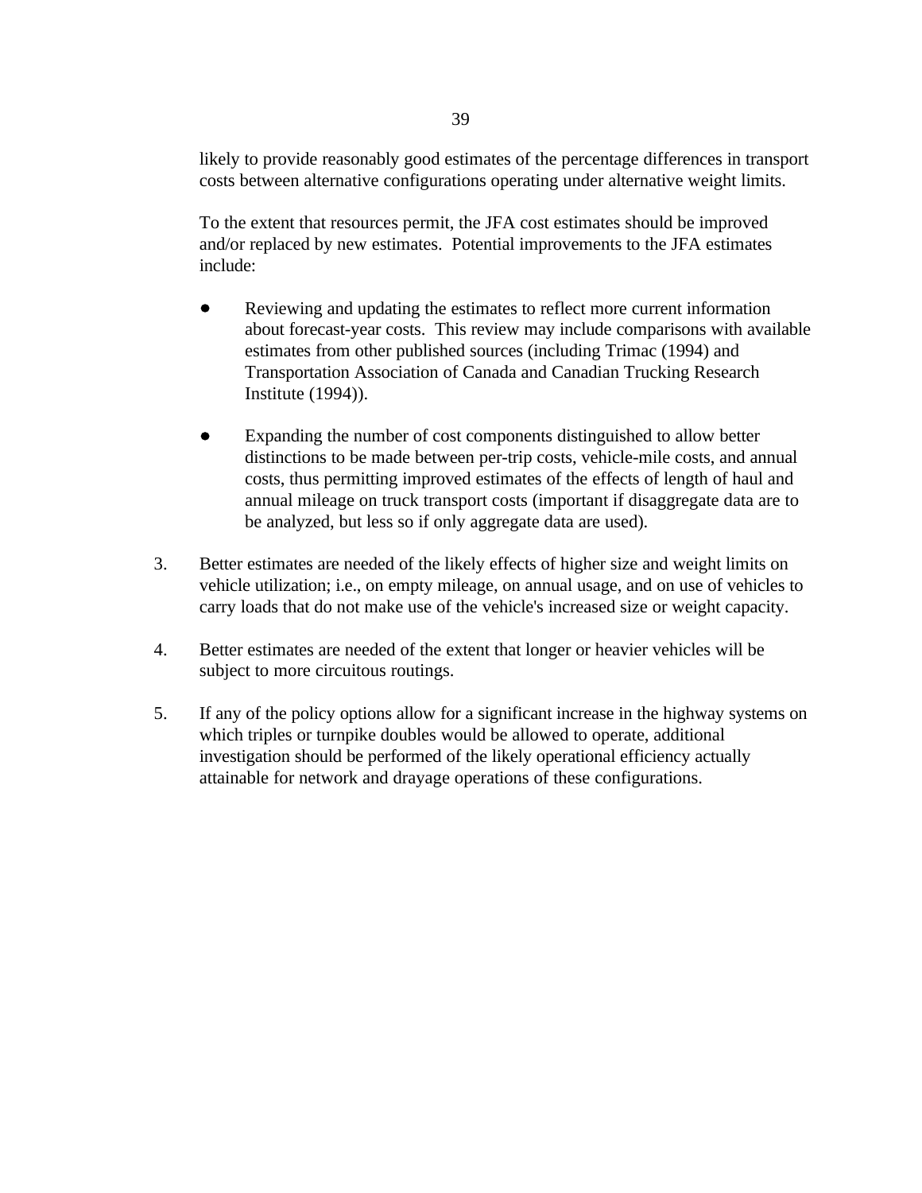likely to provide reasonably good estimates of the percentage differences in transport costs between alternative configurations operating under alternative weight limits.

To the extent that resources permit, the JFA cost estimates should be improved and/or replaced by new estimates. Potential improvements to the JFA estimates include:

- Reviewing and updating the estimates to reflect more current information about forecast-year costs. This review may include comparisons with available estimates from other published sources (including Trimac (1994) and Transportation Association of Canada and Canadian Trucking Research Institute (1994)).

- Expanding the number of cost components distinguished to allow better distinctions to be made between per-trip costs, vehicle-mile costs, and annual costs, thus permitting improved estimates of the effects of length of haul and annual mileage on truck transport costs (important if disaggregate data are to be analyzed, but less so if only aggregate data are used).

3. Better estimates are needed of the likely effects of higher size and weight limits on vehicle utilization; i.e., on empty mileage, on annual usage, and on use of vehicles to carry loads that do not make use of the vehicle's increased size or weight capacity.

4. Better estimates are needed of the extent that longer or heavier vehicles will be subject to more circuitous routings.

5. If any of the policy options allow for a significant increase in the highway systems on which triples or turnpike doubles would be allowed to operate, additional investigation should be performed of the likely operational efficiency actually attainable for network and drayage operations of these configurations.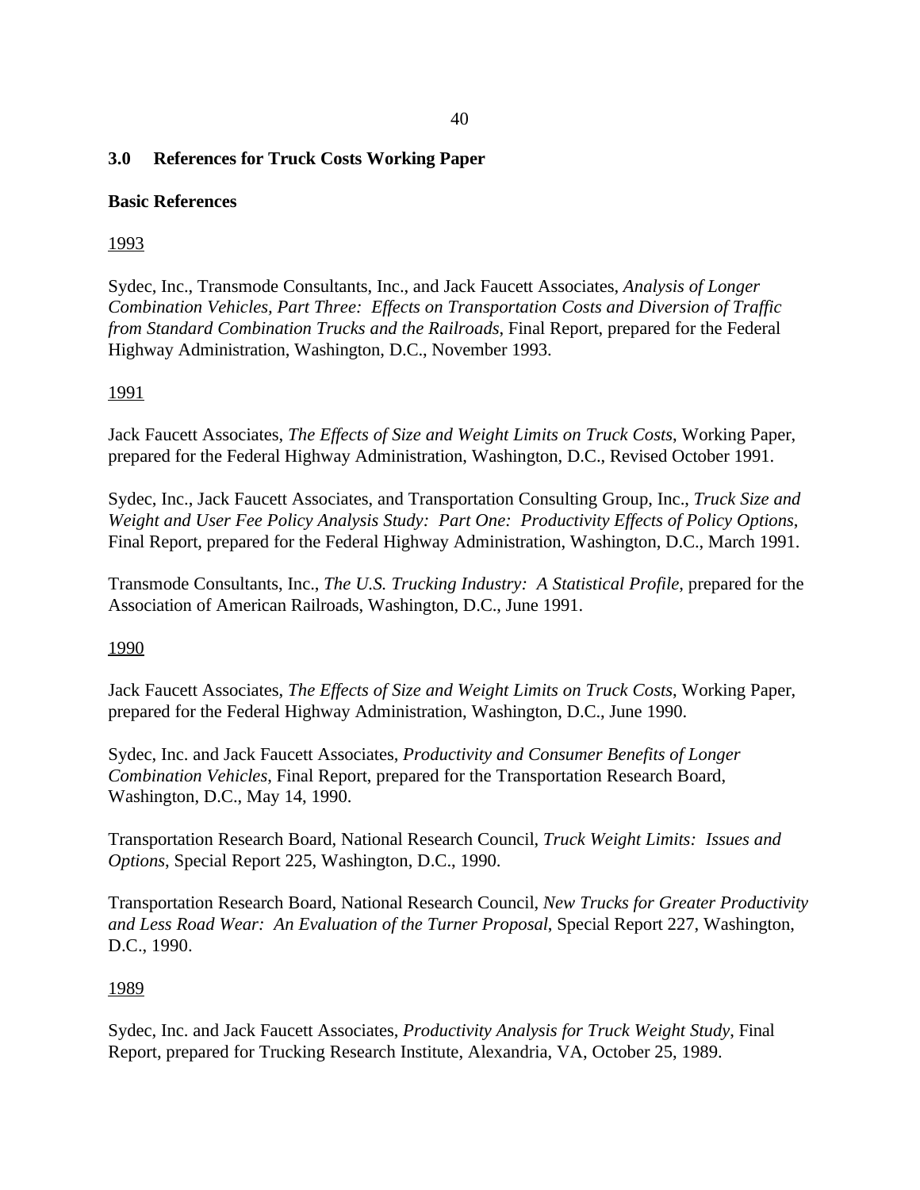## 3.0 References for Truck Costs Working Paper

### Basic References

<u>1993</u>

Sydec, Inc., Transmode Consultants, Inc., and Jack Faucett Associates, *Analysis of Longer Combination Vehicles, Part Three: Effects on Transportation Costs and Diversion of Traffic from Standard Combination Trucks and the Railroads*, Final Report, prepared for the Federal Highway Administration, Washington, D.C., November 1993.

<u>1991</u>

Jack Faucett Associates, *The Effects of Size and Weight Limits on Truck Costs*, Working Paper, prepared for the Federal Highway Administration, Washington, D.C., Revised October 1991.

Sydec, Inc., Jack Faucett Associates, and Transportation Consulting Group, Inc., *Truck Size and Weight and User Fee Policy Analysis Study: Part One: Productivity Effects of Policy Options*, Final Report, prepared for the Federal Highway Administration, Washington, D.C., March 1991.

Transmode Consultants, Inc., *The U.S. Trucking Industry: A Statistical Profile*, prepared for the Association of American Railroads, Washington, D.C., June 1991.

<u>1990</u>

Jack Faucett Associates, *The Effects of Size and Weight Limits on Truck Costs*, Working Paper, prepared for the Federal Highway Administration, Washington, D.C., June 1990.

Sydec, Inc. and Jack Faucett Associates, *Productivity and Consumer Benefits of Longer Combination Vehicles*, Final Report, prepared for the Transportation Research Board, Washington, D.C., May 14, 1990.

Transportation Research Board, National Research Council, *Truck Weight Limits: Issues and Options*, Special Report 225, Washington, D.C., 1990.

Transportation Research Board, National Research Council, *New Trucks for Greater Productivity and Less Road Wear: An Evaluation of the Turner Proposal*, Special Report 227, Washington, D.C., 1990.

<u>1989</u>

Sydec, Inc. and Jack Faucett Associates, *Productivity Analysis for Truck Weight Study*, Final Report, prepared for Trucking Research Institute, Alexandria, VA, October 25, 1989.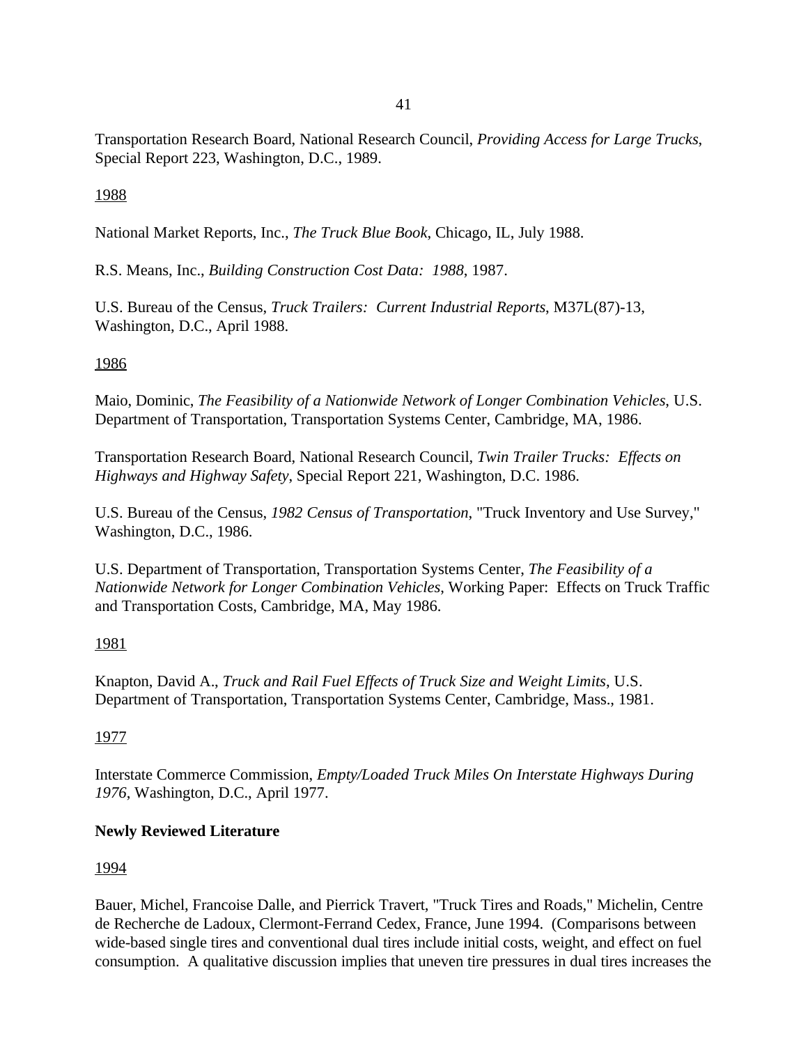Transportation Research Board, National Research Council, *Providing Access for Large Trucks*, Special Report 223, Washington, D.C., 1989.

1988

National Market Reports, Inc., *The Truck Blue Book*, Chicago, IL, July 1988.

R.S. Means, Inc., *Building Construction Cost Data: 1988*, 1987.

U.S. Bureau of the Census, *Truck Trailers: Current Industrial Reports*, M37L(87)-13, Washington, D.C., April 1988.

1986

Maio, Dominic, *The Feasibility of a Nationwide Network of Longer Combination Vehicles*, U.S. Department of Transportation, Transportation Systems Center, Cambridge, MA, 1986.

Transportation Research Board, National Research Council, *Twin Trailer Trucks: Effects on Highways and Highway Safety*, Special Report 221, Washington, D.C. 1986.

U.S. Bureau of the Census, *1982 Census of Transportation*, "Truck Inventory and Use Survey," Washington, D.C., 1986.

U.S. Department of Transportation, Transportation Systems Center, *The Feasibility of a Nationwide Network for Longer Combination Vehicles*, Working Paper: Effects on Truck Traffic and Transportation Costs, Cambridge, MA, May 1986.

1981

Knapton, David A., *Truck and Rail Fuel Effects of Truck Size and Weight Limits*, U.S. Department of Transportation, Transportation Systems Center, Cambridge, Mass., 1981.

1977

Interstate Commerce Commission, *Empty/Loaded Truck Miles On Interstate Highways During 1976*, Washington, D.C., April 1977.

**Newly Reviewed Literature**

1994

Bauer, Michel, Francoise Dalle, and Pierrick Travert, "Truck Tires and Roads," Michelin, Centre de Recherche de Ladoux, Clermont-Ferrand Cedex, France, June 1994. (Comparisons between wide-based single tires and conventional dual tires include initial costs, weight, and effect on fuel consumption. A qualitative discussion implies that uneven tire pressures in dual tires increases the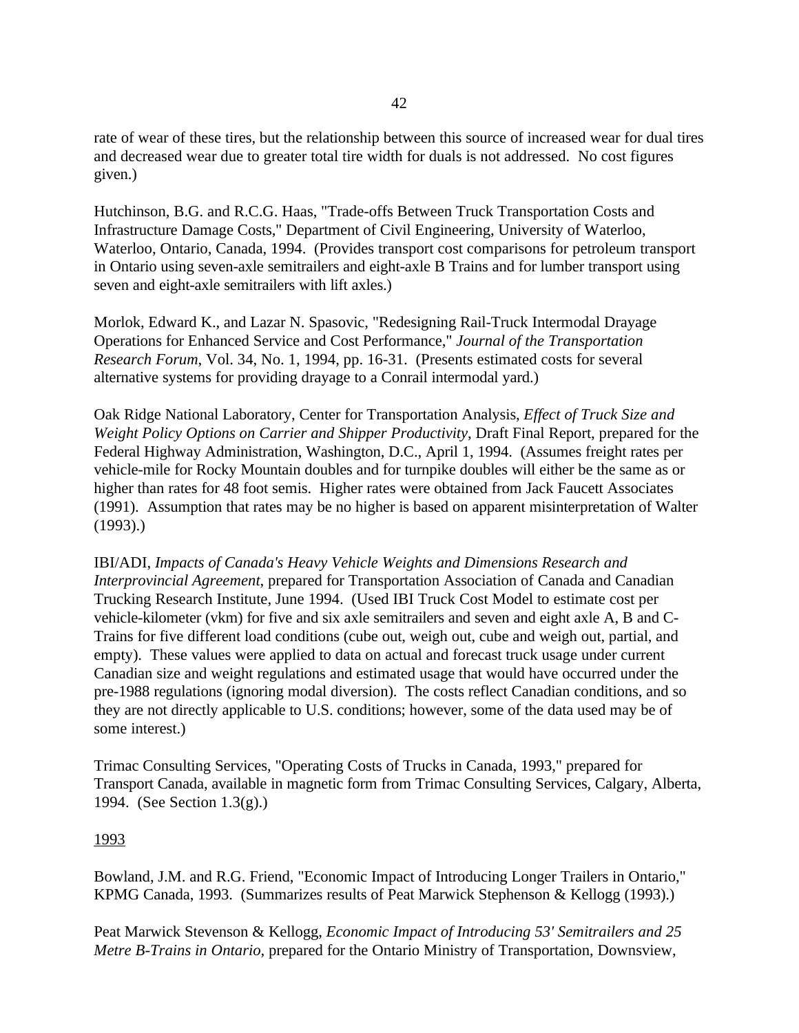rate of wear of these tires, but the relationship between this source of increased wear for dual tires and decreased wear due to greater total tire width for duals is not addressed. No cost figures given.)

Hutchinson, B.G. and R.C.G. Haas, "Trade-offs Between Truck Transportation Costs and Infrastructure Damage Costs," Department of Civil Engineering, University of Waterloo, Waterloo, Ontario, Canada, 1994. (Provides transport cost comparisons for petroleum transport in Ontario using seven-axle semitrailers and eight-axle B Trains and for lumber transport using seven and eight-axle semitrailers with lift axles.)

Morlok, Edward K., and Lazar N. Spasovic, "Redesigning Rail-Truck Intermodal Drayage Operations for Enhanced Service and Cost Performance," *Journal of the Transportation Research Forum*, Vol. 34, No. 1, 1994, pp. 16-31. (Presents estimated costs for several alternative systems for providing drayage to a Conrail intermodal yard.)

Oak Ridge National Laboratory, Center for Transportation Analysis, *Effect of Truck Size and Weight Policy Options on Carrier and Shipper Productivity*, Draft Final Report, prepared for the Federal Highway Administration, Washington, D.C., April 1, 1994. (Assumes freight rates per vehicle-mile for Rocky Mountain doubles and for turnpike doubles will either be the same as or higher than rates for 48 foot semis. Higher rates were obtained from Jack Faucett Associates (1991). Assumption that rates may be no higher is based on apparent misinterpretation of Walter (1993).)

IBI/ADI, *Impacts of Canada's Heavy Vehicle Weights and Dimensions Research and Interprovincial Agreement*, prepared for Transportation Association of Canada and Canadian Trucking Research Institute, June 1994. (Used IBI Truck Cost Model to estimate cost per vehicle-kilometer (vkm) for five and six axle semitrailers and seven and eight axle A, B and C-Trains for five different load conditions (cube out, weigh out, cube and weigh out, partial, and empty). These values were applied to data on actual and forecast truck usage under current Canadian size and weight regulations and estimated usage that would have occurred under the pre-1988 regulations (ignoring modal diversion). The costs reflect Canadian conditions, and so they are not directly applicable to U.S. conditions; however, some of the data used may be of some interest.)

Trimac Consulting Services, "Operating Costs of Trucks in Canada, 1993," prepared for Transport Canada, available in magnetic form from Trimac Consulting Services, Calgary, Alberta, 1994. (See Section 1.3(g).)

<u>1993</u>

Bowland, J.M. and R.G. Friend, "Economic Impact of Introducing Longer Trailers in Ontario," KPMG Canada, 1993. (Summarizes results of Peat Marwick Stephenson & Kellogg (1993).)

Peat Marwick Stevenson & Kellogg, *Economic Impact of Introducing 53' Semitrailers and 25 Metre B-Trains in Ontario*, prepared for the Ontario Ministry of Transportation, Downsview,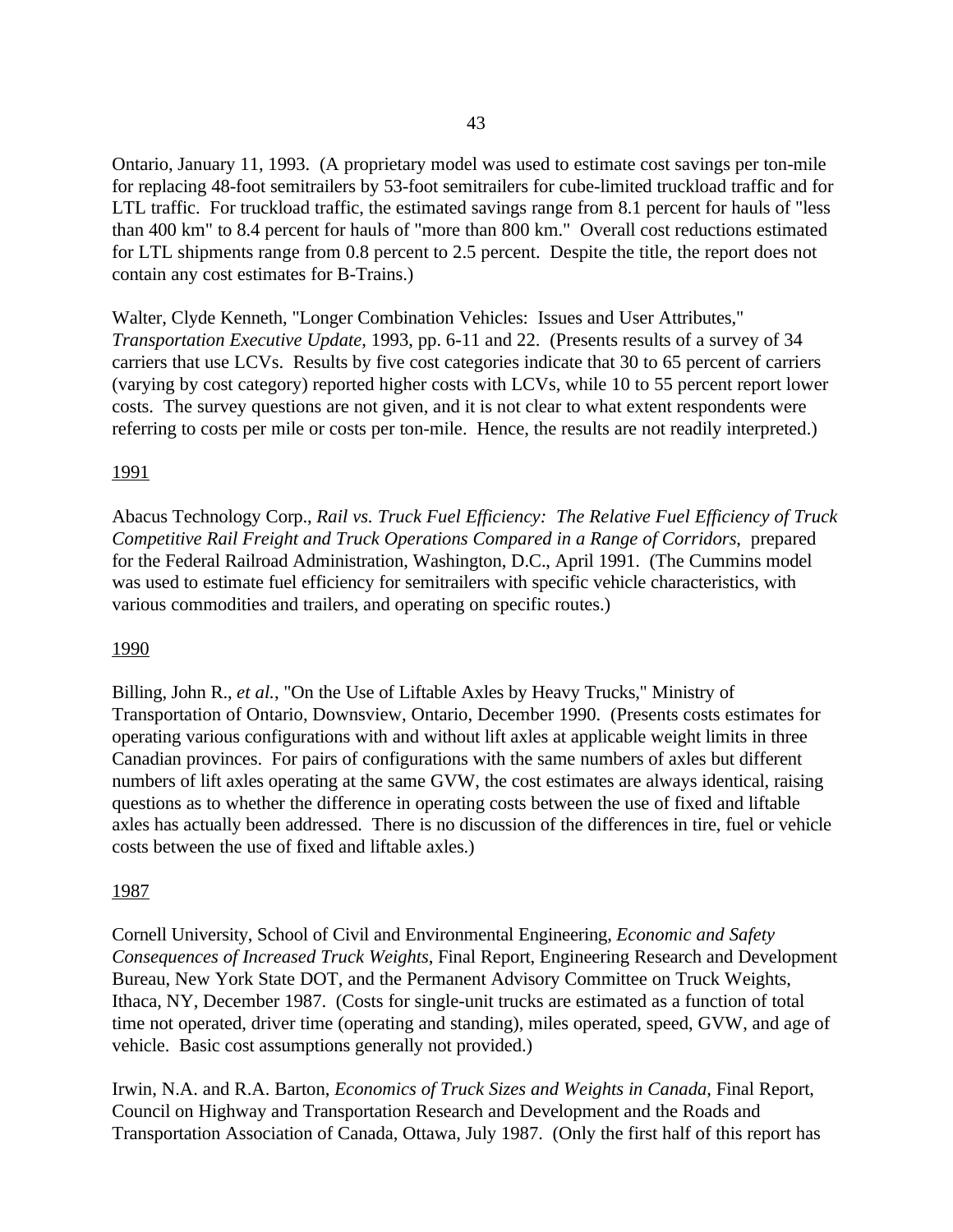Ontario, January 11, 1993. (A proprietary model was used to estimate cost savings per ton-mile for replacing 48-foot semitrailers by 53-foot semitrailers for cube-limited truckload traffic and for LTL traffic. For truckload traffic, the estimated savings range from 8.1 percent for hauls of "less than 400 km" to 8.4 percent for hauls of "more than 800 km." Overall cost reductions estimated for LTL shipments range from 0.8 percent to 2.5 percent. Despite the title, the report does not contain any cost estimates for B-Trains.)

Walter, Clyde Kenneth, "Longer Combination Vehicles: Issues and User Attributes," *Transportation Executive Update*, 1993, pp. 6-11 and 22. (Presents results of a survey of 34 carriers that use LCVs. Results by five cost categories indicate that 30 to 65 percent of carriers (varying by cost category) reported higher costs with LCVs, while 10 to 55 percent report lower costs. The survey questions are not given, and it is not clear to what extent respondents were referring to costs per mile or costs per ton-mile. Hence, the results are not readily interpreted.)

<u>1991</u>

Abacus Technology Corp., *Rail vs. Truck Fuel Efficiency: The Relative Fuel Efficiency of Truck Competitive Rail Freight and Truck Operations Compared in a Range of Corridors*, prepared for the Federal Railroad Administration, Washington, D.C., April 1991. (The Cummins model was used to estimate fuel efficiency for semitrailers with specific vehicle characteristics, with various commodities and trailers, and operating on specific routes.)

<u>1990</u>

Billing, John R., *et al.*, "On the Use of Liftable Axles by Heavy Trucks," Ministry of Transportation of Ontario, Downsview, Ontario, December 1990. (Presents costs estimates for operating various configurations with and without lift axles at applicable weight limits in three Canadian provinces. For pairs of configurations with the same numbers of axles but different numbers of lift axles operating at the same GVW, the cost estimates are always identical, raising questions as to whether the difference in operating costs between the use of fixed and liftable axles has actually been addressed. There is no discussion of the differences in tire, fuel or vehicle costs between the use of fixed and liftable axles.)

<u>1987</u>

Cornell University, School of Civil and Environmental Engineering, *Economic and Safety Consequences of Increased Truck Weights*, Final Report, Engineering Research and Development Bureau, New York State DOT, and the Permanent Advisory Committee on Truck Weights, Ithaca, NY, December 1987. (Costs for single-unit trucks are estimated as a function of total time not operated, driver time (operating and standing), miles operated, speed, GVW, and age of vehicle. Basic cost assumptions generally not provided.)

Irwin, N.A. and R.A. Barton, *Economics of Truck Sizes and Weights in Canada*, Final Report, Council on Highway and Transportation Research and Development and the Roads and Transportation Association of Canada, Ottawa, July 1987. (Only the first half of this report has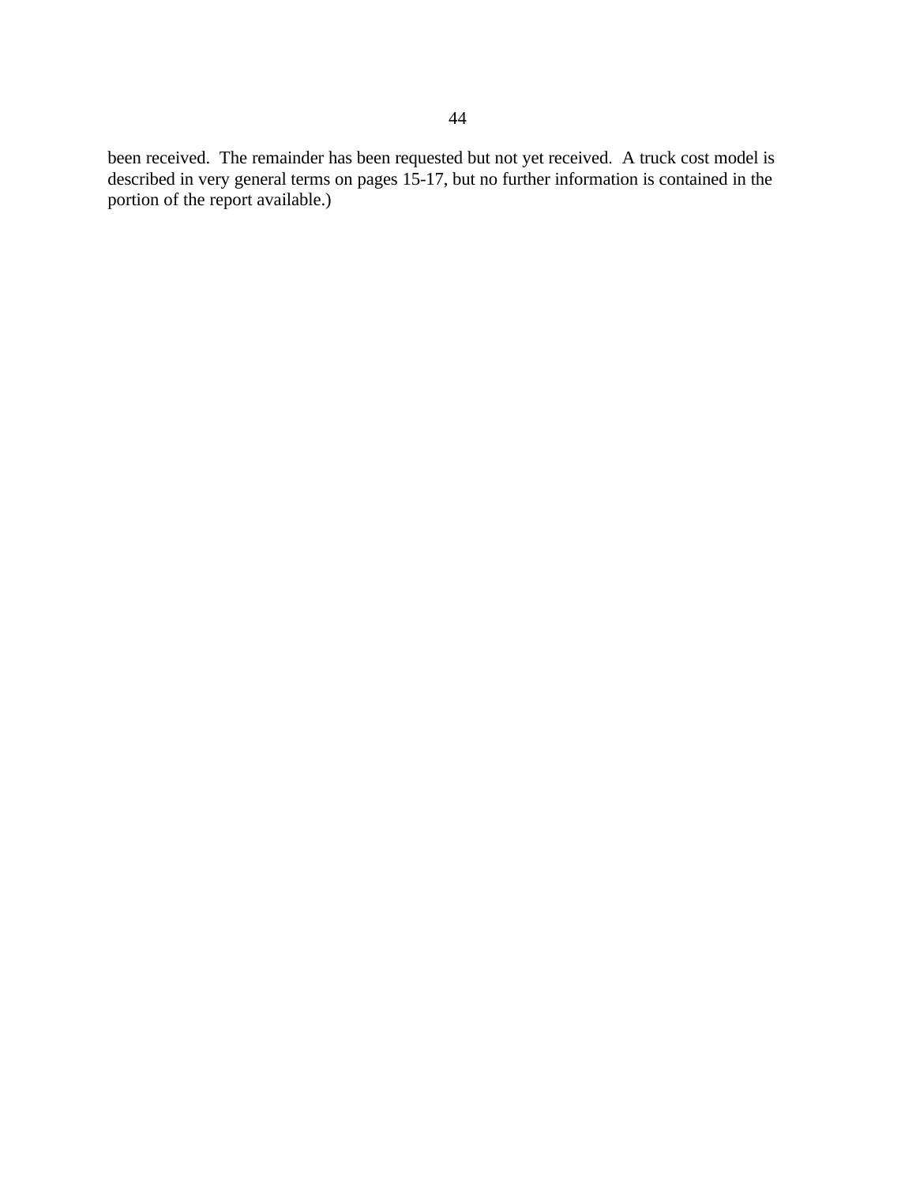been received. The remainder has been requested but not yet received. A truck cost model is described in very general terms on pages 15-17, but no further information is contained in the portion of the report available.)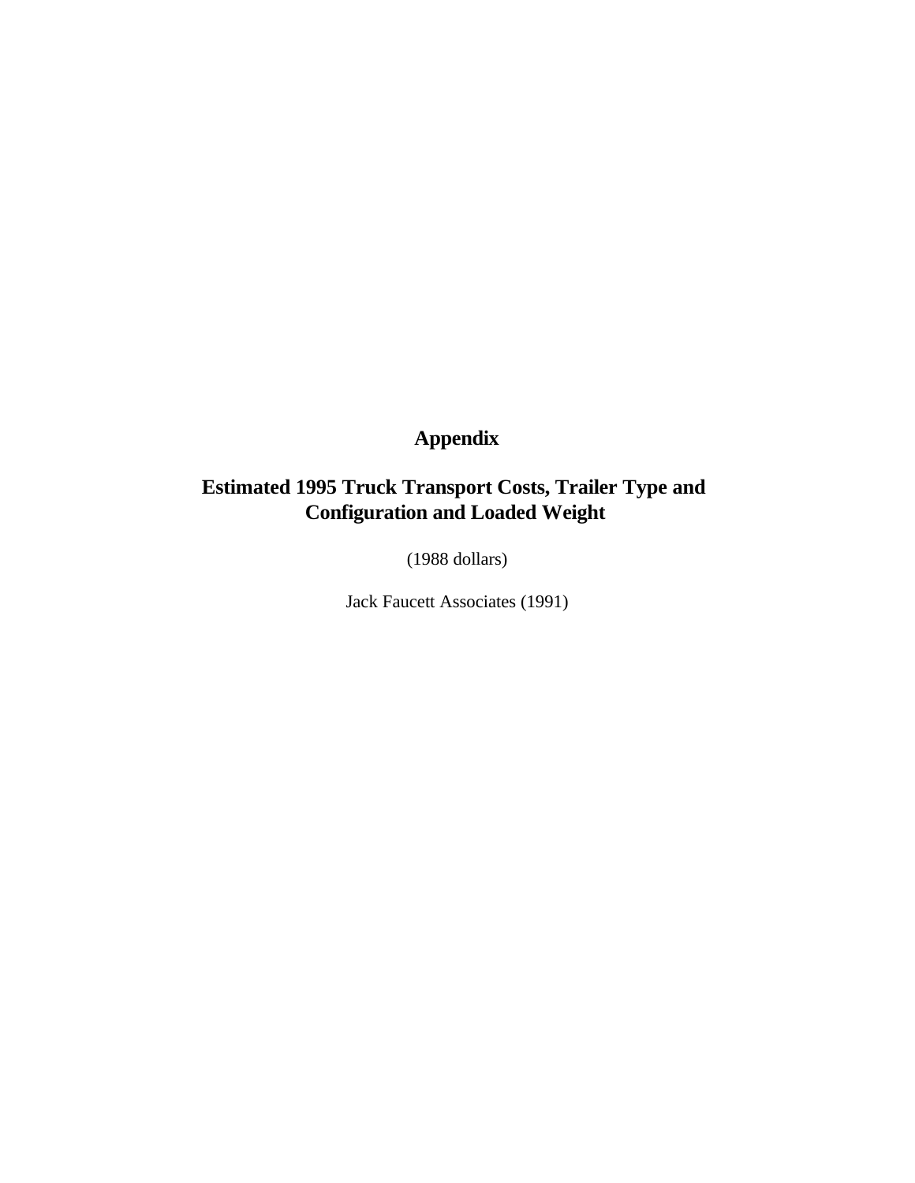# Appendix

## Estimated 1995 Truck Transport Costs, Trailer Type and Configuration and Loaded Weight

(1988 dollars)

Jack Faucett Associates (1991)